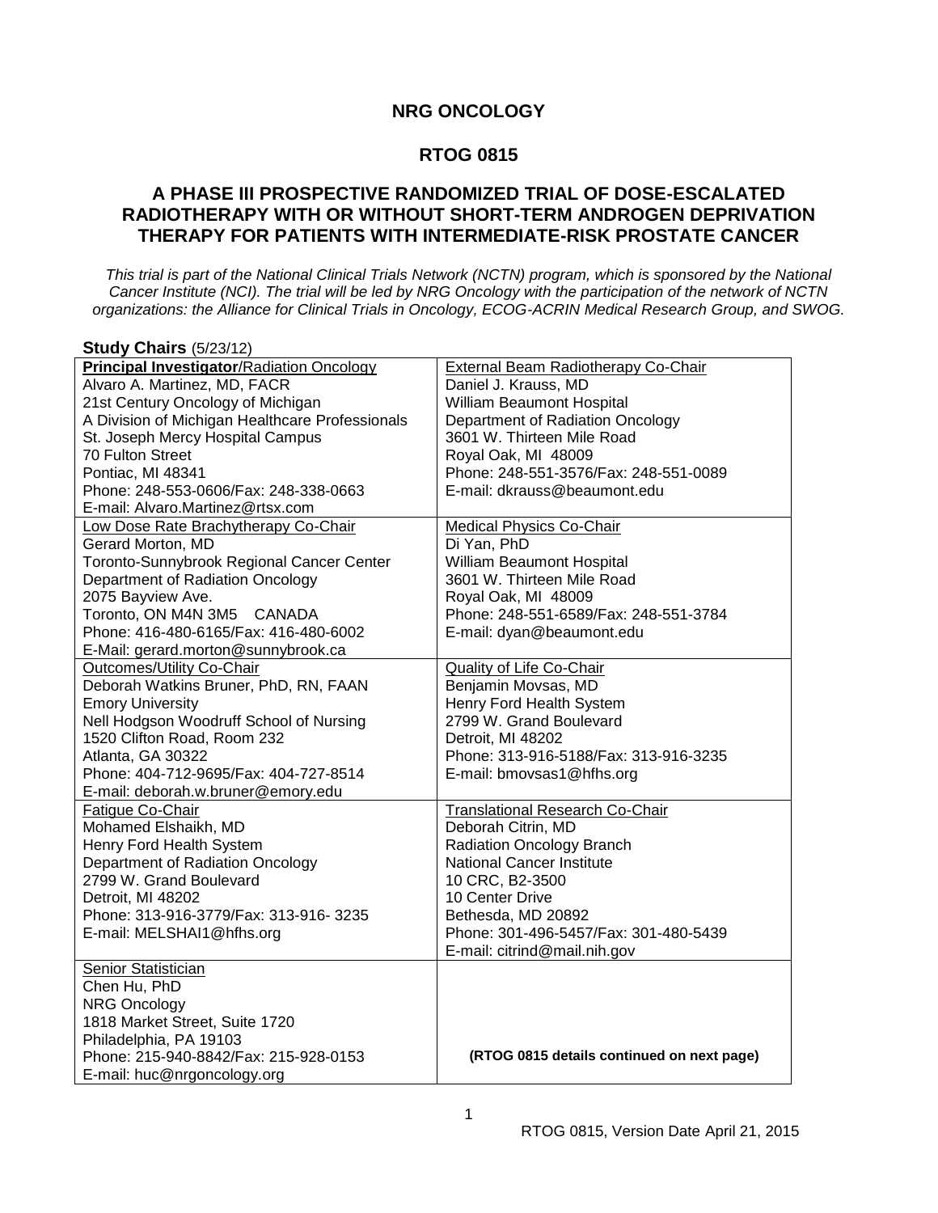# NRG ONCOLOGY

# RTOG 0815

## A PHASE III PROSPECTIVE RANDOMIZED TRIAL OF DOSE-ESCALATED RADIOTHERAPY WITH OR WITHOUT SHORT-TERM ANDROGEN DEPRIVATION THERAPY FOR PATIENTS WITH INTERMEDIATE-RISK PROSTATE CANCER

*This trial is part of the National Clinical Trials Network (NCTN) program, which is sponsored by the National Cancer Institute (NCI). The trial will be led by NRG Oncology with the participation of the network of NCTN organizations: the Alliance for Clinical Trials in Oncology, ECOG-ACRIN Medical Research Group, and SWOG.*

**Study Chairs** (5/23/12)

| | |
|---|---|
| **Principal Investigator**/Radiation Oncology<br>Alvaro A. Martinez, MD, FACR<br>21st Century Oncology of Michigan<br>A Division of Michigan Healthcare Professionals<br>St. Joseph Mercy Hospital Campus<br>70 Fulton Street<br>Pontiac, MI 48341<br>Phone: 248-553-0606/Fax: 248-338-0663<br>E-mail: Alvaro.Martinez@rtsx.com | External Beam Radiotherapy Co-Chair<br>Daniel J. Krauss, MD<br>William Beaumont Hospital<br>Department of Radiation Oncology<br>3601 W. Thirteen Mile Road<br>Royal Oak, MI 48009<br>Phone: 248-551-3576/Fax: 248-551-0089<br>E-mail: dkrauss@beaumont.edu |
| Low Dose Rate Brachytherapy Co-Chair<br>Gerard Morton, MD<br>Toronto-Sunnybrook Regional Cancer Center<br>Department of Radiation Oncology<br>2075 Bayview Ave.<br>Toronto, ON M4N 3M5 CANADA<br>Phone: 416-480-6165/Fax: 416-480-6002<br>E-Mail: gerard.morton@sunnybrook.ca | Medical Physics Co-Chair<br>Di Yan, PhD<br>William Beaumont Hospital<br>3601 W. Thirteen Mile Road<br>Royal Oak, MI 48009<br>Phone: 248-551-6589/Fax: 248-551-3784<br>E-mail: dyan@beaumont.edu |
| Outcomes/Utility Co-Chair<br>Deborah Watkins Bruner, PhD, RN, FAAN<br>Emory University<br>Nell Hodgson Woodruff School of Nursing<br>1520 Clifton Road, Room 232<br>Atlanta, GA 30322<br>Phone: 404-712-9695/Fax: 404-727-8514<br>E-mail: deborah.w.bruner@emory.edu | Quality of Life Co-Chair<br>Benjamin Movsas, MD<br>Henry Ford Health System<br>2799 W. Grand Boulevard<br>Detroit, MI 48202<br>Phone: 313-916-5188/Fax: 313-916-3235<br>E-mail: bmovsas1@hfhs.org |
| Fatigue Co-Chair<br>Mohamed Elshaikh, MD<br>Henry Ford Health System<br>Department of Radiation Oncology<br>2799 W. Grand Boulevard<br>Detroit, MI 48202<br>Phone: 313-916-3779/Fax: 313-916- 3235<br>E-mail: MELSHAI1@hfhs.org | Translational Research Co-Chair<br>Deborah Citrin, MD<br>Radiation Oncology Branch<br>National Cancer Institute<br>10 CRC, B2-3500<br>10 Center Drive<br>Bethesda, MD 20892<br>Phone: 301-496-5457/Fax: 301-480-5439<br>E-mail: citrind@mail.nih.gov |
| Senior Statistician<br>Chen Hu, PhD<br>NRG Oncology<br>1818 Market Street, Suite 1720<br>Philadelphia, PA 19103<br>Phone: 215-940-8842/Fax: 215-928-0153<br>E-mail: huc@nrgoncology.org | **(RTOG 0815 details continued on next page)** |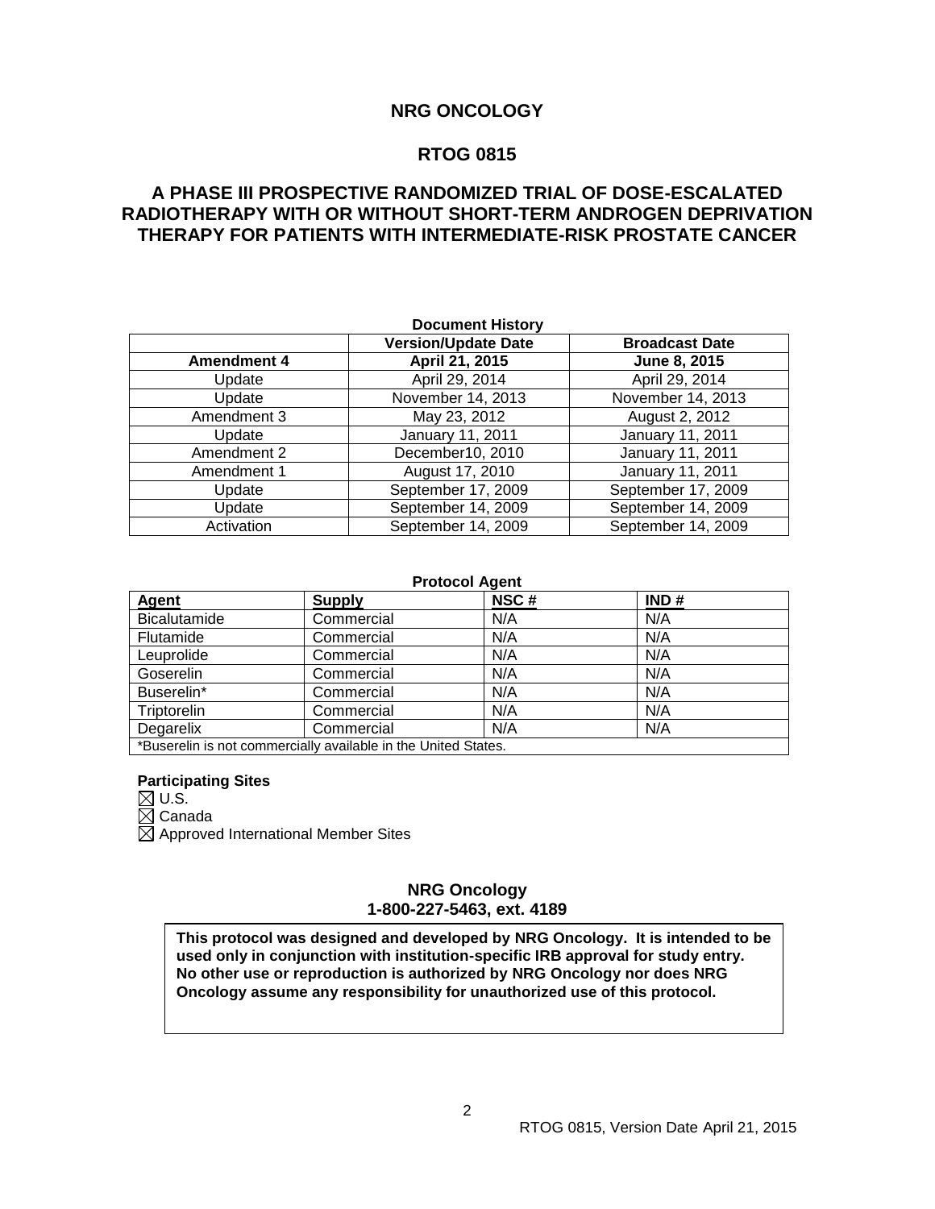# NRG ONCOLOGY

# RTOG 0815

# A PHASE III PROSPECTIVE RANDOMIZED TRIAL OF DOSE-ESCALATED RADIOTHERAPY WITH OR WITHOUT SHORT-TERM ANDROGEN DEPRIVATION THERAPY FOR PATIENTS WITH INTERMEDIATE-RISK PROSTATE CANCER

**Document History**

| | Version/Update Date | Broadcast Date |
|---|---|---|
| **Amendment 4** | **April 21, 2015** | **June 8, 2015** |
| Update | April 29, 2014 | April 29, 2014 |
| Update | November 14, 2013 | November 14, 2013 |
| Amendment 3 | May 23, 2012 | August 2, 2012 |
| Update | January 11, 2011 | January 11, 2011 |
| Amendment 2 | December10, 2010 | January 11, 2011 |
| Amendment 1 | August 17, 2010 | January 11, 2011 |
| Update | September 17, 2009 | September 17, 2009 |
| Update | September 14, 2009 | September 14, 2009 |
| Activation | September 14, 2009 | September 14, 2009 |

**Protocol Agent**

| Agent | Supply | NSC # | IND # |
|---|---|---|---|
| Bicalutamide | Commercial | N/A | N/A |
| Flutamide | Commercial | N/A | N/A |
| Leuprolide | Commercial | N/A | N/A |
| Goserelin | Commercial | N/A | N/A |
| Buserelin* | Commercial | N/A | N/A |
| Triptorelin | Commercial | N/A | N/A |
| Degarelix | Commercial | N/A | N/A |

*Buserelin is not commercially available in the United States.

**Participating Sites**

☒ U.S.
☒ Canada
☒ Approved International Member Sites

**NRG Oncology**
**1-800-227-5463, ext. 4189**

**This protocol was designed and developed by NRG Oncology. It is intended to be used only in conjunction with institution-specific IRB approval for study entry. No other use or reproduction is authorized by NRG Oncology nor does NRG Oncology assume any responsibility for unauthorized use of this protocol.**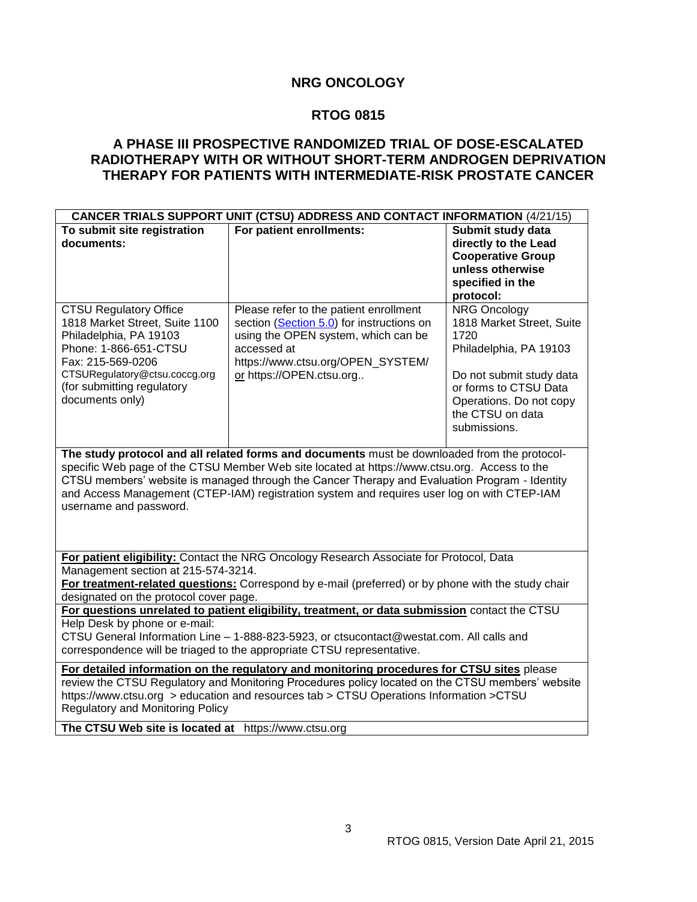# NRG ONCOLOGY

## RTOG 0815

## A PHASE III PROSPECTIVE RANDOMIZED TRIAL OF DOSE-ESCALATED RADIOTHERAPY WITH OR WITHOUT SHORT-TERM ANDROGEN DEPRIVATION THERAPY FOR PATIENTS WITH INTERMEDIATE-RISK PROSTATE CANCER

| **CANCER TRIALS SUPPORT UNIT (CTSU) ADDRESS AND CONTACT INFORMATION** (4/21/15) | | |
|---|---|---|
| **To submit site registration documents:** | **For patient enrollments:** | **Submit study data directly to the Lead Cooperative Group unless otherwise specified in the protocol:** |
| CTSU Regulatory Office<br>1818 Market Street, Suite 1100<br>Philadelphia, PA 19103<br>Phone: 1-866-651-CTSU<br>Fax: 215-569-0206<br>CTSURegulatory@ctsu.coccg.org<br>(for submitting regulatory documents only) | Please refer to the patient enrollment section (Section 5.0) for instructions on using the OPEN system, which can be accessed at https://www.ctsu.org/OPEN_SYSTEM/ or https://OPEN.ctsu.org.. | NRG Oncology<br>1818 Market Street, Suite 1720<br>Philadelphia, PA 19103<br><br>Do not submit study data or forms to CTSU Data Operations. Do not copy the CTSU on data submissions. |
| **The study protocol and all related forms and documents** must be downloaded from the protocol-specific Web page of the CTSU Member Web site located at https://www.ctsu.org. Access to the CTSU members' website is managed through the Cancer Therapy and Evaluation Program - Identity and Access Management (CTEP-IAM) registration system and requires user log on with CTEP-IAM username and password. | | |
| **For patient eligibility:** Contact the NRG Oncology Research Associate for Protocol, Data Management section at 215-574-3214.<br>**For treatment-related questions:** Correspond by e-mail (preferred) or by phone with the study chair designated on the protocol cover page. | | |
| **For questions unrelated to patient eligibility, treatment, or data submission** contact the CTSU Help Desk by phone or e-mail:<br>CTSU General Information Line – 1-888-823-5923, or ctsucontact@westat.com. All calls and correspondence will be triaged to the appropriate CTSU representative. | | |
| **For detailed information on the regulatory and monitoring procedures for CTSU sites** please review the CTSU Regulatory and Monitoring Procedures policy located on the CTSU members' website https://www.ctsu.org > education and resources tab > CTSU Operations Information >CTSU Regulatory and Monitoring Policy | | |
| **The CTSU Web site is located at** https://www.ctsu.org | | |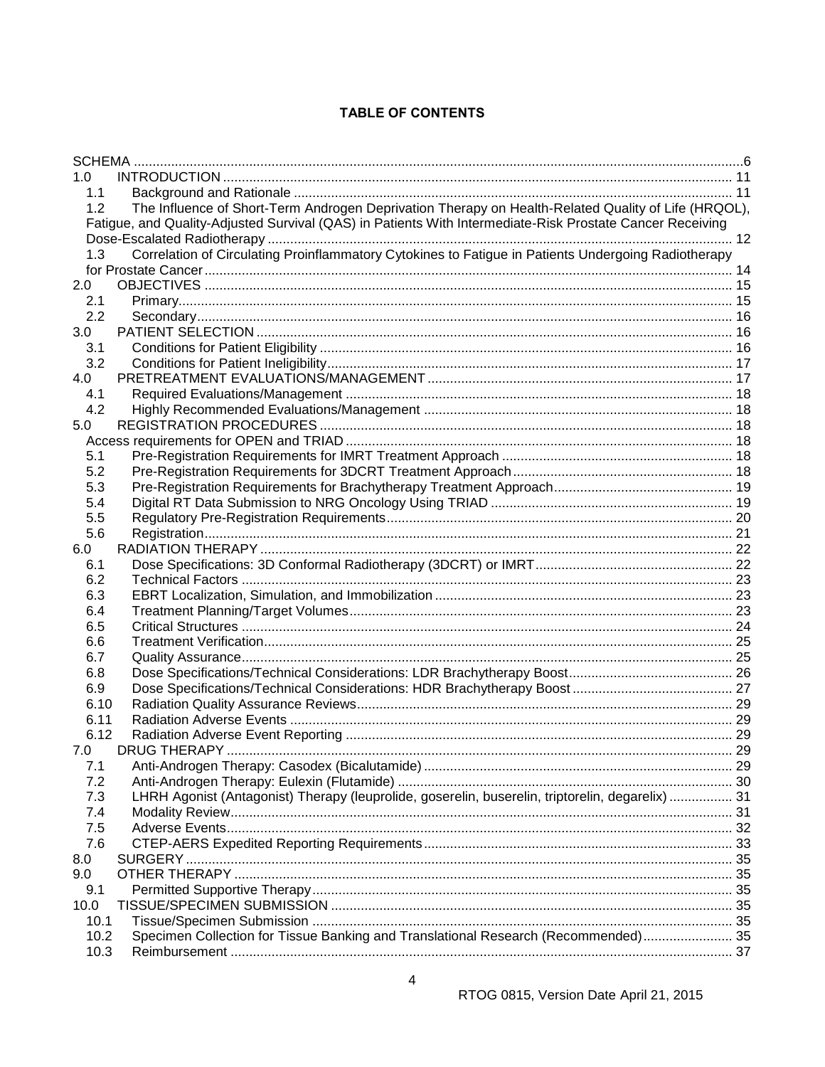**TABLE OF CONTENTS**

SCHEMA ..... 6
1.0 INTRODUCTION ..... 11
  1.1 Background and Rationale ..... 11
  1.2 The Influence of Short-Term Androgen Deprivation Therapy on Health-Related Quality of Life (HRQOL), Fatigue, and Quality-Adjusted Survival (QAS) in Patients With Intermediate-Risk Prostate Cancer Receiving Dose-Escalated Radiotherapy ..... 12
  1.3 Correlation of Circulating Proinflammatory Cytokines to Fatigue in Patients Undergoing Radiotherapy for Prostate Cancer ..... 14
2.0 OBJECTIVES ..... 15
  2.1 Primary ..... 15
  2.2 Secondary ..... 16
3.0 PATIENT SELECTION ..... 16
  3.1 Conditions for Patient Eligibility ..... 16
  3.2 Conditions for Patient Ineligibility ..... 17
4.0 PRETREATMENT EVALUATIONS/MANAGEMENT ..... 17
  4.1 Required Evaluations/Management ..... 18
  4.2 Highly Recommended Evaluations/Management ..... 18
5.0 REGISTRATION PROCEDURES ..... 18
Access requirements for OPEN and TRIAD ..... 18
  5.1 Pre-Registration Requirements for IMRT Treatment Approach ..... 18
  5.2 Pre-Registration Requirements for 3DCRT Treatment Approach ..... 18
  5.3 Pre-Registration Requirements for Brachytherapy Treatment Approach ..... 19
  5.4 Digital RT Data Submission to NRG Oncology Using TRIAD ..... 19
  5.5 Regulatory Pre-Registration Requirements ..... 20
  5.6 Registration ..... 21
6.0 RADIATION THERAPY ..... 22
  6.1 Dose Specifications: 3D Conformal Radiotherapy (3DCRT) or IMRT ..... 22
  6.2 Technical Factors ..... 23
  6.3 EBRT Localization, Simulation, and Immobilization ..... 23
  6.4 Treatment Planning/Target Volumes ..... 23
  6.5 Critical Structures ..... 24
  6.6 Treatment Verification ..... 25
  6.7 Quality Assurance ..... 25
  6.8 Dose Specifications/Technical Considerations: LDR Brachytherapy Boost ..... 26
  6.9 Dose Specifications/Technical Considerations: HDR Brachytherapy Boost ..... 27
  6.10 Radiation Quality Assurance Reviews ..... 29
  6.11 Radiation Adverse Events ..... 29
  6.12 Radiation Adverse Event Reporting ..... 29
7.0 DRUG THERAPY ..... 29
  7.1 Anti-Androgen Therapy: Casodex (Bicalutamide) ..... 29
  7.2 Anti-Androgen Therapy: Eulexin (Flutamide) ..... 30
  7.3 LHRH Agonist (Antagonist) Therapy (leuprolide, goserelin, buserelin, triptorelin, degarelix) ..... 31
  7.4 Modality Review ..... 31
  7.5 Adverse Events ..... 32
  7.6 CTEP-AERS Expedited Reporting Requirements ..... 33
8.0 SURGERY ..... 35
9.0 OTHER THERAPY ..... 35
  9.1 Permitted Supportive Therapy ..... 35
10.0 TISSUE/SPECIMEN SUBMISSION ..... 35
  10.1 Tissue/Specimen Submission ..... 35
  10.2 Specimen Collection for Tissue Banking and Translational Research (Recommended) ..... 35
  10.3 Reimbursement ..... 37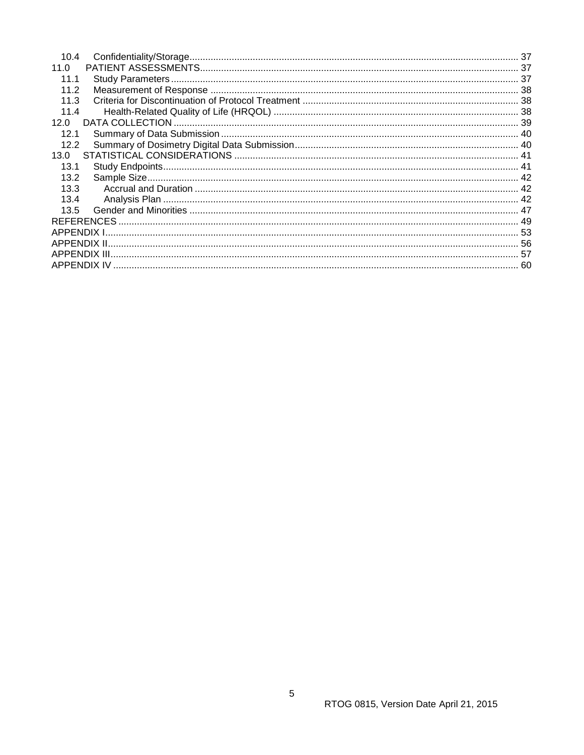10.4 Confidentiality/Storage ........................................................................................................ 37
11.0 PATIENT ASSESSMENTS ........................................................................................................ 37
11.1 Study Parameters ........................................................................................................ 37
11.2 Measurement of Response ........................................................................................................ 38
11.3 Criteria for Discontinuation of Protocol Treatment ........................................................................................................ 38
11.4 Health-Related Quality of Life (HRQOL) ........................................................................................................ 38
12.0 DATA COLLECTION ........................................................................................................ 39
12.1 Summary of Data Submission ........................................................................................................ 40
12.2 Summary of Dosimetry Digital Data Submission ........................................................................................................ 40
13.0 STATISTICAL CONSIDERATIONS ........................................................................................................ 41
13.1 Study Endpoints ........................................................................................................ 41
13.2 Sample Size ........................................................................................................ 42
13.3 Accrual and Duration ........................................................................................................ 42
13.4 Analysis Plan ........................................................................................................ 42
13.5 Gender and Minorities ........................................................................................................ 47
REFERENCES ........................................................................................................ 49
APPENDIX I ........................................................................................................ 53
APPENDIX II ........................................................................................................ 56
APPENDIX III ........................................................................................................ 57
APPENDIX IV ........................................................................................................ 60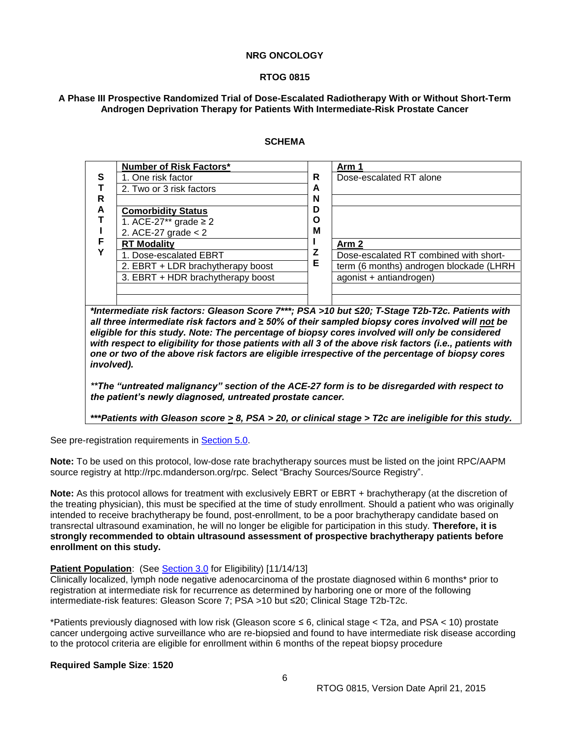**NRG ONCOLOGY**

**RTOG 0815**

**A Phase III Prospective Randomized Trial of Dose-Escalated Radiotherapy With or Without Short-Term Androgen Deprivation Therapy for Patients With Intermediate-Risk Prostate Cancer**

## SCHEMA

| STRATIFY | | RANDOMIZE | |
|---|---|---|---|
| | **Number of Risk Factors*** | | **Arm 1** |
| | 1. One risk factor | | Dose-escalated RT alone |
| | 2. Two or 3 risk factors | | |
| | **Comorbidity Status** | | |
| | 1. ACE-27** grade ≥ 2 | | |
| | 2. ACE-27 grade < 2 | | |
| | **RT Modality** | | **Arm 2** |
| | 1. Dose-escalated EBRT | | Dose-escalated RT combined with short-term (6 months) androgen blockade (LHRH agonist + antiandrogen) |
| | 2. EBRT + LDR brachytherapy boost | | |
| | 3. EBRT + HDR brachytherapy boost | | |

****Intermediate risk factors: Gleason Score 7***; PSA >10 but ≤20; T-Stage T2b-T2c. Patients with all three intermediate risk factors and ≥ 50% of their sampled biopsy cores involved will not be eligible for this study. Note: The percentage of biopsy cores involved will only be considered with respect to eligibility for those patients with all 3 of the above risk factors (i.e., patients with one or two of the above risk factors are eligible irrespective of the percentage of biopsy cores involved).***

***\*\*The "untreated malignancy" section of the ACE-27 form is to be disregarded with respect to the patient's newly diagnosed, untreated prostate cancer.***

***\*\*\*Patients with Gleason score ≥ 8, PSA > 20, or clinical stage > T2c are ineligible for this study.***

See pre-registration requirements in Section 5.0.

**Note:** To be used on this protocol, low-dose rate brachytherapy sources must be listed on the joint RPC/AAPM source registry at http://rpc.mdanderson.org/rpc. Select "Brachy Sources/Source Registry".

**Note:** As this protocol allows for treatment with exclusively EBRT or EBRT + brachytherapy (at the discretion of the treating physician), this must be specified at the time of study enrollment. Should a patient who was originally intended to receive brachytherapy be found, post-enrollment, to be a poor brachytherapy candidate based on transrectal ultrasound examination, he will no longer be eligible for participation in this study. **Therefore, it is strongly recommended to obtain ultrasound assessment of prospective brachytherapy patients before enrollment on this study.**

**Patient Population**: (See Section 3.0 for Eligibility) [11/14/13]
Clinically localized, lymph node negative adenocarcinoma of the prostate diagnosed within 6 months* prior to registration at intermediate risk for recurrence as determined by harboring one or more of the following intermediate-risk features: Gleason Score 7; PSA >10 but ≤20; Clinical Stage T2b-T2c.

*Patients previously diagnosed with low risk (Gleason score ≤ 6, clinical stage < T2a, and PSA < 10) prostate cancer undergoing active surveillance who are re-biopsied and found to have intermediate risk disease according to the protocol criteria are eligible for enrollment within 6 months of the repeat biopsy procedure

**Required Sample Size**: **1520**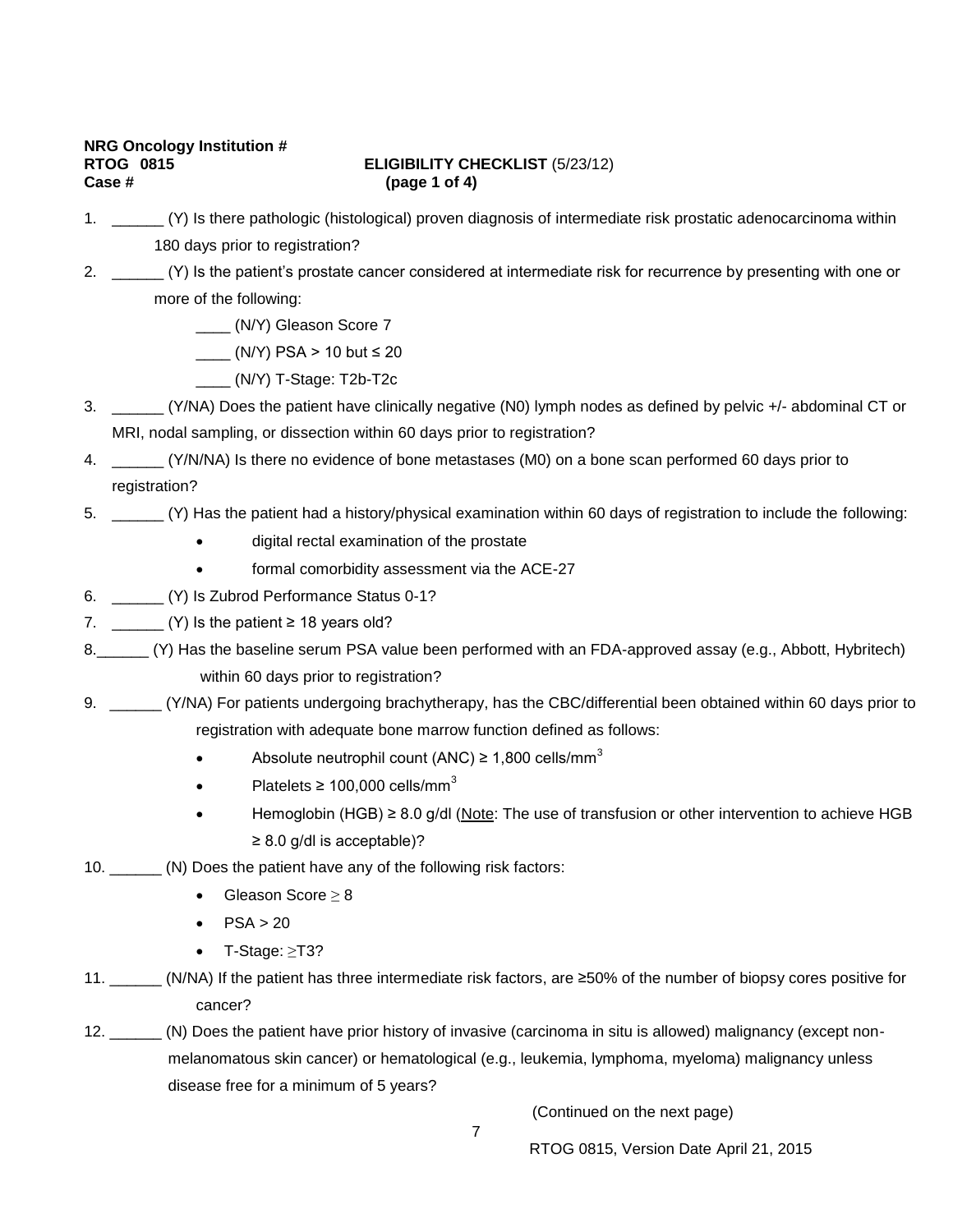**NRG Oncology Institution #**
**RTOG 0815** **ELIGIBILITY CHECKLIST** (5/23/12)
**Case #** **(page 1 of 4)**

1. ______ (Y) Is there pathologic (histological) proven diagnosis of intermediate risk prostatic adenocarcinoma within 180 days prior to registration?
2. ______ (Y) Is the patient's prostate cancer considered at intermediate risk for recurrence by presenting with one or more of the following:
   - ____ (N/Y) Gleason Score 7
   - ____ (N/Y) PSA > 10 but ≤ 20
   - ____ (N/Y) T-Stage: T2b-T2c
3. ______ (Y/NA) Does the patient have clinically negative (N0) lymph nodes as defined by pelvic +/- abdominal CT or MRI, nodal sampling, or dissection within 60 days prior to registration?
4. ______ (Y/N/NA) Is there no evidence of bone metastases (M0) on a bone scan performed 60 days prior to registration?
5. ______ (Y) Has the patient had a history/physical examination within 60 days of registration to include the following:
   - digital rectal examination of the prostate
   - formal comorbidity assessment via the ACE-27
6. ______ (Y) Is Zubrod Performance Status 0-1?
7. ______ (Y) Is the patient ≥ 18 years old?
8. ______ (Y) Has the baseline serum PSA value been performed with an FDA-approved assay (e.g., Abbott, Hybritech) within 60 days prior to registration?
9. ______ (Y/NA) For patients undergoing brachytherapy, has the CBC/differential been obtained within 60 days prior to registration with adequate bone marrow function defined as follows:
   - Absolute neutrophil count (ANC) ≥ 1,800 cells/mm$^3$
   - Platelets ≥ 100,000 cells/mm$^3$
   - Hemoglobin (HGB) ≥ 8.0 g/dl (Note: The use of transfusion or other intervention to achieve HGB ≥ 8.0 g/dl is acceptable)?
10. ______ (N) Does the patient have any of the following risk factors:
    - Gleason Score ≥ 8
    - PSA > 20
    - T-Stage: ≥T3?
11. ______ (N/NA) If the patient has three intermediate risk factors, are ≥50% of the number of biopsy cores positive for cancer?
12. ______ (N) Does the patient have prior history of invasive (carcinoma in situ is allowed) malignancy (except non-melanomatous skin cancer) or hematological (e.g., leukemia, lymphoma, myeloma) malignancy unless disease free for a minimum of 5 years?

(Continued on the next page)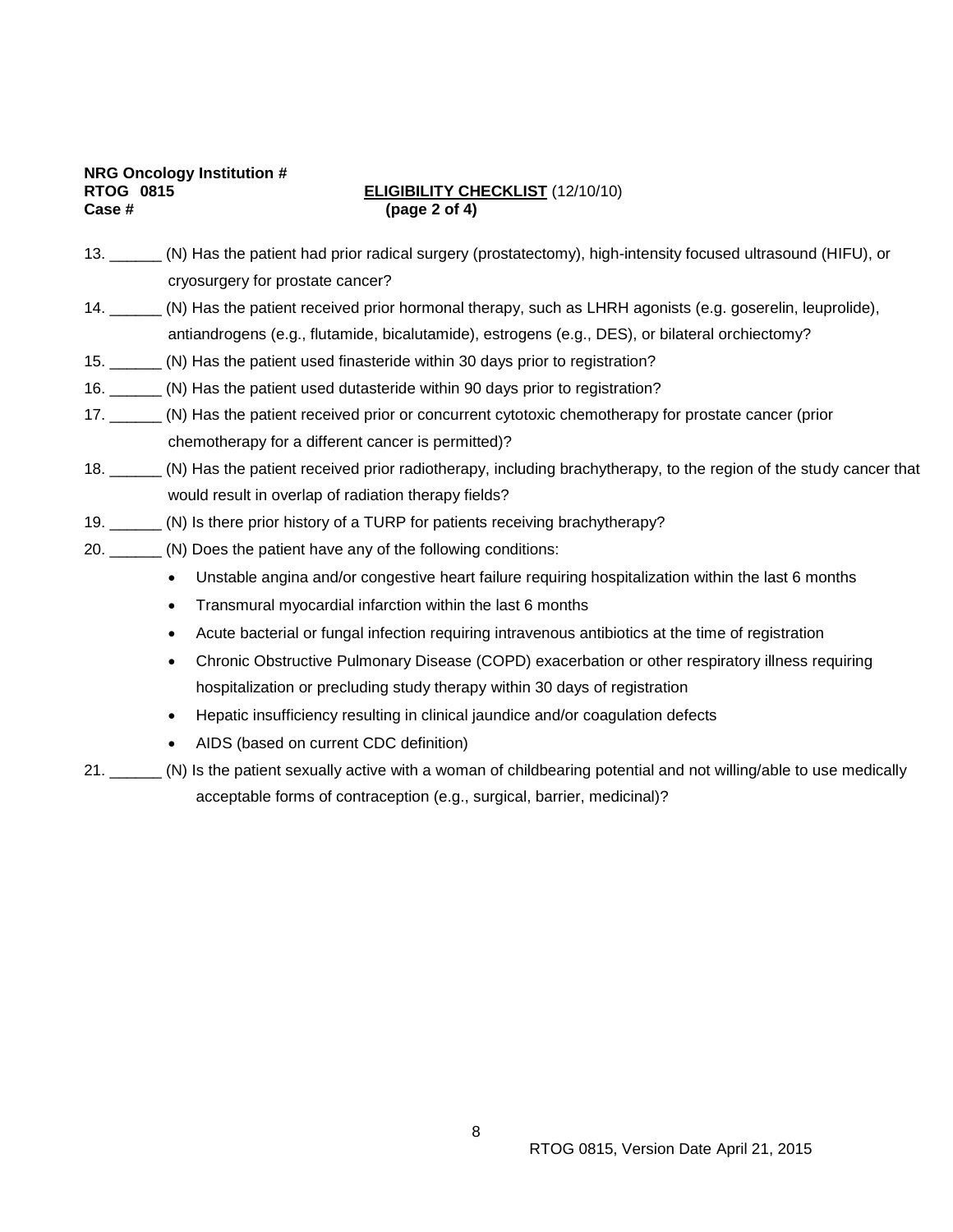**NRG Oncology Institution #**
**RTOG 0815** **ELIGIBILITY CHECKLIST** (12/10/10)
**Case #** **(page 2 of 4)**

13. ______ (N) Has the patient had prior radical surgery (prostatectomy), high-intensity focused ultrasound (HIFU), or cryosurgery for prostate cancer?

14. ______ (N) Has the patient received prior hormonal therapy, such as LHRH agonists (e.g. goserelin, leuprolide), antiandrogens (e.g., flutamide, bicalutamide), estrogens (e.g., DES), or bilateral orchiectomy?

15. ______ (N) Has the patient used finasteride within 30 days prior to registration?

16. ______ (N) Has the patient used dutasteride within 90 days prior to registration?

17. ______ (N) Has the patient received prior or concurrent cytotoxic chemotherapy for prostate cancer (prior chemotherapy for a different cancer is permitted)?

18. ______ (N) Has the patient received prior radiotherapy, including brachytherapy, to the region of the study cancer that would result in overlap of radiation therapy fields?

19. ______ (N) Is there prior history of a TURP for patients receiving brachytherapy?

20. ______ (N) Does the patient have any of the following conditions:
    - Unstable angina and/or congestive heart failure requiring hospitalization within the last 6 months
    - Transmural myocardial infarction within the last 6 months
    - Acute bacterial or fungal infection requiring intravenous antibiotics at the time of registration
    - Chronic Obstructive Pulmonary Disease (COPD) exacerbation or other respiratory illness requiring hospitalization or precluding study therapy within 30 days of registration
    - Hepatic insufficiency resulting in clinical jaundice and/or coagulation defects
    - AIDS (based on current CDC definition)

21. ______ (N) Is the patient sexually active with a woman of childbearing potential and not willing/able to use medically acceptable forms of contraception (e.g., surgical, barrier, medicinal)?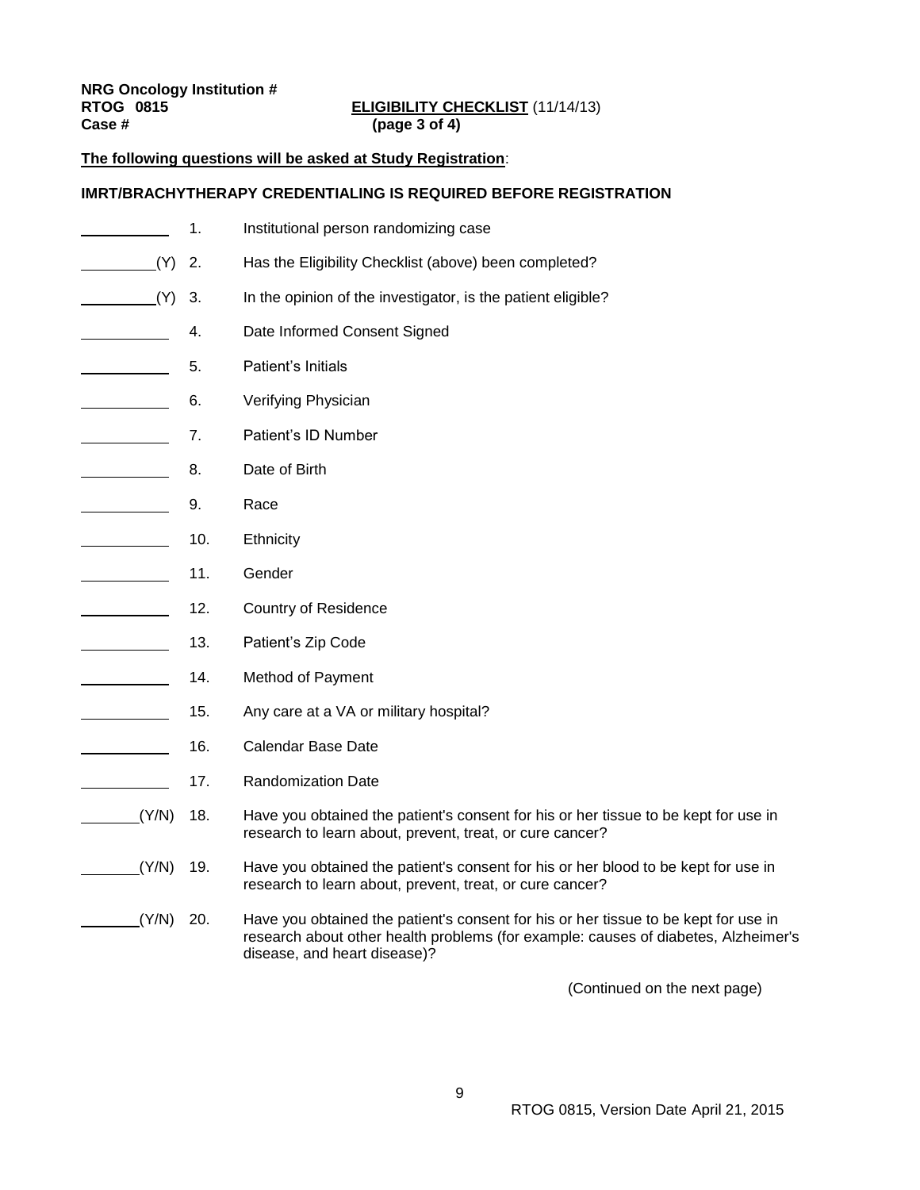**NRG Oncology Institution #**
**RTOG 0815** **ELIGIBILITY CHECKLIST** (11/14/13)
**Case #** **(page 3 of 4)**

**The following questions will be asked at Study Registration**:

**IMRT/BRACHYTHERAPY CREDENTIALING IS REQUIRED BEFORE REGISTRATION**

| | | |
|---|---|---|
| ______ | 1. | Institutional person randomizing case |
| ______(Y) | 2. | Has the Eligibility Checklist (above) been completed? |
| ______(Y) | 3. | In the opinion of the investigator, is the patient eligible? |
| ______ | 4. | Date Informed Consent Signed |
| ______ | 5. | Patient's Initials |
| ______ | 6. | Verifying Physician |
| ______ | 7. | Patient's ID Number |
| ______ | 8. | Date of Birth |
| ______ | 9. | Race |
| ______ | 10. | Ethnicity |
| ______ | 11. | Gender |
| ______ | 12. | Country of Residence |
| ______ | 13. | Patient's Zip Code |
| ______ | 14. | Method of Payment |
| ______ | 15. | Any care at a VA or military hospital? |
| ______ | 16. | Calendar Base Date |
| ______ | 17. | Randomization Date |
| ______(Y/N) | 18. | Have you obtained the patient's consent for his or her tissue to be kept for use in research to learn about, prevent, treat, or cure cancer? |
| ______(Y/N) | 19. | Have you obtained the patient's consent for his or her blood to be kept for use in research to learn about, prevent, treat, or cure cancer? |
| ______(Y/N) | 20. | Have you obtained the patient's consent for his or her tissue to be kept for use in research about other health problems (for example: causes of diabetes, Alzheimer's disease, and heart disease)? |

(Continued on the next page)

RTOG 0815, Version Date April 21, 2015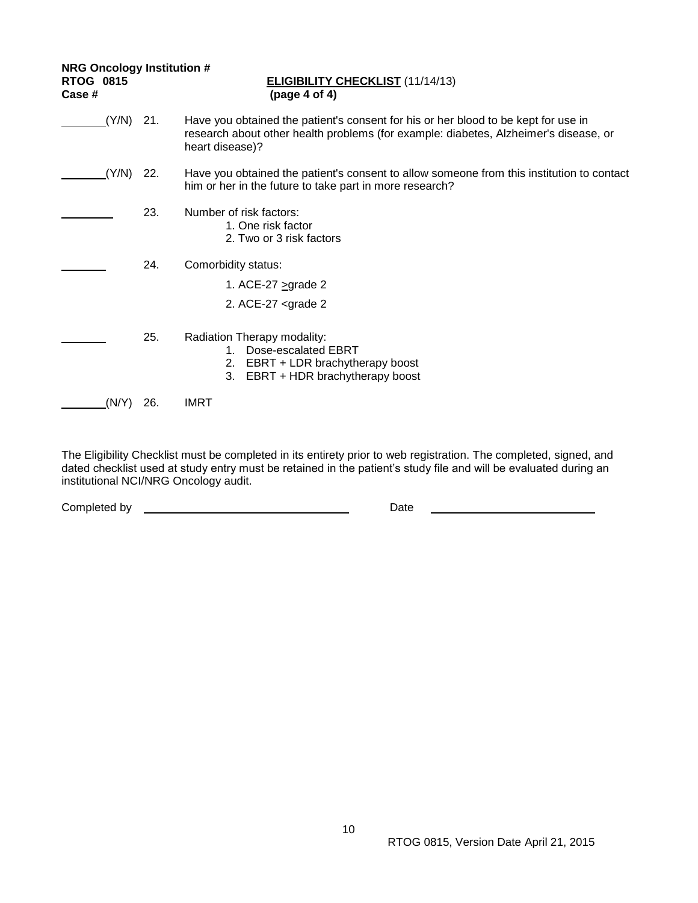**NRG Oncology Institution #**
**RTOG 0815**
**Case #**

**ELIGIBILITY CHECKLIST** (11/14/13)
**(page 4 of 4)**

\_\_\_\_\_\_\_(Y/N) 21. Have you obtained the patient's consent for his or her blood to be kept for use in research about other health problems (for example: diabetes, Alzheimer's disease, or heart disease)?

\_\_\_\_\_\_\_(Y/N) 22. Have you obtained the patient's consent to allow someone from this institution to contact him or her in the future to take part in more research?

\_\_\_\_\_\_\_ 23. Number of risk factors:
1. One risk factor
2. Two or 3 risk factors

\_\_\_\_\_\_\_ 24. Comorbidity status:
1. ACE-27 ≥grade 2
2. ACE-27 <grade 2

\_\_\_\_\_\_\_ 25. Radiation Therapy modality:
1. Dose-escalated EBRT
2. EBRT + LDR brachytherapy boost
3. EBRT + HDR brachytherapy boost

\_\_\_\_\_\_\_(N/Y) 26. IMRT

The Eligibility Checklist must be completed in its entirety prior to web registration. The completed, signed, and dated checklist used at study entry must be retained in the patient's study file and will be evaluated during an institutional NCI/NRG Oncology audit.

Completed by \_\_\_\_\_\_\_\_\_\_\_\_\_\_\_\_\_\_\_\_\_\_\_\_\_\_\_\_ Date \_\_\_\_\_\_\_\_\_\_\_\_\_\_\_\_\_\_\_\_\_\_\_\_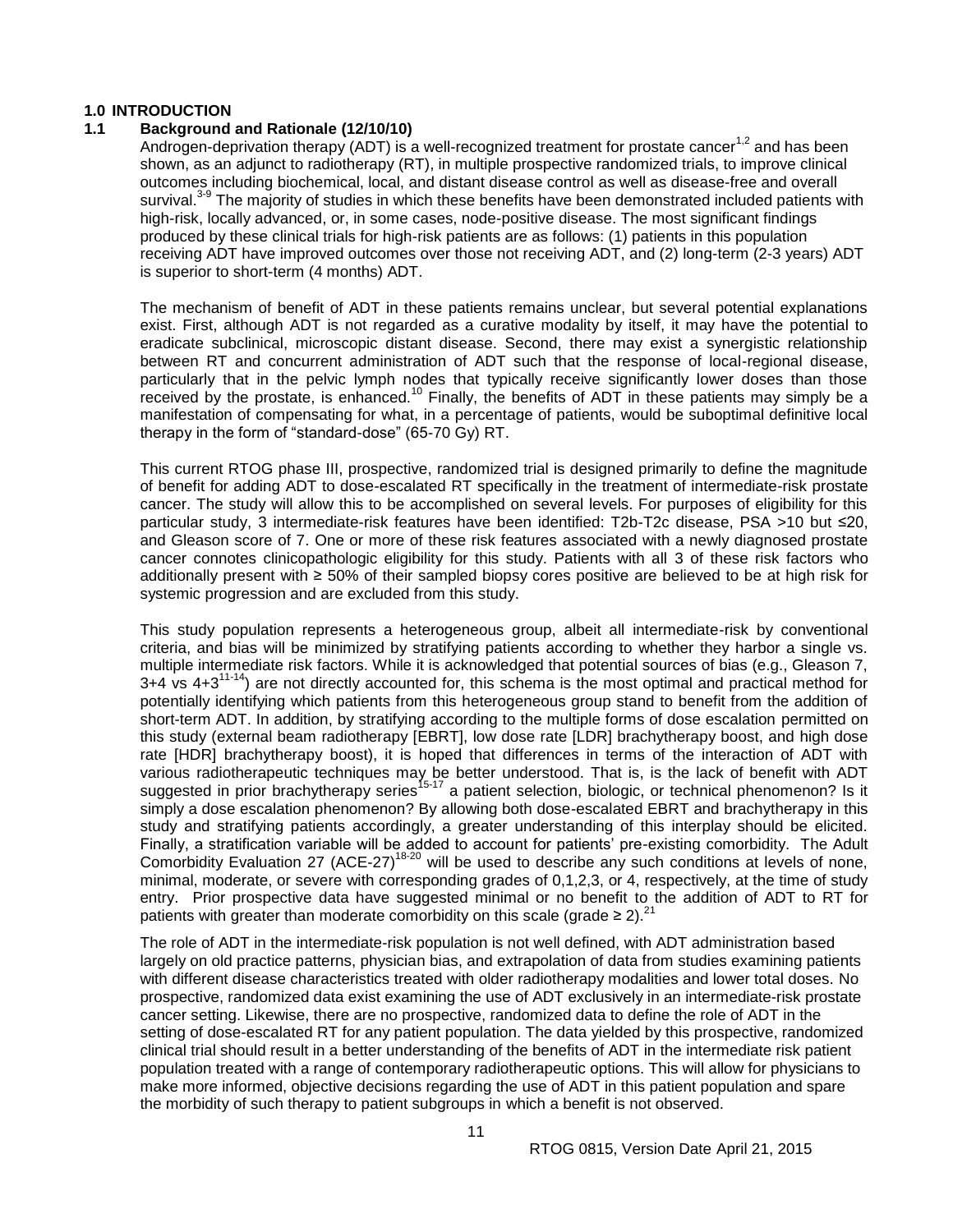# 1.0 INTRODUCTION

## 1.1 Background and Rationale (12/10/10)

Androgen-deprivation therapy (ADT) is a well-recognized treatment for prostate cancer[1,2] and has been shown, as an adjunct to radiotherapy (RT), in multiple prospective randomized trials, to improve clinical outcomes including biochemical, local, and distant disease control as well as disease-free and overall survival.[3-9] The majority of studies in which these benefits have been demonstrated included patients with high-risk, locally advanced, or, in some cases, node-positive disease. The most significant findings produced by these clinical trials for high-risk patients are as follows: (1) patients in this population receiving ADT have improved outcomes over those not receiving ADT, and (2) long-term (2-3 years) ADT is superior to short-term (4 months) ADT.

The mechanism of benefit of ADT in these patients remains unclear, but several potential explanations exist. First, although ADT is not regarded as a curative modality by itself, it may have the potential to eradicate subclinical, microscopic distant disease. Second, there may exist a synergistic relationship between RT and concurrent administration of ADT such that the response of local-regional disease, particularly that in the pelvic lymph nodes that typically receive significantly lower doses than those received by the prostate, is enhanced.[10] Finally, the benefits of ADT in these patients may simply be a manifestation of compensating for what, in a percentage of patients, would be suboptimal definitive local therapy in the form of "standard-dose" (65-70 Gy) RT.

This current RTOG phase III, prospective, randomized trial is designed primarily to define the magnitude of benefit for adding ADT to dose-escalated RT specifically in the treatment of intermediate-risk prostate cancer. The study will allow this to be accomplished on several levels. For purposes of eligibility for this particular study, 3 intermediate-risk features have been identified: T2b-T2c disease, PSA >10 but ≤20, and Gleason score of 7. One or more of these risk features associated with a newly diagnosed prostate cancer connotes clinicopathologic eligibility for this study. Patients with all 3 of these risk factors who additionally present with ≥ 50% of their sampled biopsy cores positive are believed to be at high risk for systemic progression and are excluded from this study.

This study population represents a heterogeneous group, albeit all intermediate-risk by conventional criteria, and bias will be minimized by stratifying patients according to whether they harbor a single vs. multiple intermediate risk factors. While it is acknowledged that potential sources of bias (e.g., Gleason 7, 3+4 vs 4+3[11-14]) are not directly accounted for, this schema is the most optimal and practical method for potentially identifying which patients from this heterogeneous group stand to benefit from the addition of short-term ADT. In addition, by stratifying according to the multiple forms of dose escalation permitted on this study (external beam radiotherapy [EBRT], low dose rate [LDR] brachytherapy boost, and high dose rate [HDR] brachytherapy boost), it is hoped that differences in terms of the interaction of ADT with various radiotherapeutic techniques may be better understood. That is, is the lack of benefit with ADT suggested in prior brachytherapy series[15-17] a patient selection, biologic, or technical phenomenon? Is it simply a dose escalation phenomenon? By allowing both dose-escalated EBRT and brachytherapy in this study and stratifying patients accordingly, a greater understanding of this interplay should be elicited. Finally, a stratification variable will be added to account for patients' pre-existing comorbidity. The Adult Comorbidity Evaluation 27 (ACE-27)[18-20] will be used to describe any such conditions at levels of none, minimal, moderate, or severe with corresponding grades of 0,1,2,3, or 4, respectively, at the time of study entry. Prior prospective data have suggested minimal or no benefit to the addition of ADT to RT for patients with greater than moderate comorbidity on this scale (grade ≥ 2).[21]

The role of ADT in the intermediate-risk population is not well defined, with ADT administration based largely on old practice patterns, physician bias, and extrapolation of data from studies examining patients with different disease characteristics treated with older radiotherapy modalities and lower total doses. No prospective, randomized data exist examining the use of ADT exclusively in an intermediate-risk prostate cancer setting. Likewise, there are no prospective, randomized data to define the role of ADT in the setting of dose-escalated RT for any patient population. The data yielded by this prospective, randomized clinical trial should result in a better understanding of the benefits of ADT in the intermediate risk patient population treated with a range of contemporary radiotherapeutic options. This will allow for physicians to make more informed, objective decisions regarding the use of ADT in this patient population and spare the morbidity of such therapy to patient subgroups in which a benefit is not observed.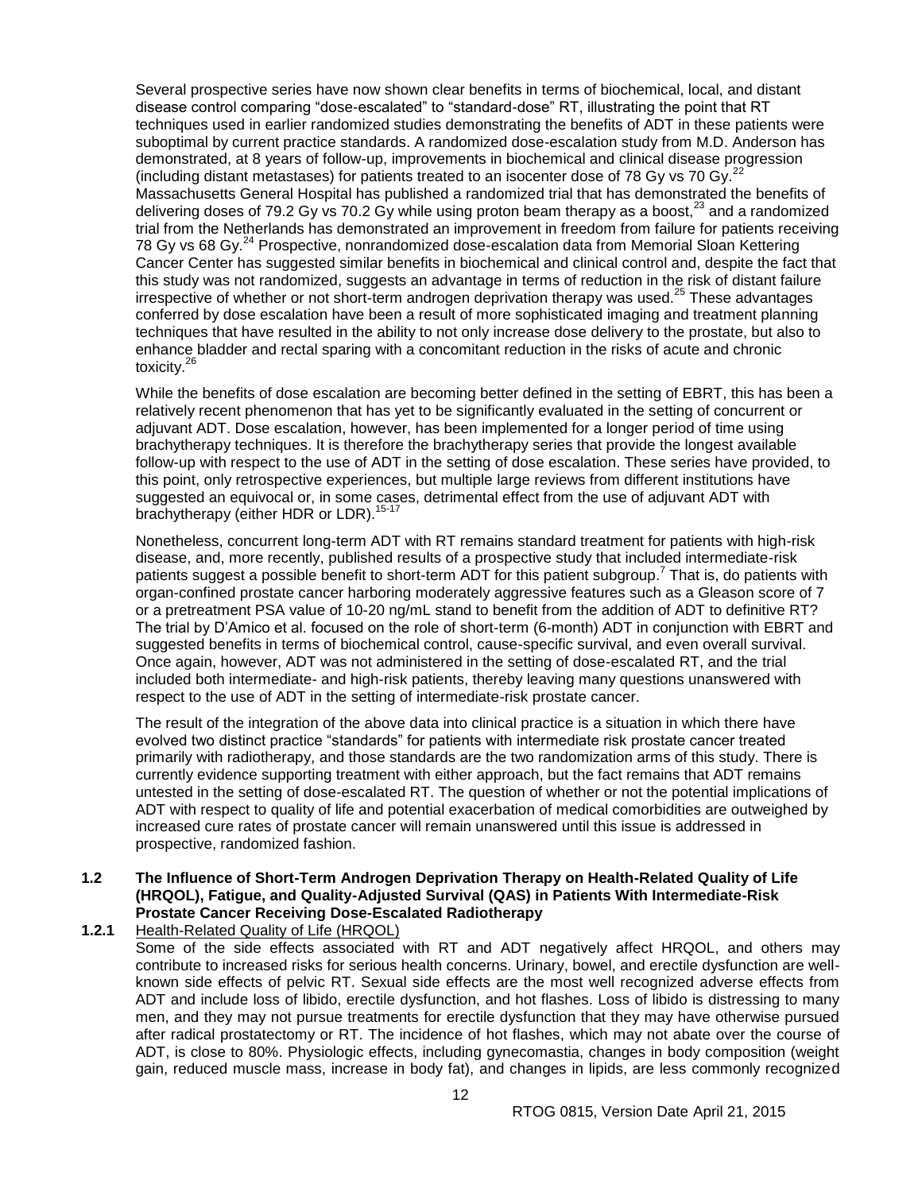Several prospective series have now shown clear benefits in terms of biochemical, local, and distant disease control comparing "dose-escalated" to "standard-dose" RT, illustrating the point that RT techniques used in earlier randomized studies demonstrating the benefits of ADT in these patients were suboptimal by current practice standards. A randomized dose-escalation study from M.D. Anderson has demonstrated, at 8 years of follow-up, improvements in biochemical and clinical disease progression (including distant metastases) for patients treated to an isocenter dose of 78 Gy vs 70 Gy.[22] Massachusetts General Hospital has published a randomized trial that has demonstrated the benefits of delivering doses of 79.2 Gy vs 70.2 Gy while using proton beam therapy as a boost,[23] and a randomized trial from the Netherlands has demonstrated an improvement in freedom from failure for patients receiving 78 Gy vs 68 Gy.[24] Prospective, nonrandomized dose-escalation data from Memorial Sloan Kettering Cancer Center has suggested similar benefits in biochemical and clinical control and, despite the fact that this study was not randomized, suggests an advantage in terms of reduction in the risk of distant failure irrespective of whether or not short-term androgen deprivation therapy was used.[25] These advantages conferred by dose escalation have been a result of more sophisticated imaging and treatment planning techniques that have resulted in the ability to not only increase dose delivery to the prostate, but also to enhance bladder and rectal sparing with a concomitant reduction in the risks of acute and chronic toxicity.[26]

While the benefits of dose escalation are becoming better defined in the setting of EBRT, this has been a relatively recent phenomenon that has yet to be significantly evaluated in the setting of concurrent or adjuvant ADT. Dose escalation, however, has been implemented for a longer period of time using brachytherapy techniques. It is therefore the brachytherapy series that provide the longest available follow-up with respect to the use of ADT in the setting of dose escalation. These series have provided, to this point, only retrospective experiences, but multiple large reviews from different institutions have suggested an equivocal or, in some cases, detrimental effect from the use of adjuvant ADT with brachytherapy (either HDR or LDR).[15-17]

Nonetheless, concurrent long-term ADT with RT remains standard treatment for patients with high-risk disease, and, more recently, published results of a prospective study that included intermediate-risk patients suggest a possible benefit to short-term ADT for this patient subgroup.[7] That is, do patients with organ-confined prostate cancer harboring moderately aggressive features such as a Gleason score of 7 or a pretreatment PSA value of 10-20 ng/mL stand to benefit from the addition of ADT to definitive RT? The trial by D'Amico et al. focused on the role of short-term (6-month) ADT in conjunction with EBRT and suggested benefits in terms of biochemical control, cause-specific survival, and even overall survival. Once again, however, ADT was not administered in the setting of dose-escalated RT, and the trial included both intermediate- and high-risk patients, thereby leaving many questions unanswered with respect to the use of ADT in the setting of intermediate-risk prostate cancer.

The result of the integration of the above data into clinical practice is a situation in which there have evolved two distinct practice "standards" for patients with intermediate risk prostate cancer treated primarily with radiotherapy, and those standards are the two randomization arms of this study. There is currently evidence supporting treatment with either approach, but the fact remains that ADT remains untested in the setting of dose-escalated RT. The question of whether or not the potential implications of ADT with respect to quality of life and potential exacerbation of medical comorbidities are outweighed by increased cure rates of prostate cancer will remain unanswered until this issue is addressed in prospective, randomized fashion.

## 1.2 The Influence of Short-Term Androgen Deprivation Therapy on Health-Related Quality of Life (HRQOL), Fatigue, and Quality-Adjusted Survival (QAS) in Patients With Intermediate-Risk Prostate Cancer Receiving Dose-Escalated Radiotherapy

### 1.2.1 Health-Related Quality of Life (HRQOL)

Some of the side effects associated with RT and ADT negatively affect HRQOL, and others may contribute to increased risks for serious health concerns. Urinary, bowel, and erectile dysfunction are well-known side effects of pelvic RT. Sexual side effects are the most well recognized adverse effects from ADT and include loss of libido, erectile dysfunction, and hot flashes. Loss of libido is distressing to many men, and they may not pursue treatments for erectile dysfunction that they may have otherwise pursued after radical prostatectomy or RT. The incidence of hot flashes, which may not abate over the course of ADT, is close to 80%. Physiologic effects, including gynecomastia, changes in body composition (weight gain, reduced muscle mass, increase in body fat), and changes in lipids, are less commonly recognized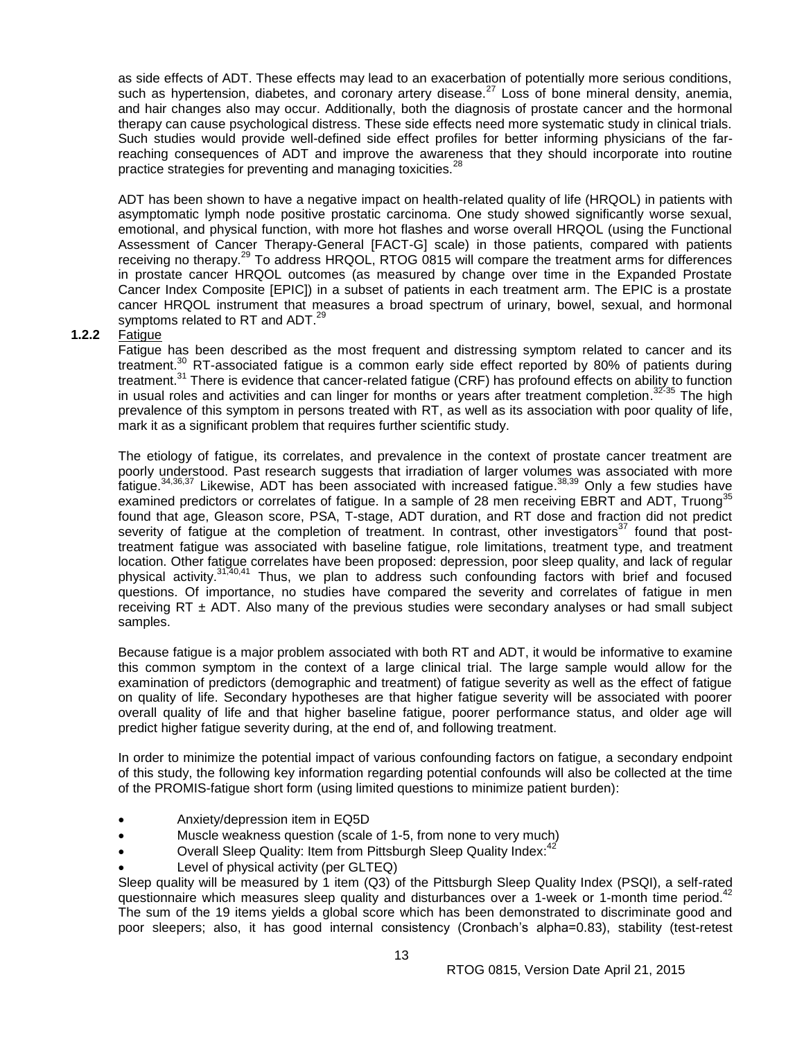as side effects of ADT. These effects may lead to an exacerbation of potentially more serious conditions, such as hypertension, diabetes, and coronary artery disease.[27] Loss of bone mineral density, anemia, and hair changes also may occur. Additionally, both the diagnosis of prostate cancer and the hormonal therapy can cause psychological distress. These side effects need more systematic study in clinical trials. Such studies would provide well-defined side effect profiles for better informing physicians of the far-reaching consequences of ADT and improve the awareness that they should incorporate into routine practice strategies for preventing and managing toxicities.[28]

ADT has been shown to have a negative impact on health-related quality of life (HRQOL) in patients with asymptomatic lymph node positive prostatic carcinoma. One study showed significantly worse sexual, emotional, and physical function, with more hot flashes and worse overall HRQOL (using the Functional Assessment of Cancer Therapy-General [FACT-G] scale) in those patients, compared with patients receiving no therapy.[29] To address HRQOL, RTOG 0815 will compare the treatment arms for differences in prostate cancer HRQOL outcomes (as measured by change over time in the Expanded Prostate Cancer Index Composite [EPIC]) in a subset of patients in each treatment arm. The EPIC is a prostate cancer HRQOL instrument that measures a broad spectrum of urinary, bowel, sexual, and hormonal symptoms related to RT and ADT.[29]

### 1.2.2 Fatigue

Fatigue has been described as the most frequent and distressing symptom related to cancer and its treatment.[30] RT-associated fatigue is a common early side effect reported by 80% of patients during treatment.[31] There is evidence that cancer-related fatigue (CRF) has profound effects on ability to function in usual roles and activities and can linger for months or years after treatment completion.[32-35] The high prevalence of this symptom in persons treated with RT, as well as its association with poor quality of life, mark it as a significant problem that requires further scientific study.

The etiology of fatigue, its correlates, and prevalence in the context of prostate cancer treatment are poorly understood. Past research suggests that irradiation of larger volumes was associated with more fatigue.[34,36,37] Likewise, ADT has been associated with increased fatigue.[38,39] Only a few studies have examined predictors or correlates of fatigue. In a sample of 28 men receiving EBRT and ADT, Truong[35] found that age, Gleason score, PSA, T-stage, ADT duration, and RT dose and fraction did not predict severity of fatigue at the completion of treatment. In contrast, other investigators[37] found that post-treatment fatigue was associated with baseline fatigue, role limitations, treatment type, and treatment location. Other fatigue correlates have been proposed: depression, poor sleep quality, and lack of regular physical activity.[31,40,41] Thus, we plan to address such confounding factors with brief and focused questions. Of importance, no studies have compared the severity and correlates of fatigue in men receiving RT ± ADT. Also many of the previous studies were secondary analyses or had small subject samples.

Because fatigue is a major problem associated with both RT and ADT, it would be informative to examine this common symptom in the context of a large clinical trial. The large sample would allow for the examination of predictors (demographic and treatment) of fatigue severity as well as the effect of fatigue on quality of life. Secondary hypotheses are that higher fatigue severity will be associated with poorer overall quality of life and that higher baseline fatigue, poorer performance status, and older age will predict higher fatigue severity during, at the end of, and following treatment.

In order to minimize the potential impact of various confounding factors on fatigue, a secondary endpoint of this study, the following key information regarding potential confounds will also be collected at the time of the PROMIS-fatigue short form (using limited questions to minimize patient burden):

- Anxiety/depression item in EQ5D
- Muscle weakness question (scale of 1-5, from none to very much)
- Overall Sleep Quality: Item from Pittsburgh Sleep Quality Index:[42]
- Level of physical activity (per GLTEQ)

Sleep quality will be measured by 1 item (Q3) of the Pittsburgh Sleep Quality Index (PSQI), a self-rated questionnaire which measures sleep quality and disturbances over a 1-week or 1-month time period.[42] The sum of the 19 items yields a global score which has been demonstrated to discriminate good and poor sleepers; also, it has good internal consistency (Cronbach's alpha=0.83), stability (test-retest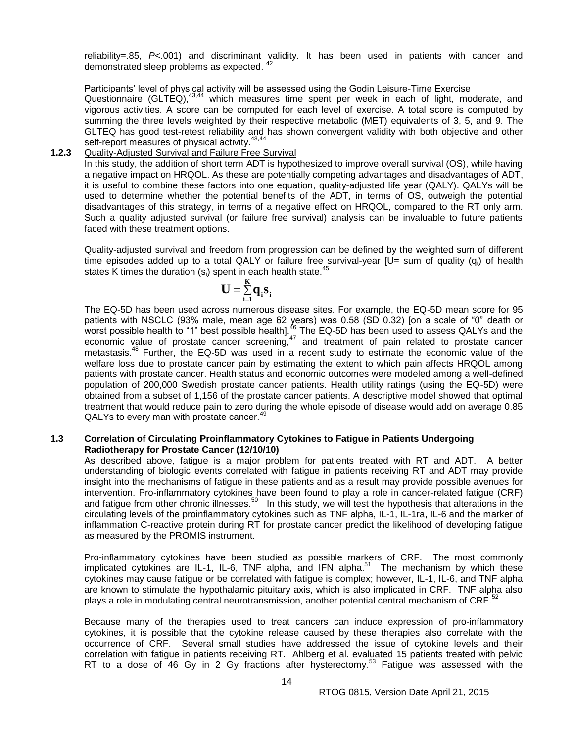reliability=.85, $P$<.001) and discriminant validity. It has been used in patients with cancer and demonstrated sleep problems as expected. [42]

Participants' level of physical activity will be assessed using the Godin Leisure-Time Exercise Questionnaire (GLTEQ),[43,44] which measures time spent per week in each of light, moderate, and vigorous activities. A score can be computed for each level of exercise. A total score is computed by summing the three levels weighted by their respective metabolic (MET) equivalents of 3, 5, and 9. The GLTEQ has good test-retest reliability and has shown convergent validity with both objective and other self-report measures of physical activity.[43,44]

**1.2.3** Quality-Adjusted Survival and Failure Free Survival

In this study, the addition of short term ADT is hypothesized to improve overall survival (OS), while having a negative impact on HRQOL. As these are potentially competing advantages and disadvantages of ADT, it is useful to combine these factors into one equation, quality-adjusted life year (QALY). QALYs will be used to determine whether the potential benefits of the ADT, in terms of OS, outweigh the potential disadvantages of this strategy, in terms of a negative effect on HRQOL, compared to the RT only arm. Such a quality adjusted survival (or failure free survival) analysis can be invaluable to future patients faced with these treatment options.

Quality-adjusted survival and freedom from progression can be defined by the weighted sum of different time episodes added up to a total QALY or failure free survival-year [U= sum of quality ($q_i$) of health states K times the duration ($s_i$) spent in each health state.[45]

$$\mathbf{U} = \sum_{\mathbf{i=1}}^{\mathbf{K}} \mathbf{q_i s_i}$$

The EQ-5D has been used across numerous disease sites. For example, the EQ-5D mean score for 95 patients with NSCLC (93% male, mean age 62 years) was 0.58 (SD 0.32) [on a scale of "0" death or worst possible health to "1" best possible health].[46] The EQ-5D has been used to assess QALYs and the economic value of prostate cancer screening,[47] and treatment of pain related to prostate cancer metastasis.[48] Further, the EQ-5D was used in a recent study to estimate the economic value of the welfare loss due to prostate cancer pain by estimating the extent to which pain affects HRQOL among patients with prostate cancer. Health status and economic outcomes were modeled among a well-defined population of 200,000 Swedish prostate cancer patients. Health utility ratings (using the EQ-5D) were obtained from a subset of 1,156 of the prostate cancer patients. A descriptive model showed that optimal treatment that would reduce pain to zero during the whole episode of disease would add on average 0.85 QALYs to every man with prostate cancer.[49]

## 1.3 Correlation of Circulating Proinflammatory Cytokines to Fatigue in Patients Undergoing Radiotherapy for Prostate Cancer (12/10/10)

As described above, fatigue is a major problem for patients treated with RT and ADT. A better understanding of biologic events correlated with fatigue in patients receiving RT and ADT may provide insight into the mechanisms of fatigue in these patients and as a result may provide possible avenues for intervention. Pro-inflammatory cytokines have been found to play a role in cancer-related fatigue (CRF) and fatigue from other chronic illnesses.[50] In this study, we will test the hypothesis that alterations in the circulating levels of the proinflammatory cytokines such as TNF alpha, IL-1, IL-1ra, IL-6 and the marker of inflammation C-reactive protein during RT for prostate cancer predict the likelihood of developing fatigue as measured by the PROMIS instrument.

Pro-inflammatory cytokines have been studied as possible markers of CRF. The most commonly implicated cytokines are IL-1, IL-6, TNF alpha, and IFN alpha.[51] The mechanism by which these cytokines may cause fatigue or be correlated with fatigue is complex; however, IL-1, IL-6, and TNF alpha are known to stimulate the hypothalamic pituitary axis, which is also implicated in CRF. TNF alpha also plays a role in modulating central neurotransmission, another potential central mechanism of CRF.[52]

Because many of the therapies used to treat cancers can induce expression of pro-inflammatory cytokines, it is possible that the cytokine release caused by these therapies also correlate with the occurrence of CRF. Several small studies have addressed the issue of cytokine levels and their correlation with fatigue in patients receiving RT. Ahlberg et al. evaluated 15 patients treated with pelvic RT to a dose of 46 Gy in 2 Gy fractions after hysterectomy.[53] Fatigue was assessed with the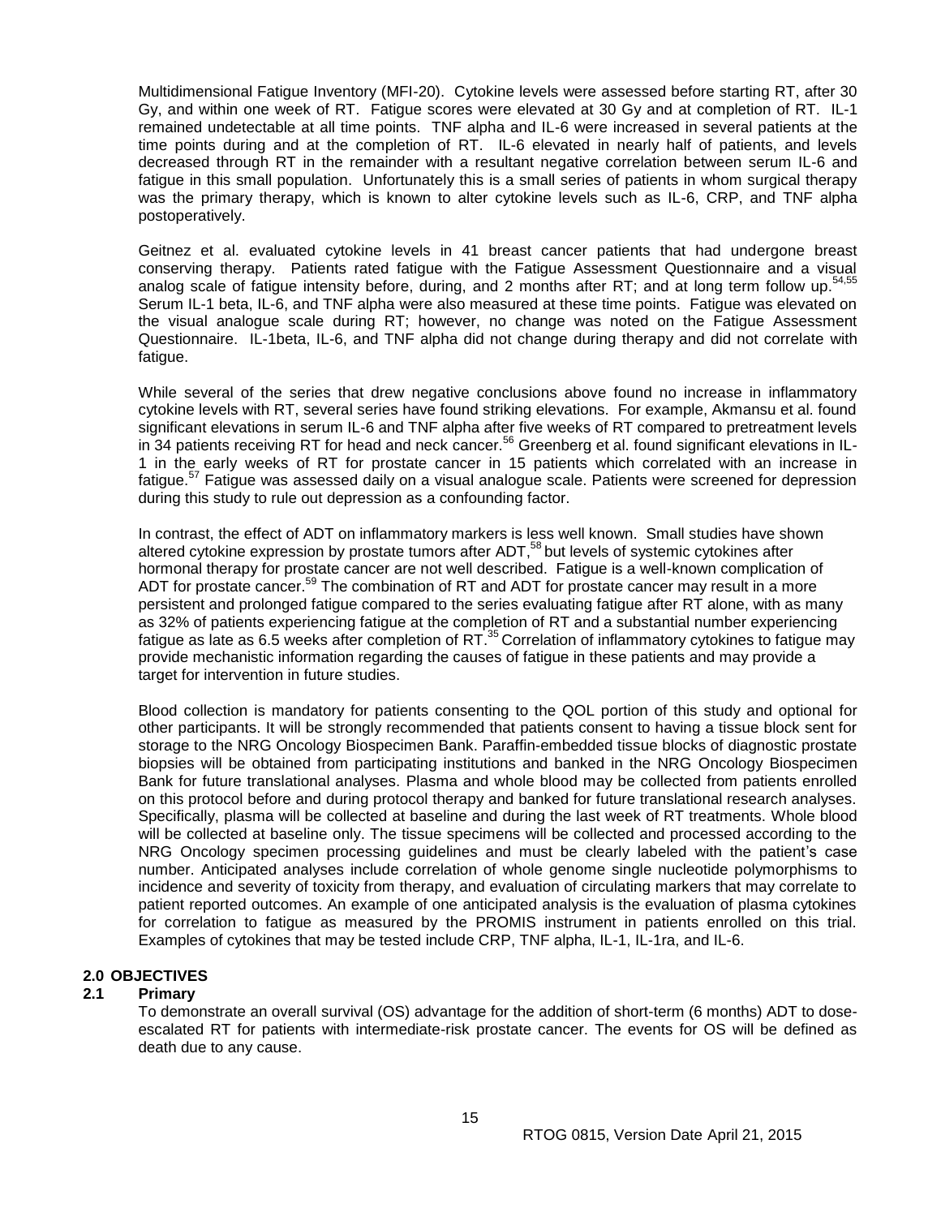Multidimensional Fatigue Inventory (MFI-20). Cytokine levels were assessed before starting RT, after 30 Gy, and within one week of RT. Fatigue scores were elevated at 30 Gy and at completion of RT. IL-1 remained undetectable at all time points. TNF alpha and IL-6 were increased in several patients at the time points during and at the completion of RT. IL-6 elevated in nearly half of patients, and levels decreased through RT in the remainder with a resultant negative correlation between serum IL-6 and fatigue in this small population. Unfortunately this is a small series of patients in whom surgical therapy was the primary therapy, which is known to alter cytokine levels such as IL-6, CRP, and TNF alpha postoperatively.

Geitnez et al. evaluated cytokine levels in 41 breast cancer patients that had undergone breast conserving therapy. Patients rated fatigue with the Fatigue Assessment Questionnaire and a visual analog scale of fatigue intensity before, during, and 2 months after RT; and at long term follow up.[54,55] Serum IL-1 beta, IL-6, and TNF alpha were also measured at these time points. Fatigue was elevated on the visual analogue scale during RT; however, no change was noted on the Fatigue Assessment Questionnaire. IL-1beta, IL-6, and TNF alpha did not change during therapy and did not correlate with fatigue.

While several of the series that drew negative conclusions above found no increase in inflammatory cytokine levels with RT, several series have found striking elevations. For example, Akmansu et al. found significant elevations in serum IL-6 and TNF alpha after five weeks of RT compared to pretreatment levels in 34 patients receiving RT for head and neck cancer.[56] Greenberg et al. found significant elevations in IL-1 in the early weeks of RT for prostate cancer in 15 patients which correlated with an increase in fatigue.[57] Fatigue was assessed daily on a visual analogue scale. Patients were screened for depression during this study to rule out depression as a confounding factor.

In contrast, the effect of ADT on inflammatory markers is less well known. Small studies have shown altered cytokine expression by prostate tumors after ADT,[58] but levels of systemic cytokines after hormonal therapy for prostate cancer are not well described. Fatigue is a well-known complication of ADT for prostate cancer.[59] The combination of RT and ADT for prostate cancer may result in a more persistent and prolonged fatigue compared to the series evaluating fatigue after RT alone, with as many as 32% of patients experiencing fatigue at the completion of RT and a substantial number experiencing fatigue as late as 6.5 weeks after completion of RT.[35] Correlation of inflammatory cytokines to fatigue may provide mechanistic information regarding the causes of fatigue in these patients and may provide a target for intervention in future studies.

Blood collection is mandatory for patients consenting to the QOL portion of this study and optional for other participants. It will be strongly recommended that patients consent to having a tissue block sent for storage to the NRG Oncology Biospecimen Bank. Paraffin-embedded tissue blocks of diagnostic prostate biopsies will be obtained from participating institutions and banked in the NRG Oncology Biospecimen Bank for future translational analyses. Plasma and whole blood may be collected from patients enrolled on this protocol before and during protocol therapy and banked for future translational research analyses. Specifically, plasma will be collected at baseline and during the last week of RT treatments. Whole blood will be collected at baseline only. The tissue specimens will be collected and processed according to the NRG Oncology specimen processing guidelines and must be clearly labeled with the patient's case number. Anticipated analyses include correlation of whole genome single nucleotide polymorphisms to incidence and severity of toxicity from therapy, and evaluation of circulating markers that may correlate to patient reported outcomes. An example of one anticipated analysis is the evaluation of plasma cytokines for correlation to fatigue as measured by the PROMIS instrument in patients enrolled on this trial. Examples of cytokines that may be tested include CRP, TNF alpha, IL-1, IL-1ra, and IL-6.

## 2.0 OBJECTIVES

### 2.1 Primary

To demonstrate an overall survival (OS) advantage for the addition of short-term (6 months) ADT to dose-escalated RT for patients with intermediate-risk prostate cancer. The events for OS will be defined as death due to any cause.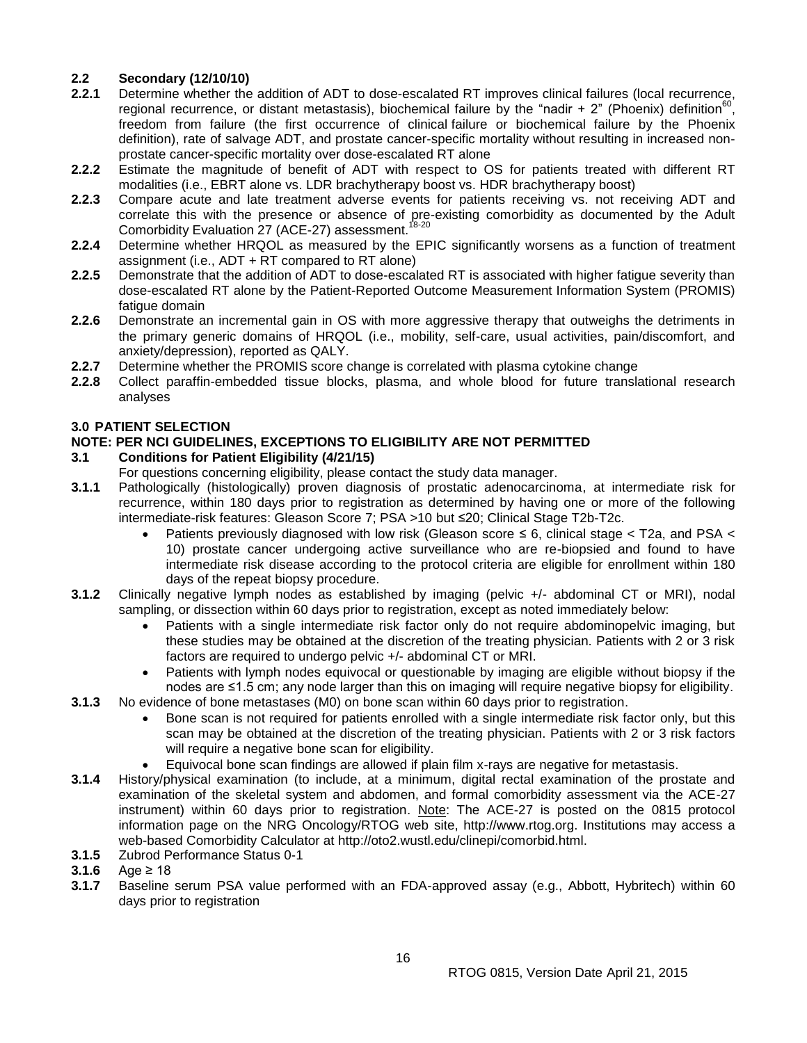## 2.2 Secondary (12/10/10)

**2.2.1** Determine whether the addition of ADT to dose-escalated RT improves clinical failures (local recurrence, regional recurrence, or distant metastasis), biochemical failure by the "nadir + 2" (Phoenix) definition[60], freedom from failure (the first occurrence of clinical failure or biochemical failure by the Phoenix definition), rate of salvage ADT, and prostate cancer-specific mortality without resulting in increased non-prostate cancer-specific mortality over dose-escalated RT alone

**2.2.2** Estimate the magnitude of benefit of ADT with respect to OS for patients treated with different RT modalities (i.e., EBRT alone vs. LDR brachytherapy boost vs. HDR brachytherapy boost)

**2.2.3** Compare acute and late treatment adverse events for patients receiving vs. not receiving ADT and correlate this with the presence or absence of pre-existing comorbidity as documented by the Adult Comorbidity Evaluation 27 (ACE-27) assessment.[18-20]

**2.2.4** Determine whether HRQOL as measured by the EPIC significantly worsens as a function of treatment assignment (i.e., ADT + RT compared to RT alone)

**2.2.5** Demonstrate that the addition of ADT to dose-escalated RT is associated with higher fatigue severity than dose-escalated RT alone by the Patient-Reported Outcome Measurement Information System (PROMIS) fatigue domain

**2.2.6** Demonstrate an incremental gain in OS with more aggressive therapy that outweighs the detriments in the primary generic domains of HRQOL (i.e., mobility, self-care, usual activities, pain/discomfort, and anxiety/depression), reported as QALY.

**2.2.7** Determine whether the PROMIS score change is correlated with plasma cytokine change

**2.2.8** Collect paraffin-embedded tissue blocks, plasma, and whole blood for future translational research analyses

## 3.0 PATIENT SELECTION

**NOTE: PER NCI GUIDELINES, EXCEPTIONS TO ELIGIBILITY ARE NOT PERMITTED**

### 3.1 Conditions for Patient Eligibility (4/21/15)

For questions concerning eligibility, please contact the study data manager.

**3.1.1** Pathologically (histologically) proven diagnosis of prostatic adenocarcinoma, at intermediate risk for recurrence, within 180 days prior to registration as determined by having one or more of the following intermediate-risk features: Gleason Score 7; PSA >10 but ≤20; Clinical Stage T2b-T2c.

- Patients previously diagnosed with low risk (Gleason score ≤ 6, clinical stage < T2a, and PSA < 10) prostate cancer undergoing active surveillance who are re-biopsied and found to have intermediate risk disease according to the protocol criteria are eligible for enrollment within 180 days of the repeat biopsy procedure.

**3.1.2** Clinically negative lymph nodes as established by imaging (pelvic +/- abdominal CT or MRI), nodal sampling, or dissection within 60 days prior to registration, except as noted immediately below:

- Patients with a single intermediate risk factor only do not require abdominopelvic imaging, but these studies may be obtained at the discretion of the treating physician. Patients with 2 or 3 risk factors are required to undergo pelvic +/- abdominal CT or MRI.
- Patients with lymph nodes equivocal or questionable by imaging are eligible without biopsy if the nodes are ≤1.5 cm; any node larger than this on imaging will require negative biopsy for eligibility.

**3.1.3** No evidence of bone metastases (M0) on bone scan within 60 days prior to registration.

- Bone scan is not required for patients enrolled with a single intermediate risk factor only, but this scan may be obtained at the discretion of the treating physician. Patients with 2 or 3 risk factors will require a negative bone scan for eligibility.
- Equivocal bone scan findings are allowed if plain film x-rays are negative for metastasis.

**3.1.4** History/physical examination (to include, at a minimum, digital rectal examination of the prostate and examination of the skeletal system and abdomen, and formal comorbidity assessment via the ACE-27 instrument) within 60 days prior to registration. Note: The ACE-27 is posted on the 0815 protocol information page on the NRG Oncology/RTOG web site, http://www.rtog.org. Institutions may access a web-based Comorbidity Calculator at http://oto2.wustl.edu/clinepi/comorbid.html.

**3.1.5** Zubrod Performance Status 0-1

**3.1.6** Age ≥ 18

**3.1.7** Baseline serum PSA value performed with an FDA-approved assay (e.g., Abbott, Hybritech) within 60 days prior to registration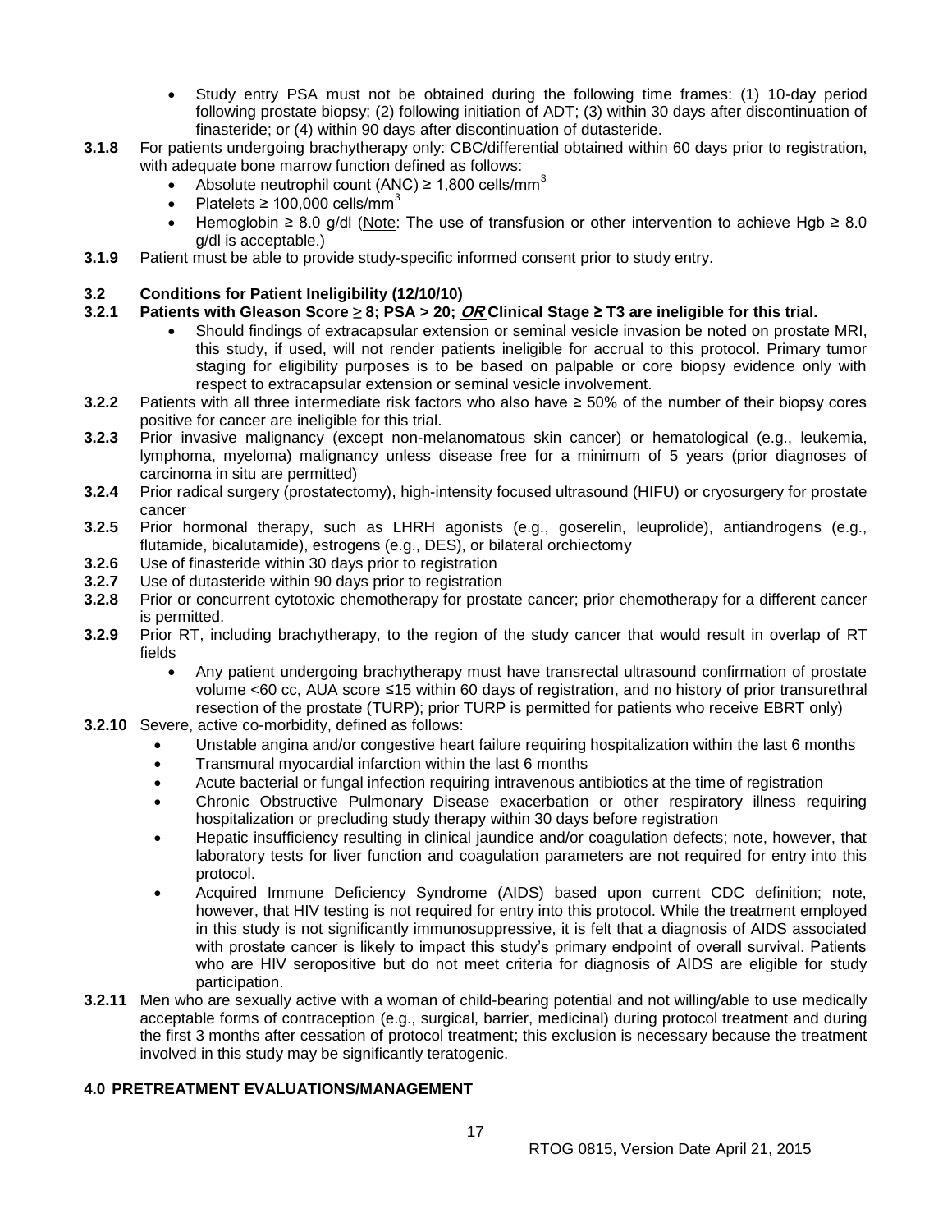- Study entry PSA must not be obtained during the following time frames: (1) 10-day period following prostate biopsy; (2) following initiation of ADT; (3) within 30 days after discontinuation of finasteride; or (4) within 90 days after discontinuation of dutasteride.

**3.1.8** For patients undergoing brachytherapy only: CBC/differential obtained within 60 days prior to registration, with adequate bone marrow function defined as follows:

- Absolute neutrophil count (ANC) ≥ 1,800 cells/mm$^3$
- Platelets ≥ 100,000 cells/mm$^3$
- Hemoglobin ≥ 8.0 g/dl (Note: The use of transfusion or other intervention to achieve Hgb ≥ 8.0 g/dl is acceptable.)

**3.1.9** Patient must be able to provide study-specific informed consent prior to study entry.

### 3.2 Conditions for Patient Ineligibility (12/10/10)

**3.2.1 Patients with Gleason Score ≥ 8; PSA > 20; *OR* Clinical Stage ≥ T3 are ineligible for this trial.**

- Should findings of extracapsular extension or seminal vesicle invasion be noted on prostate MRI, this study, if used, will not render patients ineligible for accrual to this protocol. Primary tumor staging for eligibility purposes is to be based on palpable or core biopsy evidence only with respect to extracapsular extension or seminal vesicle involvement.

**3.2.2** Patients with all three intermediate risk factors who also have ≥ 50% of the number of their biopsy cores positive for cancer are ineligible for this trial.

**3.2.3** Prior invasive malignancy (except non-melanomatous skin cancer) or hematological (e.g., leukemia, lymphoma, myeloma) malignancy unless disease free for a minimum of 5 years (prior diagnoses of carcinoma in situ are permitted)

**3.2.4** Prior radical surgery (prostatectomy), high-intensity focused ultrasound (HIFU) or cryosurgery for prostate cancer

**3.2.5** Prior hormonal therapy, such as LHRH agonists (e.g., goserelin, leuprolide), antiandrogens (e.g., flutamide, bicalutamide), estrogens (e.g., DES), or bilateral orchiectomy

**3.2.6** Use of finasteride within 30 days prior to registration

**3.2.7** Use of dutasteride within 90 days prior to registration

**3.2.8** Prior or concurrent cytotoxic chemotherapy for prostate cancer; prior chemotherapy for a different cancer is permitted.

**3.2.9** Prior RT, including brachytherapy, to the region of the study cancer that would result in overlap of RT fields

- Any patient undergoing brachytherapy must have transrectal ultrasound confirmation of prostate volume <60 cc, AUA score ≤15 within 60 days of registration, and no history of prior transurethral resection of the prostate (TURP); prior TURP is permitted for patients who receive EBRT only)

**3.2.10** Severe, active co-morbidity, defined as follows:

- Unstable angina and/or congestive heart failure requiring hospitalization within the last 6 months
- Transmural myocardial infarction within the last 6 months
- Acute bacterial or fungal infection requiring intravenous antibiotics at the time of registration
- Chronic Obstructive Pulmonary Disease exacerbation or other respiratory illness requiring hospitalization or precluding study therapy within 30 days before registration
- Hepatic insufficiency resulting in clinical jaundice and/or coagulation defects; note, however, that laboratory tests for liver function and coagulation parameters are not required for entry into this protocol.
- Acquired Immune Deficiency Syndrome (AIDS) based upon current CDC definition; note, however, that HIV testing is not required for entry into this protocol. While the treatment employed in this study is not significantly immunosuppressive, it is felt that a diagnosis of AIDS associated with prostate cancer is likely to impact this study's primary endpoint of overall survival. Patients who are HIV seropositive but do not meet criteria for diagnosis of AIDS are eligible for study participation.

**3.2.11** Men who are sexually active with a woman of child-bearing potential and not willing/able to use medically acceptable forms of contraception (e.g., surgical, barrier, medicinal) during protocol treatment and during the first 3 months after cessation of protocol treatment; this exclusion is necessary because the treatment involved in this study may be significantly teratogenic.

## 4.0 PRETREATMENT EVALUATIONS/MANAGEMENT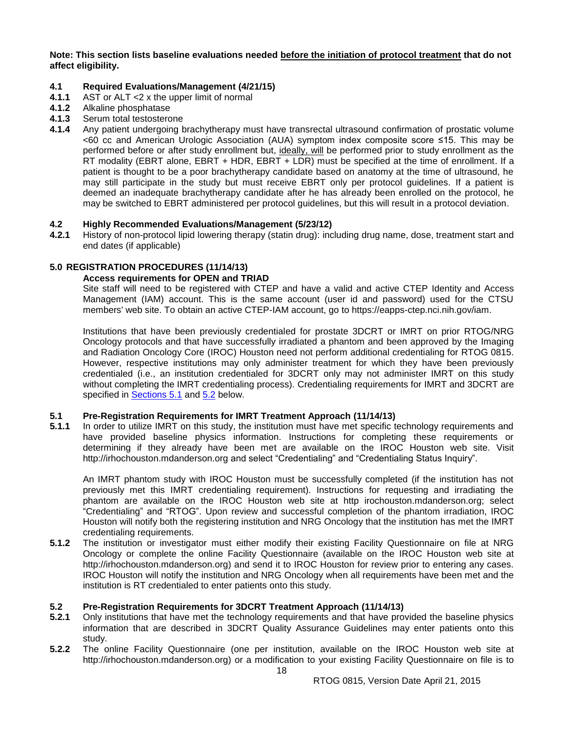**Note: This section lists baseline evaluations needed before the initiation of protocol treatment that do not affect eligibility.**

### 4.1 Required Evaluations/Management (4/21/15)

**4.1.1** AST or ALT <2 x the upper limit of normal

**4.1.2** Alkaline phosphatase

**4.1.3** Serum total testosterone

**4.1.4** Any patient undergoing brachytherapy must have transrectal ultrasound confirmation of prostatic volume <60 cc and American Urologic Association (AUA) symptom index composite score ≤15. This may be performed before or after study enrollment but, ideally, will be performed prior to study enrollment as the RT modality (EBRT alone, EBRT + HDR, EBRT + LDR) must be specified at the time of enrollment. If a patient is thought to be a poor brachytherapy candidate based on anatomy at the time of ultrasound, he may still participate in the study but must receive EBRT only per protocol guidelines. If a patient is deemed an inadequate brachytherapy candidate after he has already been enrolled on the protocol, he may be switched to EBRT administered per protocol guidelines, but this will result in a protocol deviation.

### 4.2 Highly Recommended Evaluations/Management (5/23/12)

**4.2.1** History of non-protocol lipid lowering therapy (statin drug): including drug name, dose, treatment start and end dates (if applicable)

## 5.0 REGISTRATION PROCEDURES (11/14/13)

**Access requirements for OPEN and TRIAD**

Site staff will need to be registered with CTEP and have a valid and active CTEP Identity and Access Management (IAM) account. This is the same account (user id and password) used for the CTSU members' web site. To obtain an active CTEP-IAM account, go to https://eapps-ctep.nci.nih.gov/iam.

Institutions that have been previously credentialed for prostate 3DCRT or IMRT on prior RTOG/NRG Oncology protocols and that have successfully irradiated a phantom and been approved by the Imaging and Radiation Oncology Core (IROC) Houston need not perform additional credentialing for RTOG 0815. However, respective institutions may only administer treatment for which they have been previously credentialed (i.e., an institution credentialed for 3DCRT only may not administer IMRT on this study without completing the IMRT credentialing process). Credentialing requirements for IMRT and 3DCRT are specified in Sections 5.1 and 5.2 below.

### 5.1 Pre-Registration Requirements for IMRT Treatment Approach (11/14/13)

**5.1.1** In order to utilize IMRT on this study, the institution must have met specific technology requirements and have provided baseline physics information. Instructions for completing these requirements or determining if they already have been met are available on the IROC Houston web site. Visit http://irhochouston.mdanderson.org and select "Credentialing" and "Credentialing Status Inquiry".

An IMRT phantom study with IROC Houston must be successfully completed (if the institution has not previously met this IMRT credentialing requirement). Instructions for requesting and irradiating the phantom are available on the IROC Houston web site at http irochouston.mdanderson.org; select "Credentialing" and "RTOG". Upon review and successful completion of the phantom irradiation, IROC Houston will notify both the registering institution and NRG Oncology that the institution has met the IMRT credentialing requirements.

**5.1.2** The institution or investigator must either modify their existing Facility Questionnaire on file at NRG Oncology or complete the online Facility Questionnaire (available on the IROC Houston web site at http://irhochouston.mdanderson.org) and send it to IROC Houston for review prior to entering any cases. IROC Houston will notify the institution and NRG Oncology when all requirements have been met and the institution is RT credentialed to enter patients onto this study.

### 5.2 Pre-Registration Requirements for 3DCRT Treatment Approach (11/14/13)

**5.2.1** Only institutions that have met the technology requirements and that have provided the baseline physics information that are described in 3DCRT Quality Assurance Guidelines may enter patients onto this study.

**5.2.2** The online Facility Questionnaire (one per institution, available on the IROC Houston web site at http://irhochouston.mdanderson.org) or a modification to your existing Facility Questionnaire on file is to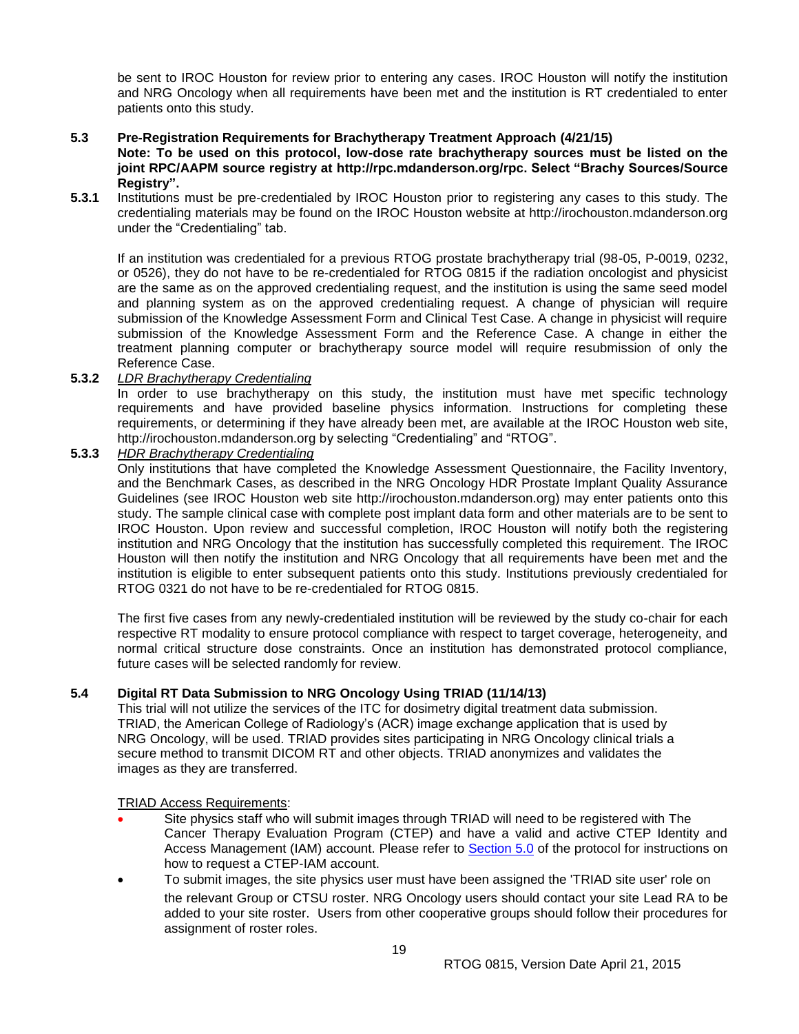be sent to IROC Houston for review prior to entering any cases. IROC Houston will notify the institution and NRG Oncology when all requirements have been met and the institution is RT credentialed to enter patients onto this study.

**5.3 Pre-Registration Requirements for Brachytherapy Treatment Approach (4/21/15)**

**Note: To be used on this protocol, low-dose rate brachytherapy sources must be listed on the joint RPC/AAPM source registry at http://rpc.mdanderson.org/rpc. Select "Brachy Sources/Source Registry".**

**5.3.1** Institutions must be pre-credentialed by IROC Houston prior to registering any cases to this study. The credentialing materials may be found on the IROC Houston website at http://irochouston.mdanderson.org under the "Credentialing" tab.

If an institution was credentialed for a previous RTOG prostate brachytherapy trial (98-05, P-0019, 0232, or 0526), they do not have to be re-credentialed for RTOG 0815 if the radiation oncologist and physicist are the same as on the approved credentialing request, and the institution is using the same seed model and planning system as on the approved credentialing request. A change of physician will require submission of the Knowledge Assessment Form and Clinical Test Case. A change in physicist will require submission of the Knowledge Assessment Form and the Reference Case. A change in either the treatment planning computer or brachytherapy source model will require resubmission of only the Reference Case.

**5.3.2** *LDR Brachytherapy Credentialing*

In order to use brachytherapy on this study, the institution must have met specific technology requirements and have provided baseline physics information. Instructions for completing these requirements, or determining if they have already been met, are available at the IROC Houston web site, http://irochouston.mdanderson.org by selecting "Credentialing" and "RTOG".

**5.3.3** *HDR Brachytherapy Credentialing*

Only institutions that have completed the Knowledge Assessment Questionnaire, the Facility Inventory, and the Benchmark Cases, as described in the NRG Oncology HDR Prostate Implant Quality Assurance Guidelines (see IROC Houston web site http://irochouston.mdanderson.org) may enter patients onto this study. The sample clinical case with complete post implant data form and other materials are to be sent to IROC Houston. Upon review and successful completion, IROC Houston will notify both the registering institution and NRG Oncology that the institution has successfully completed this requirement. The IROC Houston will then notify the institution and NRG Oncology that all requirements have been met and the institution is eligible to enter subsequent patients onto this study. Institutions previously credentialed for RTOG 0321 do not have to be re-credentialed for RTOG 0815.

The first five cases from any newly-credentialed institution will be reviewed by the study co-chair for each respective RT modality to ensure protocol compliance with respect to target coverage, heterogeneity, and normal critical structure dose constraints. Once an institution has demonstrated protocol compliance, future cases will be selected randomly for review.

**5.4 Digital RT Data Submission to NRG Oncology Using TRIAD (11/14/13)**

This trial will not utilize the services of the ITC for dosimetry digital treatment data submission. TRIAD, the American College of Radiology's (ACR) image exchange application that is used by NRG Oncology, will be used. TRIAD provides sites participating in NRG Oncology clinical trials a secure method to transmit DICOM RT and other objects. TRIAD anonymizes and validates the images as they are transferred.

TRIAD Access Requirements:

- Site physics staff who will submit images through TRIAD will need to be registered with The Cancer Therapy Evaluation Program (CTEP) and have a valid and active CTEP Identity and Access Management (IAM) account. Please refer to Section 5.0 of the protocol for instructions on how to request a CTEP-IAM account.
- To submit images, the site physics user must have been assigned the 'TRIAD site user' role on the relevant Group or CTSU roster. NRG Oncology users should contact your site Lead RA to be added to your site roster. Users from other cooperative groups should follow their procedures for assignment of roster roles.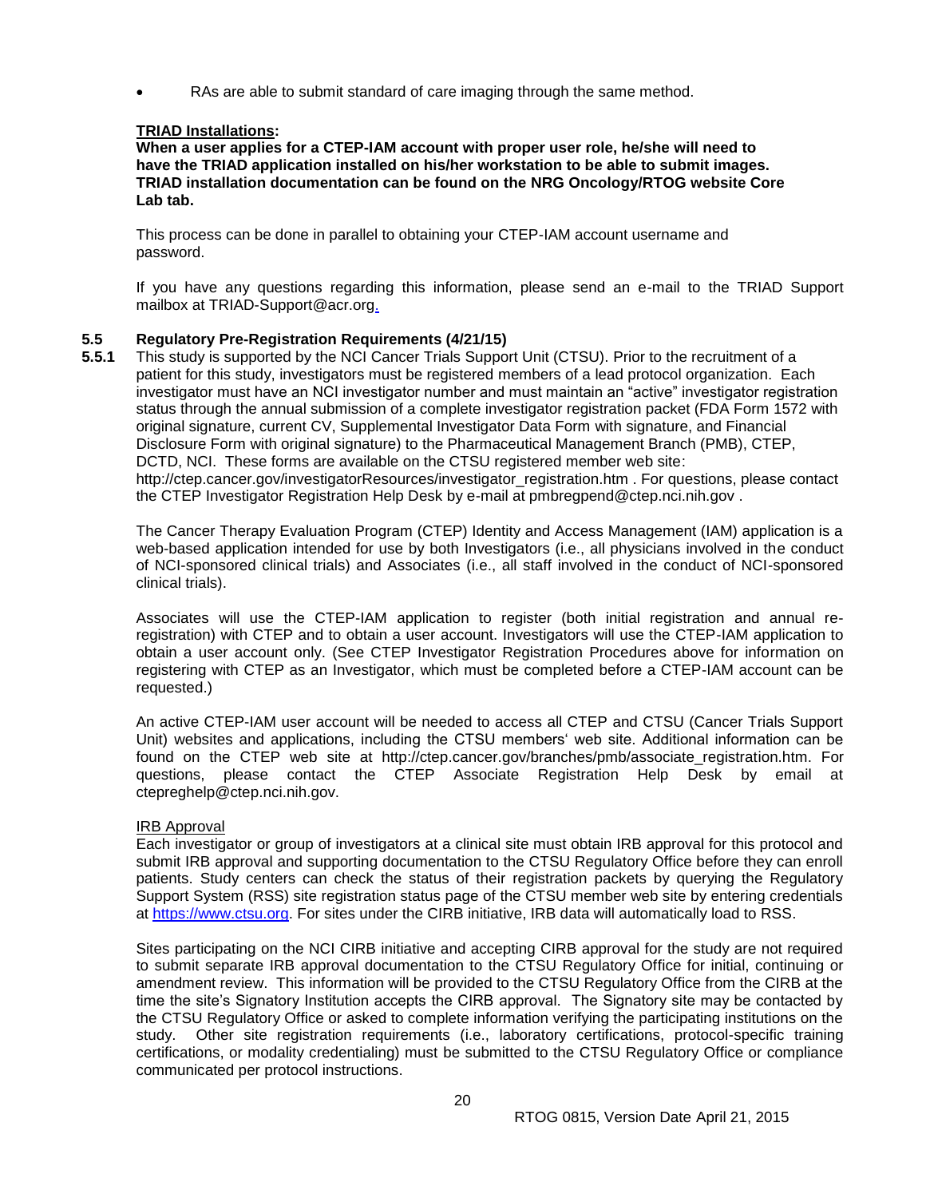- RAs are able to submit standard of care imaging through the same method.

**TRIAD Installations:**

**When a user applies for a CTEP-IAM account with proper user role, he/she will need to have the TRIAD application installed on his/her workstation to be able to submit images. TRIAD installation documentation can be found on the NRG Oncology/RTOG website Core Lab tab.**

This process can be done in parallel to obtaining your CTEP-IAM account username and password.

If you have any questions regarding this information, please send an e-mail to the TRIAD Support mailbox at TRIAD-Support@acr.org.

### 5.5 Regulatory Pre-Registration Requirements (4/21/15)

**5.5.1** This study is supported by the NCI Cancer Trials Support Unit (CTSU). Prior to the recruitment of a patient for this study, investigators must be registered members of a lead protocol organization. Each investigator must have an NCI investigator number and must maintain an "active" investigator registration status through the annual submission of a complete investigator registration packet (FDA Form 1572 with original signature, current CV, Supplemental Investigator Data Form with signature, and Financial Disclosure Form with original signature) to the Pharmaceutical Management Branch (PMB), CTEP, DCTD, NCI. These forms are available on the CTSU registered member web site: http://ctep.cancer.gov/investigatorResources/investigator_registration.htm . For questions, please contact the CTEP Investigator Registration Help Desk by e-mail at pmbregpend@ctep.nci.nih.gov .

The Cancer Therapy Evaluation Program (CTEP) Identity and Access Management (IAM) application is a web-based application intended for use by both Investigators (i.e., all physicians involved in the conduct of NCI-sponsored clinical trials) and Associates (i.e., all staff involved in the conduct of NCI-sponsored clinical trials).

Associates will use the CTEP-IAM application to register (both initial registration and annual re-registration) with CTEP and to obtain a user account. Investigators will use the CTEP-IAM application to obtain a user account only. (See CTEP Investigator Registration Procedures above for information on registering with CTEP as an Investigator, which must be completed before a CTEP-IAM account can be requested.)

An active CTEP-IAM user account will be needed to access all CTEP and CTSU (Cancer Trials Support Unit) websites and applications, including the CTSU members' web site. Additional information can be found on the CTEP web site at http://ctep.cancer.gov/branches/pmb/associate_registration.htm. For questions, please contact the CTEP Associate Registration Help Desk by email at ctepreghelp@ctep.nci.nih.gov.

IRB Approval

Each investigator or group of investigators at a clinical site must obtain IRB approval for this protocol and submit IRB approval and supporting documentation to the CTSU Regulatory Office before they can enroll patients. Study centers can check the status of their registration packets by querying the Regulatory Support System (RSS) site registration status page of the CTSU member web site by entering credentials at https://www.ctsu.org. For sites under the CIRB initiative, IRB data will automatically load to RSS.

Sites participating on the NCI CIRB initiative and accepting CIRB approval for the study are not required to submit separate IRB approval documentation to the CTSU Regulatory Office for initial, continuing or amendment review. This information will be provided to the CTSU Regulatory Office from the CIRB at the time the site's Signatory Institution accepts the CIRB approval. The Signatory site may be contacted by the CTSU Regulatory Office or asked to complete information verifying the participating institutions on the study. Other site registration requirements (i.e., laboratory certifications, protocol-specific training certifications, or modality credentialing) must be submitted to the CTSU Regulatory Office or compliance communicated per protocol instructions.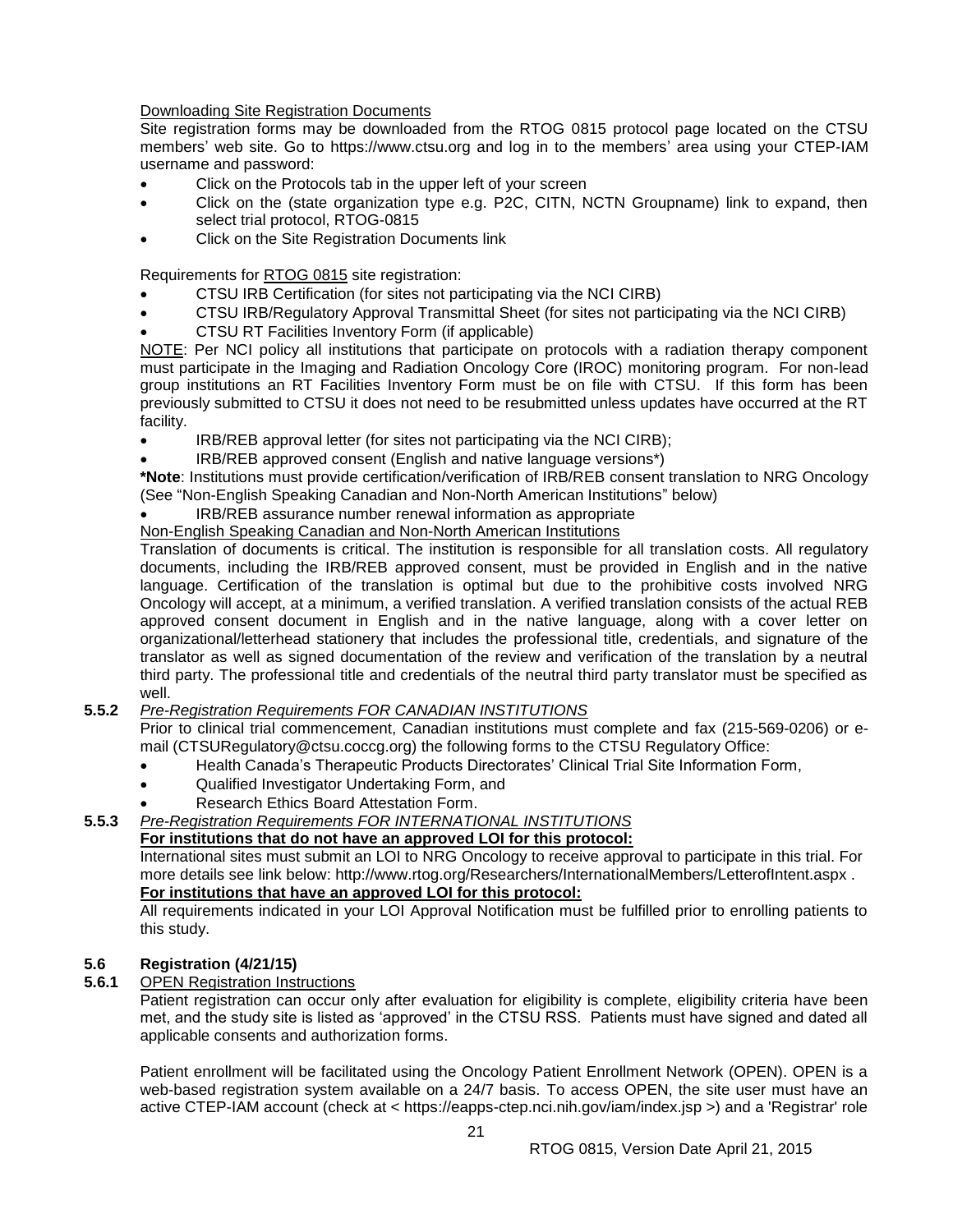Downloading Site Registration Documents

Site registration forms may be downloaded from the RTOG 0815 protocol page located on the CTSU members' web site. Go to https://www.ctsu.org and log in to the members' area using your CTEP-IAM username and password:

- Click on the Protocols tab in the upper left of your screen
- Click on the (state organization type e.g. P2C, CITN, NCTN Groupname) link to expand, then select trial protocol, RTOG-0815
- Click on the Site Registration Documents link

Requirements for RTOG 0815 site registration:

- CTSU IRB Certification (for sites not participating via the NCI CIRB)
- CTSU IRB/Regulatory Approval Transmittal Sheet (for sites not participating via the NCI CIRB)
- CTSU RT Facilities Inventory Form (if applicable)

NOTE: Per NCI policy all institutions that participate on protocols with a radiation therapy component must participate in the Imaging and Radiation Oncology Core (IROC) monitoring program. For non-lead group institutions an RT Facilities Inventory Form must be on file with CTSU. If this form has been previously submitted to CTSU it does not need to be resubmitted unless updates have occurred at the RT facility.

- IRB/REB approval letter (for sites not participating via the NCI CIRB);
- IRB/REB approved consent (English and native language versions*)

***Note**: Institutions must provide certification/verification of IRB/REB consent translation to NRG Oncology (See "Non-English Speaking Canadian and Non-North American Institutions" below)

- IRB/REB assurance number renewal information as appropriate

Non-English Speaking Canadian and Non-North American Institutions

Translation of documents is critical. The institution is responsible for all translation costs. All regulatory documents, including the IRB/REB approved consent, must be provided in English and in the native language. Certification of the translation is optimal but due to the prohibitive costs involved NRG Oncology will accept, at a minimum, a verified translation. A verified translation consists of the actual REB approved consent document in English and in the native language, along with a cover letter on organizational/letterhead stationery that includes the professional title, credentials, and signature of the translator as well as signed documentation of the review and verification of the translation by a neutral third party. The professional title and credentials of the neutral third party translator must be specified as well.

**5.5.2** *Pre-Registration Requirements FOR CANADIAN INSTITUTIONS*

Prior to clinical trial commencement, Canadian institutions must complete and fax (215-569-0206) or e-mail (CTSURegulatory@ctsu.coccg.org) the following forms to the CTSU Regulatory Office:

- Health Canada's Therapeutic Products Directorates' Clinical Trial Site Information Form,
- Qualified Investigator Undertaking Form, and
- Research Ethics Board Attestation Form.

**5.5.3** *Pre-Registration Requirements FOR INTERNATIONAL INSTITUTIONS*

**For institutions that do not have an approved LOI for this protocol:**

International sites must submit an LOI to NRG Oncology to receive approval to participate in this trial. For more details see link below: http://www.rtog.org/Researchers/InternationalMembers/LetterofIntent.aspx .

**For institutions that have an approved LOI for this protocol:**

All requirements indicated in your LOI Approval Notification must be fulfilled prior to enrolling patients to this study.

## 5.6 Registration (4/21/15)

**5.6.1** OPEN Registration Instructions

Patient registration can occur only after evaluation for eligibility is complete, eligibility criteria have been met, and the study site is listed as 'approved' in the CTSU RSS. Patients must have signed and dated all applicable consents and authorization forms.

Patient enrollment will be facilitated using the Oncology Patient Enrollment Network (OPEN). OPEN is a web-based registration system available on a 24/7 basis. To access OPEN, the site user must have an active CTEP-IAM account (check at < https://eapps-ctep.nci.nih.gov/iam/index.jsp >) and a 'Registrar' role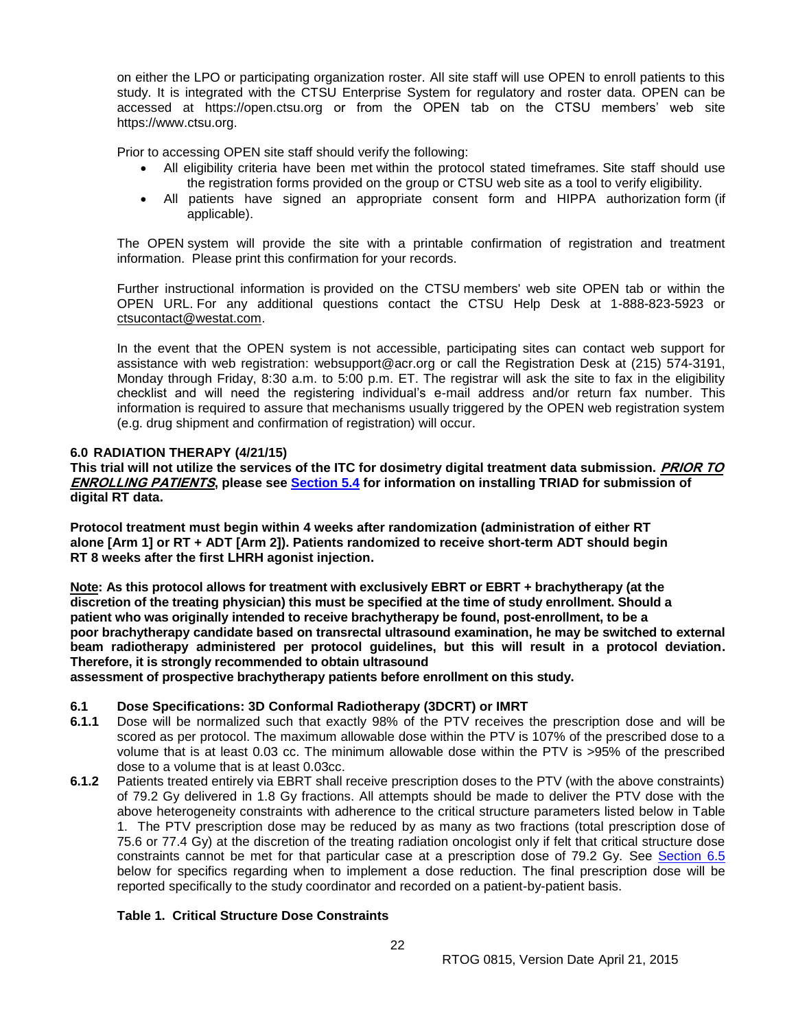on either the LPO or participating organization roster. All site staff will use OPEN to enroll patients to this study. It is integrated with the CTSU Enterprise System for regulatory and roster data. OPEN can be accessed at https://open.ctsu.org or from the OPEN tab on the CTSU members' web site https://www.ctsu.org.

Prior to accessing OPEN site staff should verify the following:

- All eligibility criteria have been met within the protocol stated timeframes. Site staff should use the registration forms provided on the group or CTSU web site as a tool to verify eligibility.
- All patients have signed an appropriate consent form and HIPPA authorization form (if applicable).

The OPEN system will provide the site with a printable confirmation of registration and treatment information. Please print this confirmation for your records.

Further instructional information is provided on the CTSU members' web site OPEN tab or within the OPEN URL. For any additional questions contact the CTSU Help Desk at 1-888-823-5923 or ctsucontact@westat.com.

In the event that the OPEN system is not accessible, participating sites can contact web support for assistance with web registration: websupport@acr.org or call the Registration Desk at (215) 574-3191, Monday through Friday, 8:30 a.m. to 5:00 p.m. ET. The registrar will ask the site to fax in the eligibility checklist and will need the registering individual's e-mail address and/or return fax number. This information is required to assure that mechanisms usually triggered by the OPEN web registration system (e.g. drug shipment and confirmation of registration) will occur.

## 6.0 RADIATION THERAPY (4/21/15)

**This trial will not utilize the services of the ITC for dosimetry digital treatment data submission. *PRIOR TO ENROLLING PATIENTS*, please see Section 5.4 for information on installing TRIAD for submission of digital RT data.**

**Protocol treatment must begin within 4 weeks after randomization (administration of either RT alone [Arm 1] or RT + ADT [Arm 2]). Patients randomized to receive short-term ADT should begin RT 8 weeks after the first LHRH agonist injection.**

**Note: As this protocol allows for treatment with exclusively EBRT or EBRT + brachytherapy (at the discretion of the treating physician) this must be specified at the time of study enrollment. Should a patient who was originally intended to receive brachytherapy be found, post-enrollment, to be a poor brachytherapy candidate based on transrectal ultrasound examination, he may be switched to external beam radiotherapy administered per protocol guidelines, but this will result in a protocol deviation. Therefore, it is strongly recommended to obtain ultrasound assessment of prospective brachytherapy patients before enrollment on this study.**

### 6.1 Dose Specifications: 3D Conformal Radiotherapy (3DCRT) or IMRT

**6.1.1** Dose will be normalized such that exactly 98% of the PTV receives the prescription dose and will be scored as per protocol. The maximum allowable dose within the PTV is 107% of the prescribed dose to a volume that is at least 0.03 cc. The minimum allowable dose within the PTV is >95% of the prescribed dose to a volume that is at least 0.03cc.

**6.1.2** Patients treated entirely via EBRT shall receive prescription doses to the PTV (with the above constraints) of 79.2 Gy delivered in 1.8 Gy fractions. All attempts should be made to deliver the PTV dose with the above heterogeneity constraints with adherence to the critical structure parameters listed below in Table 1. The PTV prescription dose may be reduced by as many as two fractions (total prescription dose of 75.6 or 77.4 Gy) at the discretion of the treating radiation oncologist only if felt that critical structure dose constraints cannot be met for that particular case at a prescription dose of 79.2 Gy. See Section 6.5 below for specifics regarding when to implement a dose reduction. The final prescription dose will be reported specifically to the study coordinator and recorded on a patient-by-patient basis.

**Table 1. Critical Structure Dose Constraints**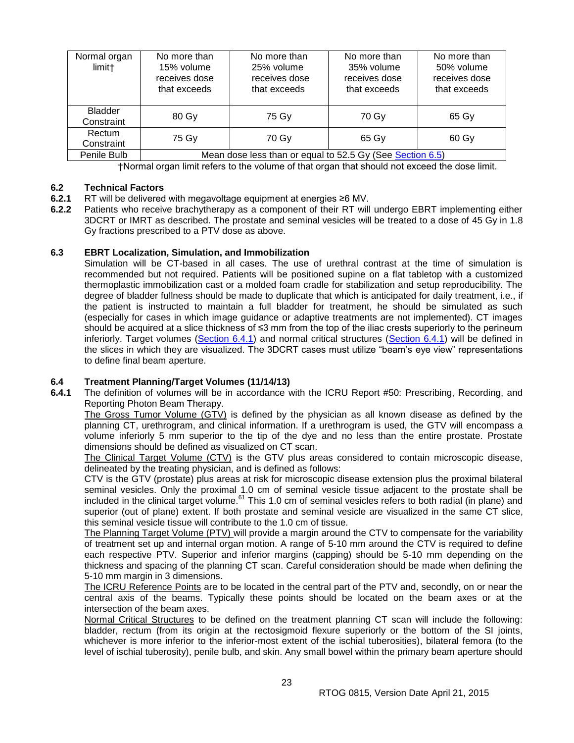| Normal organ limit† | No more than 15% volume receives dose that exceeds | No more than 25% volume receives dose that exceeds | No more than 35% volume receives dose that exceeds | No more than 50% volume receives dose that exceeds |
|---|---|---|---|---|
| Bladder Constraint | 80 Gy | 75 Gy | 70 Gy | 65 Gy |
| Rectum Constraint | 75 Gy | 70 Gy | 65 Gy | 60 Gy |
| Penile Bulb | Mean dose less than or equal to 52.5 Gy (See Section 6.5) | | | |

†Normal organ limit refers to the volume of that organ that should not exceed the dose limit.

## 6.2 Technical Factors

**6.2.1** RT will be delivered with megavoltage equipment at energies ≥6 MV.

**6.2.2** Patients who receive brachytherapy as a component of their RT will undergo EBRT implementing either 3DCRT or IMRT as described. The prostate and seminal vesicles will be treated to a dose of 45 Gy in 1.8 Gy fractions prescribed to a PTV dose as above.

## 6.3 EBRT Localization, Simulation, and Immobilization

Simulation will be CT-based in all cases. The use of urethral contrast at the time of simulation is recommended but not required. Patients will be positioned supine on a flat tabletop with a customized thermoplastic immobilization cast or a molded foam cradle for stabilization and setup reproducibility. The degree of bladder fullness should be made to duplicate that which is anticipated for daily treatment, i.e., if the patient is instructed to maintain a full bladder for treatment, he should be simulated as such (especially for cases in which image guidance or adaptive treatments are not implemented). CT images should be acquired at a slice thickness of ≤3 mm from the top of the iliac crests superiorly to the perineum inferiorly. Target volumes (Section 6.4.1) and normal critical structures (Section 6.4.1) will be defined in the slices in which they are visualized. The 3DCRT cases must utilize "beam's eye view" representations to define final beam aperture.

## 6.4 Treatment Planning/Target Volumes (11/14/13)

**6.4.1** The definition of volumes will be in accordance with the ICRU Report #50: Prescribing, Recording, and Reporting Photon Beam Therapy.

The Gross Tumor Volume (GTV) is defined by the physician as all known disease as defined by the planning CT, urethrogram, and clinical information. If a urethrogram is used, the GTV will encompass a volume inferiorly 5 mm superior to the tip of the dye and no less than the entire prostate. Prostate dimensions should be defined as visualized on CT scan.

The Clinical Target Volume (CTV) is the GTV plus areas considered to contain microscopic disease, delineated by the treating physician, and is defined as follows:

CTV is the GTV (prostate) plus areas at risk for microscopic disease extension plus the proximal bilateral seminal vesicles. Only the proximal 1.0 cm of seminal vesicle tissue adjacent to the prostate shall be included in the clinical target volume.[61] This 1.0 cm of seminal vesicles refers to both radial (in plane) and superior (out of plane) extent. If both prostate and seminal vesicle are visualized in the same CT slice, this seminal vesicle tissue will contribute to the 1.0 cm of tissue.

The Planning Target Volume (PTV) will provide a margin around the CTV to compensate for the variability of treatment set up and internal organ motion. A range of 5-10 mm around the CTV is required to define each respective PTV. Superior and inferior margins (capping) should be 5-10 mm depending on the thickness and spacing of the planning CT scan. Careful consideration should be made when defining the 5-10 mm margin in 3 dimensions.

The ICRU Reference Points are to be located in the central part of the PTV and, secondly, on or near the central axis of the beams. Typically these points should be located on the beam axes or at the intersection of the beam axes.

Normal Critical Structures to be defined on the treatment planning CT scan will include the following: bladder, rectum (from its origin at the rectosigmoid flexure superiorly or the bottom of the SI joints, whichever is more inferior to the inferior-most extent of the ischial tuberosities), bilateral femora (to the level of ischial tuberosity), penile bulb, and skin. Any small bowel within the primary beam aperture should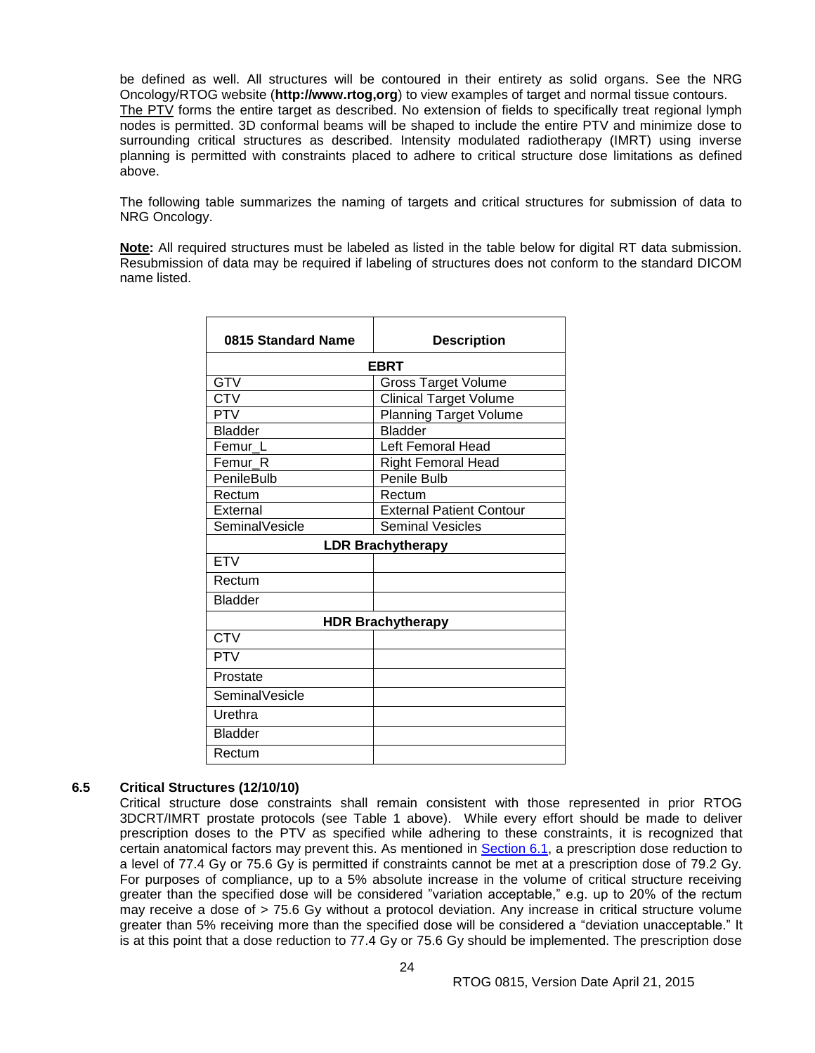be defined as well. All structures will be contoured in their entirety as solid organs. See the NRG Oncology/RTOG website (**http://www.rtog,org**) to view examples of target and normal tissue contours.
The PTV forms the entire target as described. No extension of fields to specifically treat regional lymph nodes is permitted. 3D conformal beams will be shaped to include the entire PTV and minimize dose to surrounding critical structures as described. Intensity modulated radiotherapy (IMRT) using inverse planning is permitted with constraints placed to adhere to critical structure dose limitations as defined above.

The following table summarizes the naming of targets and critical structures for submission of data to NRG Oncology.

**Note:** All required structures must be labeled as listed in the table below for digital RT data submission. Resubmission of data may be required if labeling of structures does not conform to the standard DICOM name listed.

| 0815 Standard Name | Description |
|---|---|
| **EBRT** | |
| GTV | Gross Target Volume |
| CTV | Clinical Target Volume |
| PTV | Planning Target Volume |
| Bladder | Bladder |
| Femur_L | Left Femoral Head |
| Femur_R | Right Femoral Head |
| PenileBulb | Penile Bulb |
| Rectum | Rectum |
| External | External Patient Contour |
| SeminalVesicle | Seminal Vesicles |
| **LDR Brachytherapy** | |
| ETV | |
| Rectum | |
| Bladder | |
| **HDR Brachytherapy** | |
| CTV | |
| PTV | |
| Prostate | |
| SeminalVesicle | |
| Urethra | |
| Bladder | |
| Rectum | |

### 6.5 Critical Structures (12/10/10)

Critical structure dose constraints shall remain consistent with those represented in prior RTOG 3DCRT/IMRT prostate protocols (see Table 1 above). While every effort should be made to deliver prescription doses to the PTV as specified while adhering to these constraints, it is recognized that certain anatomical factors may prevent this. As mentioned in Section 6.1, a prescription dose reduction to a level of 77.4 Gy or 75.6 Gy is permitted if constraints cannot be met at a prescription dose of 79.2 Gy. For purposes of compliance, up to a 5% absolute increase in the volume of critical structure receiving greater than the specified dose will be considered "variation acceptable," e.g. up to 20% of the rectum may receive a dose of > 75.6 Gy without a protocol deviation. Any increase in critical structure volume greater than 5% receiving more than the specified dose will be considered a "deviation unacceptable." It is at this point that a dose reduction to 77.4 Gy or 75.6 Gy should be implemented. The prescription dose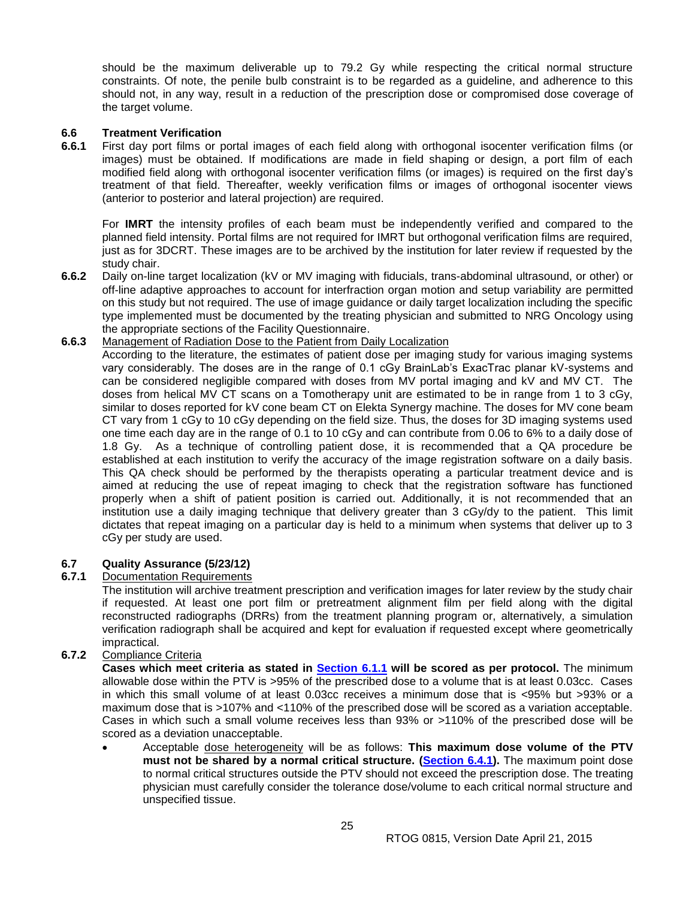should be the maximum deliverable up to 79.2 Gy while respecting the critical normal structure constraints. Of note, the penile bulb constraint is to be regarded as a guideline, and adherence to this should not, in any way, result in a reduction of the prescription dose or compromised dose coverage of the target volume.

### 6.6 Treatment Verification

**6.6.1** First day port films or portal images of each field along with orthogonal isocenter verification films (or images) must be obtained. If modifications are made in field shaping or design, a port film of each modified field along with orthogonal isocenter verification films (or images) is required on the first day's treatment of that field. Thereafter, weekly verification films or images of orthogonal isocenter views (anterior to posterior and lateral projection) are required.

For **IMRT** the intensity profiles of each beam must be independently verified and compared to the planned field intensity. Portal films are not required for IMRT but orthogonal verification films are required, just as for 3DCRT. These images are to be archived by the institution for later review if requested by the study chair.

**6.6.2** Daily on-line target localization (kV or MV imaging with fiducials, trans-abdominal ultrasound, or other) or off-line adaptive approaches to account for interfraction organ motion and setup variability are permitted on this study but not required. The use of image guidance or daily target localization including the specific type implemented must be documented by the treating physician and submitted to NRG Oncology using the appropriate sections of the Facility Questionnaire.

**6.6.3** Management of Radiation Dose to the Patient from Daily Localization

According to the literature, the estimates of patient dose per imaging study for various imaging systems vary considerably. The doses are in the range of 0.1 cGy BrainLab's ExacTrac planar kV-systems and can be considered negligible compared with doses from MV portal imaging and kV and MV CT. The doses from helical MV CT scans on a Tomotherapy unit are estimated to be in range from 1 to 3 cGy, similar to doses reported for kV cone beam CT on Elekta Synergy machine. The doses for MV cone beam CT vary from 1 cGy to 10 cGy depending on the field size. Thus, the doses for 3D imaging systems used one time each day are in the range of 0.1 to 10 cGy and can contribute from 0.06 to 6% to a daily dose of 1.8 Gy. As a technique of controlling patient dose, it is recommended that a QA procedure be established at each institution to verify the accuracy of the image registration software on a daily basis. This QA check should be performed by the therapists operating a particular treatment device and is aimed at reducing the use of repeat imaging to check that the registration software has functioned properly when a shift of patient position is carried out. Additionally, it is not recommended that an institution use a daily imaging technique that delivery greater than 3 cGy/dy to the patient. This limit dictates that repeat imaging on a particular day is held to a minimum when systems that deliver up to 3 cGy per study are used.

### 6.7 Quality Assurance (5/23/12)

**6.7.1** Documentation Requirements

The institution will archive treatment prescription and verification images for later review by the study chair if requested. At least one port film or pretreatment alignment film per field along with the digital reconstructed radiographs (DRRs) from the treatment planning program or, alternatively, a simulation verification radiograph shall be acquired and kept for evaluation if requested except where geometrically impractical.

**6.7.2** Compliance Criteria

**Cases which meet criteria as stated in Section 6.1.1 will be scored as per protocol.** The minimum allowable dose within the PTV is >95% of the prescribed dose to a volume that is at least 0.03cc. Cases in which this small volume of at least 0.03cc receives a minimum dose that is <95% but >93% or a maximum dose that is >107% and <110% of the prescribed dose will be scored as a variation acceptable. Cases in which such a small volume receives less than 93% or >110% of the prescribed dose will be scored as a deviation unacceptable.

- Acceptable dose heterogeneity will be as follows: **This maximum dose volume of the PTV must not be shared by a normal critical structure. (Section 6.4.1).** The maximum point dose to normal critical structures outside the PTV should not exceed the prescription dose. The treating physician must carefully consider the tolerance dose/volume to each critical normal structure and unspecified tissue.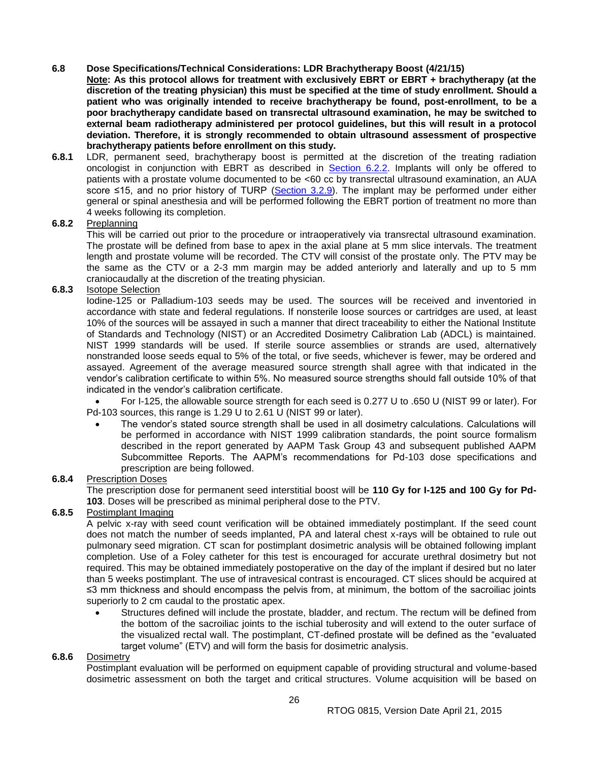**6.8 Dose Specifications/Technical Considerations: LDR Brachytherapy Boost (4/21/15)**

**Note: As this protocol allows for treatment with exclusively EBRT or EBRT + brachytherapy (at the discretion of the treating physician) this must be specified at the time of study enrollment. Should a patient who was originally intended to receive brachytherapy be found, post-enrollment, to be a poor brachytherapy candidate based on transrectal ultrasound examination, he may be switched to external beam radiotherapy administered per protocol guidelines, but this will result in a protocol deviation. Therefore, it is strongly recommended to obtain ultrasound assessment of prospective brachytherapy patients before enrollment on this study.**

**6.8.1** LDR, permanent seed, brachytherapy boost is permitted at the discretion of the treating radiation oncologist in conjunction with EBRT as described in Section 6.2.2. Implants will only be offered to patients with a prostate volume documented to be <60 cc by transrectal ultrasound examination, an AUA score ≤15, and no prior history of TURP (Section 3.2.9). The implant may be performed under either general or spinal anesthesia and will be performed following the EBRT portion of treatment no more than 4 weeks following its completion.

**6.8.2** Preplanning

This will be carried out prior to the procedure or intraoperatively via transrectal ultrasound examination. The prostate will be defined from base to apex in the axial plane at 5 mm slice intervals. The treatment length and prostate volume will be recorded. The CTV will consist of the prostate only. The PTV may be the same as the CTV or a 2-3 mm margin may be added anteriorly and laterally and up to 5 mm craniocaudally at the discretion of the treating physician.

**6.8.3** Isotope Selection

Iodine-125 or Palladium-103 seeds may be used. The sources will be received and inventoried in accordance with state and federal regulations. If nonsterile loose sources or cartridges are used, at least 10% of the sources will be assayed in such a manner that direct traceability to either the National Institute of Standards and Technology (NIST) or an Accredited Dosimetry Calibration Lab (ADCL) is maintained. NIST 1999 standards will be used. If sterile source assemblies or strands are used, alternatively nonstranded loose seeds equal to 5% of the total, or five seeds, whichever is fewer, may be ordered and assayed. Agreement of the average measured source strength shall agree with that indicated in the vendor's calibration certificate to within 5%. No measured source strengths should fall outside 10% of that indicated in the vendor's calibration certificate.

- For I-125, the allowable source strength for each seed is 0.277 U to .650 U (NIST 99 or later). For Pd-103 sources, this range is 1.29 U to 2.61 U (NIST 99 or later).
- The vendor's stated source strength shall be used in all dosimetry calculations. Calculations will be performed in accordance with NIST 1999 calibration standards, the point source formalism described in the report generated by AAPM Task Group 43 and subsequent published AAPM Subcommittee Reports. The AAPM's recommendations for Pd-103 dose specifications and prescription are being followed.

**6.8.4** Prescription Doses

The prescription dose for permanent seed interstitial boost will be **110 Gy for I-125 and 100 Gy for Pd-103**. Doses will be prescribed as minimal peripheral dose to the PTV.

**6.8.5** Postimplant Imaging

A pelvic x-ray with seed count verification will be obtained immediately postimplant. If the seed count does not match the number of seeds implanted, PA and lateral chest x-rays will be obtained to rule out pulmonary seed migration. CT scan for postimplant dosimetric analysis will be obtained following implant completion. Use of a Foley catheter for this test is encouraged for accurate urethral dosimetry but not required. This may be obtained immediately postoperative on the day of the implant if desired but no later than 5 weeks postimplant. The use of intravesical contrast is encouraged. CT slices should be acquired at ≤3 mm thickness and should encompass the pelvis from, at minimum, the bottom of the sacroiliac joints superiorly to 2 cm caudal to the prostatic apex.

- Structures defined will include the prostate, bladder, and rectum. The rectum will be defined from the bottom of the sacroiliac joints to the ischial tuberosity and will extend to the outer surface of the visualized rectal wall. The postimplant, CT-defined prostate will be defined as the "evaluated target volume" (ETV) and will form the basis for dosimetric analysis.

**6.8.6** Dosimetry

Postimplant evaluation will be performed on equipment capable of providing structural and volume-based dosimetric assessment on both the target and critical structures. Volume acquisition will be based on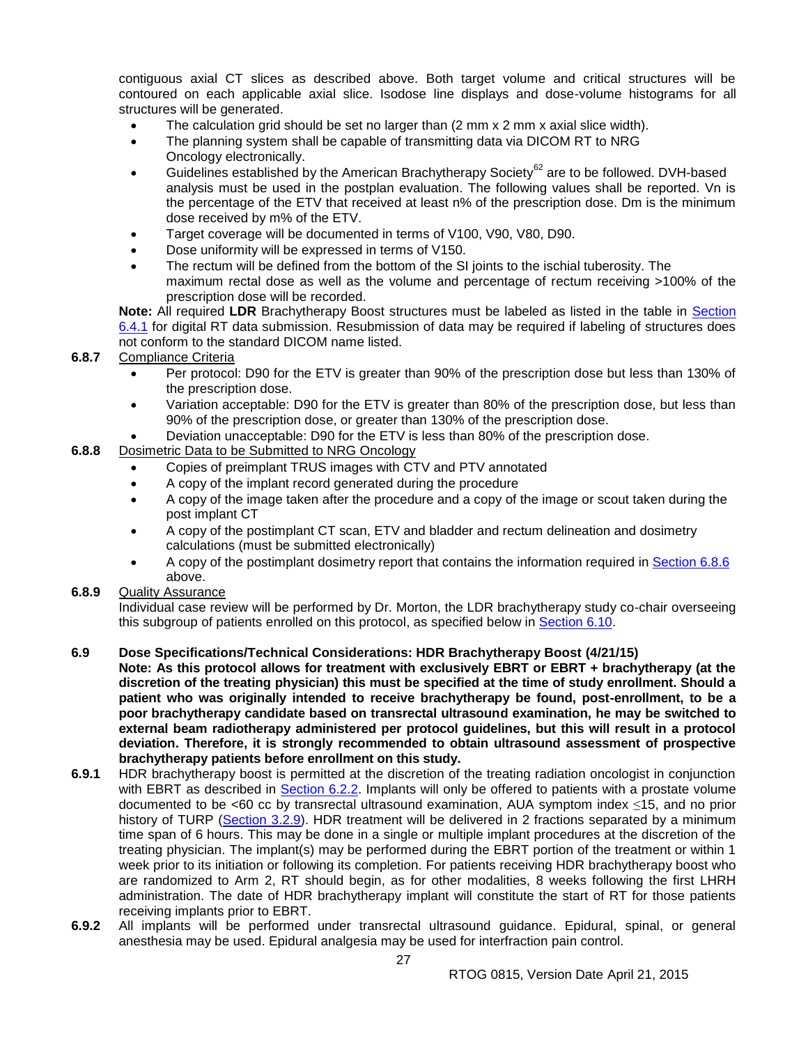contiguous axial CT slices as described above. Both target volume and critical structures will be contoured on each applicable axial slice. Isodose line displays and dose-volume histograms for all structures will be generated.

- The calculation grid should be set no larger than (2 mm x 2 mm x axial slice width).
- The planning system shall be capable of transmitting data via DICOM RT to NRG Oncology electronically.
- Guidelines established by the American Brachytherapy Society[62] are to be followed. DVH-based analysis must be used in the postplan evaluation. The following values shall be reported. Vn is the percentage of the ETV that received at least n% of the prescription dose. Dm is the minimum dose received by m% of the ETV.
- Target coverage will be documented in terms of V100, V90, V80, D90.
- Dose uniformity will be expressed in terms of V150.
- The rectum will be defined from the bottom of the SI joints to the ischial tuberosity. The maximum rectal dose as well as the volume and percentage of rectum receiving >100% of the prescription dose will be recorded.

**Note:** All required **LDR** Brachytherapy Boost structures must be labeled as listed in the table in Section 6.4.1 for digital RT data submission. Resubmission of data may be required if labeling of structures does not conform to the standard DICOM name listed.

**6.8.7** Compliance Criteria

- Per protocol: D90 for the ETV is greater than 90% of the prescription dose but less than 130% of the prescription dose.
- Variation acceptable: D90 for the ETV is greater than 80% of the prescription dose, but less than 90% of the prescription dose, or greater than 130% of the prescription dose.
- Deviation unacceptable: D90 for the ETV is less than 80% of the prescription dose.

**6.8.8** Dosimetric Data to be Submitted to NRG Oncology

- Copies of preimplant TRUS images with CTV and PTV annotated
- A copy of the implant record generated during the procedure
- A copy of the image taken after the procedure and a copy of the image or scout taken during the post implant CT
- A copy of the postimplant CT scan, ETV and bladder and rectum delineation and dosimetry calculations (must be submitted electronically)
- A copy of the postimplant dosimetry report that contains the information required in Section 6.8.6 above.

**6.8.9** Quality Assurance

Individual case review will be performed by Dr. Morton, the LDR brachytherapy study co-chair overseeing this subgroup of patients enrolled on this protocol, as specified below in Section 6.10.

### 6.9 Dose Specifications/Technical Considerations: HDR Brachytherapy Boost (4/21/15)

**Note: As this protocol allows for treatment with exclusively EBRT or EBRT + brachytherapy (at the discretion of the treating physician) this must be specified at the time of study enrollment. Should a patient who was originally intended to receive brachytherapy be found, post-enrollment, to be a poor brachytherapy candidate based on transrectal ultrasound examination, he may be switched to external beam radiotherapy administered per protocol guidelines, but this will result in a protocol deviation. Therefore, it is strongly recommended to obtain ultrasound assessment of prospective brachytherapy patients before enrollment on this study.**

**6.9.1** HDR brachytherapy boost is permitted at the discretion of the treating radiation oncologist in conjunction with EBRT as described in Section 6.2.2. Implants will only be offered to patients with a prostate volume documented to be <60 cc by transrectal ultrasound examination, AUA symptom index ≤15, and no prior history of TURP (Section 3.2.9). HDR treatment will be delivered in 2 fractions separated by a minimum time span of 6 hours. This may be done in a single or multiple implant procedures at the discretion of the treating physician. The implant(s) may be performed during the EBRT portion of the treatment or within 1 week prior to its initiation or following its completion. For patients receiving HDR brachytherapy boost who are randomized to Arm 2, RT should begin, as for other modalities, 8 weeks following the first LHRH administration. The date of HDR brachytherapy implant will constitute the start of RT for those patients receiving implants prior to EBRT.

**6.9.2** All implants will be performed under transrectal ultrasound guidance. Epidural, spinal, or general anesthesia may be used. Epidural analgesia may be used for interfraction pain control.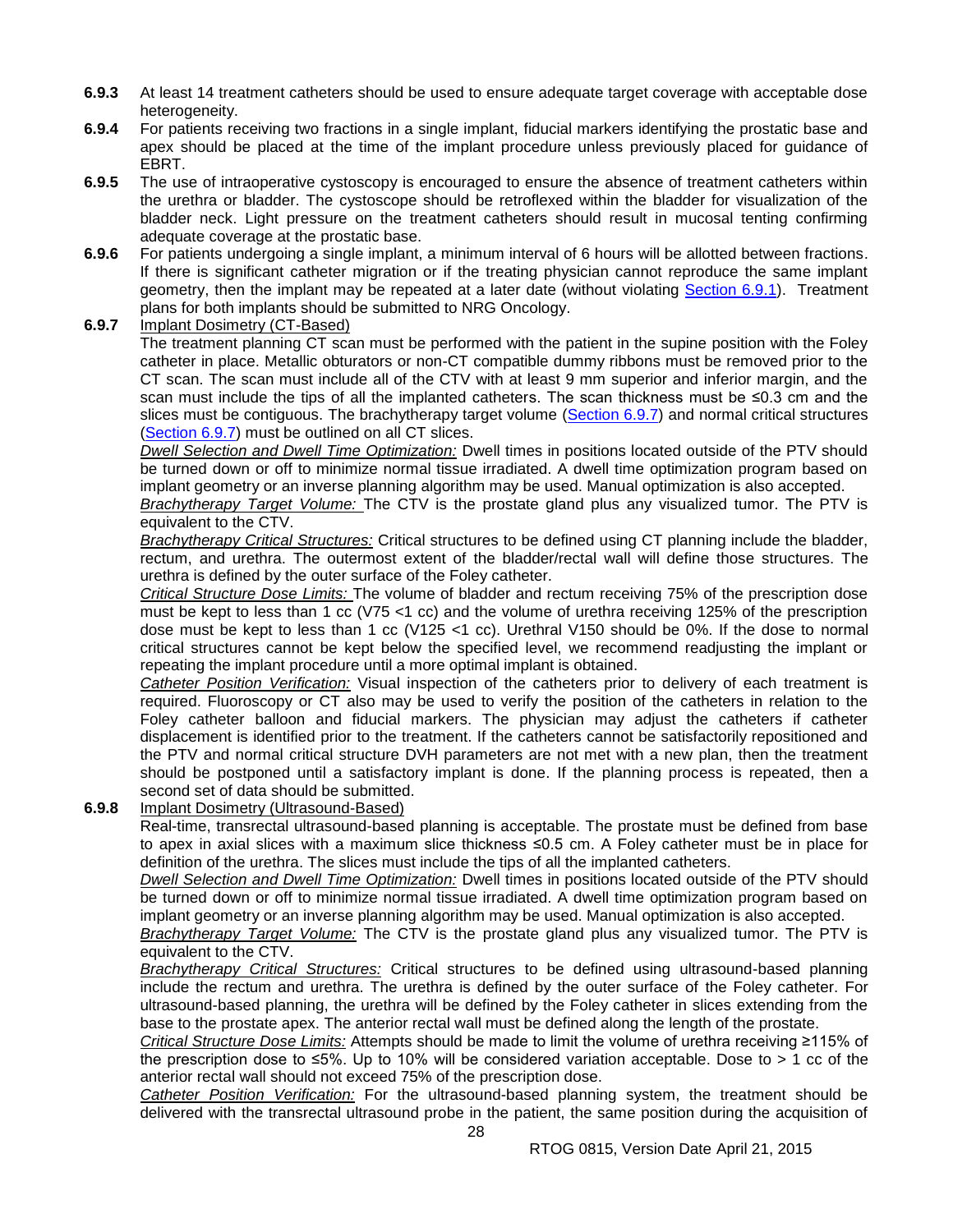**6.9.3** At least 14 treatment catheters should be used to ensure adequate target coverage with acceptable dose heterogeneity.

**6.9.4** For patients receiving two fractions in a single implant, fiducial markers identifying the prostatic base and apex should be placed at the time of the implant procedure unless previously placed for guidance of EBRT.

**6.9.5** The use of intraoperative cystoscopy is encouraged to ensure the absence of treatment catheters within the urethra or bladder. The cystoscope should be retroflexed within the bladder for visualization of the bladder neck. Light pressure on the treatment catheters should result in mucosal tenting confirming adequate coverage at the prostatic base.

**6.9.6** For patients undergoing a single implant, a minimum interval of 6 hours will be allotted between fractions. If there is significant catheter migration or if the treating physician cannot reproduce the same implant geometry, then the implant may be repeated at a later date (without violating Section 6.9.1). Treatment plans for both implants should be submitted to NRG Oncology.

**6.9.7** Implant Dosimetry (CT-Based)

The treatment planning CT scan must be performed with the patient in the supine position with the Foley catheter in place. Metallic obturators or non-CT compatible dummy ribbons must be removed prior to the CT scan. The scan must include all of the CTV with at least 9 mm superior and inferior margin, and the scan must include the tips of all the implanted catheters. The scan thickness must be ≤0.3 cm and the slices must be contiguous. The brachytherapy target volume (Section 6.9.7) and normal critical structures (Section 6.9.7) must be outlined on all CT slices.

*Dwell Selection and Dwell Time Optimization:* Dwell times in positions located outside of the PTV should be turned down or off to minimize normal tissue irradiated. A dwell time optimization program based on implant geometry or an inverse planning algorithm may be used. Manual optimization is also accepted.

*Brachytherapy Target Volume:* The CTV is the prostate gland plus any visualized tumor. The PTV is equivalent to the CTV.

*Brachytherapy Critical Structures:* Critical structures to be defined using CT planning include the bladder, rectum, and urethra. The outermost extent of the bladder/rectal wall will define those structures. The urethra is defined by the outer surface of the Foley catheter.

*Critical Structure Dose Limits:* The volume of bladder and rectum receiving 75% of the prescription dose must be kept to less than 1 cc (V75 <1 cc) and the volume of urethra receiving 125% of the prescription dose must be kept to less than 1 cc (V125 <1 cc). Urethral V150 should be 0%. If the dose to normal critical structures cannot be kept below the specified level, we recommend readjusting the implant or repeating the implant procedure until a more optimal implant is obtained.

*Catheter Position Verification:* Visual inspection of the catheters prior to delivery of each treatment is required. Fluoroscopy or CT also may be used to verify the position of the catheters in relation to the Foley catheter balloon and fiducial markers. The physician may adjust the catheters if catheter displacement is identified prior to the treatment. If the catheters cannot be satisfactorily repositioned and the PTV and normal critical structure DVH parameters are not met with a new plan, then the treatment should be postponed until a satisfactory implant is done. If the planning process is repeated, then a second set of data should be submitted.

**6.9.8** Implant Dosimetry (Ultrasound-Based)

Real-time, transrectal ultrasound-based planning is acceptable. The prostate must be defined from base to apex in axial slices with a maximum slice thickness ≤0.5 cm. A Foley catheter must be in place for definition of the urethra. The slices must include the tips of all the implanted catheters.

*Dwell Selection and Dwell Time Optimization:* Dwell times in positions located outside of the PTV should be turned down or off to minimize normal tissue irradiated. A dwell time optimization program based on implant geometry or an inverse planning algorithm may be used. Manual optimization is also accepted.

*Brachytherapy Target Volume:* The CTV is the prostate gland plus any visualized tumor. The PTV is equivalent to the CTV.

*Brachytherapy Critical Structures:* Critical structures to be defined using ultrasound-based planning include the rectum and urethra. The urethra is defined by the outer surface of the Foley catheter. For ultrasound-based planning, the urethra will be defined by the Foley catheter in slices extending from the base to the prostate apex. The anterior rectal wall must be defined along the length of the prostate.

*Critical Structure Dose Limits:* Attempts should be made to limit the volume of urethra receiving ≥115% of the prescription dose to ≤5%. Up to 10% will be considered variation acceptable. Dose to > 1 cc of the anterior rectal wall should not exceed 75% of the prescription dose.

*Catheter Position Verification:* For the ultrasound-based planning system, the treatment should be delivered with the transrectal ultrasound probe in the patient, the same position during the acquisition of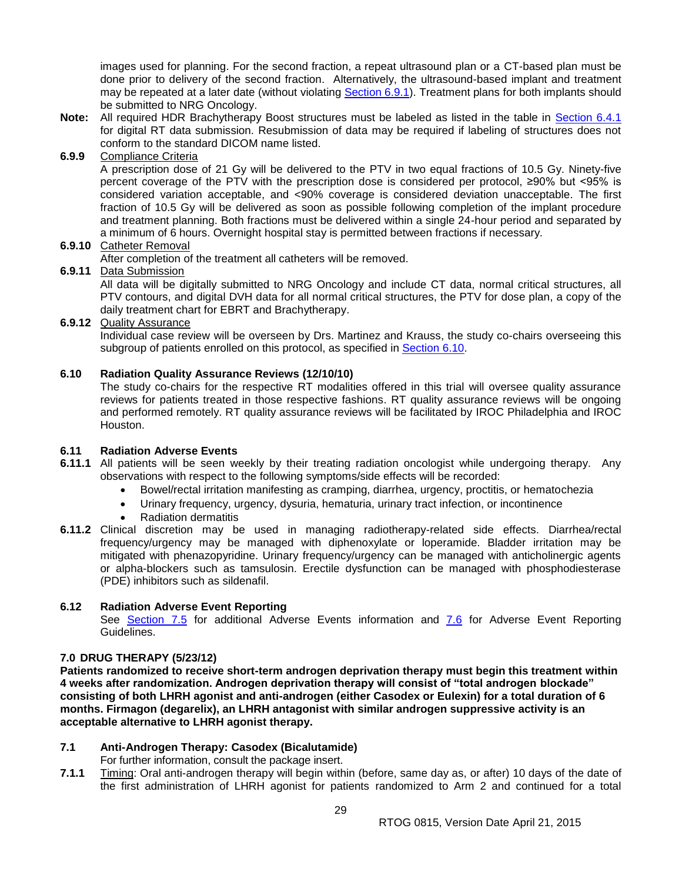images used for planning. For the second fraction, a repeat ultrasound plan or a CT-based plan must be done prior to delivery of the second fraction. Alternatively, the ultrasound-based implant and treatment may be repeated at a later date (without violating Section 6.9.1). Treatment plans for both implants should be submitted to NRG Oncology.

**Note:** All required HDR Brachytherapy Boost structures must be labeled as listed in the table in Section 6.4.1 for digital RT data submission. Resubmission of data may be required if labeling of structures does not conform to the standard DICOM name listed.

**6.9.9** Compliance Criteria

A prescription dose of 21 Gy will be delivered to the PTV in two equal fractions of 10.5 Gy. Ninety-five percent coverage of the PTV with the prescription dose is considered per protocol, ≥90% but <95% is considered variation acceptable, and <90% coverage is considered deviation unacceptable. The first fraction of 10.5 Gy will be delivered as soon as possible following completion of the implant procedure and treatment planning. Both fractions must be delivered within a single 24-hour period and separated by a minimum of 6 hours. Overnight hospital stay is permitted between fractions if necessary.

**6.9.10** Catheter Removal

After completion of the treatment all catheters will be removed.

**6.9.11** Data Submission

All data will be digitally submitted to NRG Oncology and include CT data, normal critical structures, all PTV contours, and digital DVH data for all normal critical structures, the PTV for dose plan, a copy of the daily treatment chart for EBRT and Brachytherapy.

**6.9.12** Quality Assurance

Individual case review will be overseen by Drs. Martinez and Krauss, the study co-chairs overseeing this subgroup of patients enrolled on this protocol, as specified in Section 6.10.

## 6.10 Radiation Quality Assurance Reviews (12/10/10)

The study co-chairs for the respective RT modalities offered in this trial will oversee quality assurance reviews for patients treated in those respective fashions. RT quality assurance reviews will be ongoing and performed remotely. RT quality assurance reviews will be facilitated by IROC Philadelphia and IROC Houston.

## 6.11 Radiation Adverse Events

**6.11.1** All patients will be seen weekly by their treating radiation oncologist while undergoing therapy. Any observations with respect to the following symptoms/side effects will be recorded:

- Bowel/rectal irritation manifesting as cramping, diarrhea, urgency, proctitis, or hematochezia
- Urinary frequency, urgency, dysuria, hematuria, urinary tract infection, or incontinence
- Radiation dermatitis

**6.11.2** Clinical discretion may be used in managing radiotherapy-related side effects. Diarrhea/rectal frequency/urgency may be managed with diphenoxylate or loperamide. Bladder irritation may be mitigated with phenazopyridine. Urinary frequency/urgency can be managed with anticholinergic agents or alpha-blockers such as tamsulosin. Erectile dysfunction can be managed with phosphodiesterase (PDE) inhibitors such as sildenafil.

## 6.12 Radiation Adverse Event Reporting

See Section 7.5 for additional Adverse Events information and 7.6 for Adverse Event Reporting Guidelines.

# 7.0 DRUG THERAPY (5/23/12)

**Patients randomized to receive short-term androgen deprivation therapy must begin this treatment within 4 weeks after randomization. Androgen deprivation therapy will consist of "total androgen blockade" consisting of both LHRH agonist and anti-androgen (either Casodex or Eulexin) for a total duration of 6 months. Firmagon (degarelix), an LHRH antagonist with similar androgen suppressive activity is an acceptable alternative to LHRH agonist therapy.**

## 7.1 Anti-Androgen Therapy: Casodex (Bicalutamide)

For further information, consult the package insert.

**7.1.1** Timing: Oral anti-androgen therapy will begin within (before, same day as, or after) 10 days of the date of the first administration of LHRH agonist for patients randomized to Arm 2 and continued for a total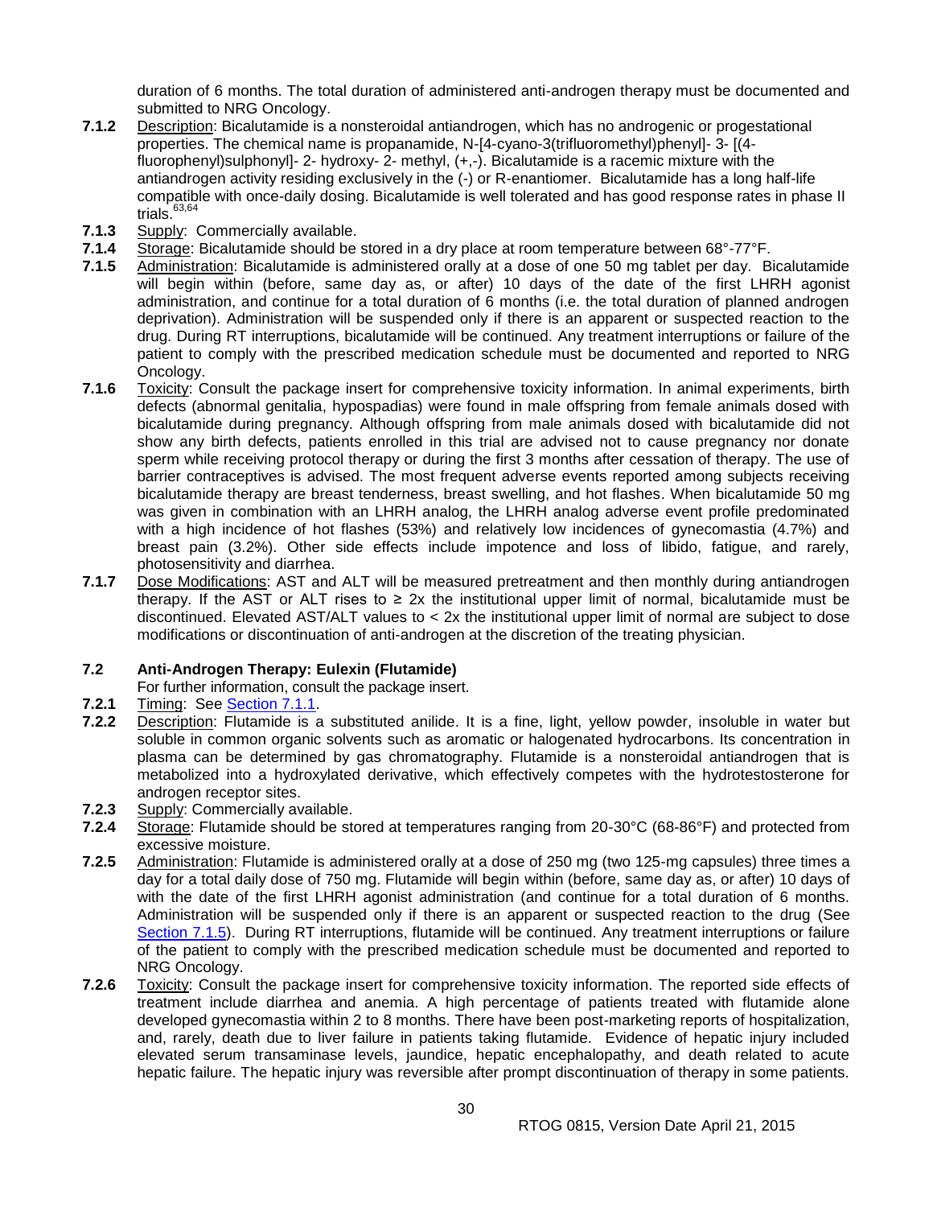duration of 6 months. The total duration of administered anti-androgen therapy must be documented and submitted to NRG Oncology.

**7.1.2** Description: Bicalutamide is a nonsteroidal antiandrogen, which has no androgenic or progestational properties. The chemical name is propanamide, N-[4-cyano-3(trifluoromethyl)phenyl]- 3- [(4-fluorophenyl)sulphonyl]- 2- hydroxy- 2- methyl, (+,-). Bicalutamide is a racemic mixture with the antiandrogen activity residing exclusively in the (-) or R-enantiomer. Bicalutamide has a long half-life compatible with once-daily dosing. Bicalutamide is well tolerated and has good response rates in phase II trials.[63,64]

**7.1.3** Supply: Commercially available.

**7.1.4** Storage: Bicalutamide should be stored in a dry place at room temperature between 68°-77°F.

**7.1.5** Administration: Bicalutamide is administered orally at a dose of one 50 mg tablet per day. Bicalutamide will begin within (before, same day as, or after) 10 days of the date of the first LHRH agonist administration, and continue for a total duration of 6 months (i.e. the total duration of planned androgen deprivation). Administration will be suspended only if there is an apparent or suspected reaction to the drug. During RT interruptions, bicalutamide will be continued. Any treatment interruptions or failure of the patient to comply with the prescribed medication schedule must be documented and reported to NRG Oncology.

**7.1.6** Toxicity: Consult the package insert for comprehensive toxicity information. In animal experiments, birth defects (abnormal genitalia, hypospadias) were found in male offspring from female animals dosed with bicalutamide during pregnancy. Although offspring from male animals dosed with bicalutamide did not show any birth defects, patients enrolled in this trial are advised not to cause pregnancy nor donate sperm while receiving protocol therapy or during the first 3 months after cessation of therapy. The use of barrier contraceptives is advised. The most frequent adverse events reported among subjects receiving bicalutamide therapy are breast tenderness, breast swelling, and hot flashes. When bicalutamide 50 mg was given in combination with an LHRH analog, the LHRH analog adverse event profile predominated with a high incidence of hot flashes (53%) and relatively low incidences of gynecomastia (4.7%) and breast pain (3.2%). Other side effects include impotence and loss of libido, fatigue, and rarely, photosensitivity and diarrhea.

**7.1.7** Dose Modifications: AST and ALT will be measured pretreatment and then monthly during antiandrogen therapy. If the AST or ALT rises to ≥ 2x the institutional upper limit of normal, bicalutamide must be discontinued. Elevated AST/ALT values to < 2x the institutional upper limit of normal are subject to dose modifications or discontinuation of anti-androgen at the discretion of the treating physician.

### 7.2 Anti-Androgen Therapy: Eulexin (Flutamide)

For further information, consult the package insert.

**7.2.1** Timing: See Section 7.1.1.

**7.2.2** Description: Flutamide is a substituted anilide. It is a fine, light, yellow powder, insoluble in water but soluble in common organic solvents such as aromatic or halogenated hydrocarbons. Its concentration in plasma can be determined by gas chromatography. Flutamide is a nonsteroidal antiandrogen that is metabolized into a hydroxylated derivative, which effectively competes with the hydrotestosterone for androgen receptor sites.

**7.2.3** Supply: Commercially available.

**7.2.4** Storage: Flutamide should be stored at temperatures ranging from 20-30°C (68-86°F) and protected from excessive moisture.

**7.2.5** Administration: Flutamide is administered orally at a dose of 250 mg (two 125-mg capsules) three times a day for a total daily dose of 750 mg. Flutamide will begin within (before, same day as, or after) 10 days of with the date of the first LHRH agonist administration (and continue for a total duration of 6 months. Administration will be suspended only if there is an apparent or suspected reaction to the drug (See Section 7.1.5). During RT interruptions, flutamide will be continued. Any treatment interruptions or failure of the patient to comply with the prescribed medication schedule must be documented and reported to NRG Oncology.

**7.2.6** Toxicity: Consult the package insert for comprehensive toxicity information. The reported side effects of treatment include diarrhea and anemia. A high percentage of patients treated with flutamide alone developed gynecomastia within 2 to 8 months. There have been post-marketing reports of hospitalization, and, rarely, death due to liver failure in patients taking flutamide. Evidence of hepatic injury included elevated serum transaminase levels, jaundice, hepatic encephalopathy, and death related to acute hepatic failure. The hepatic injury was reversible after prompt discontinuation of therapy in some patients.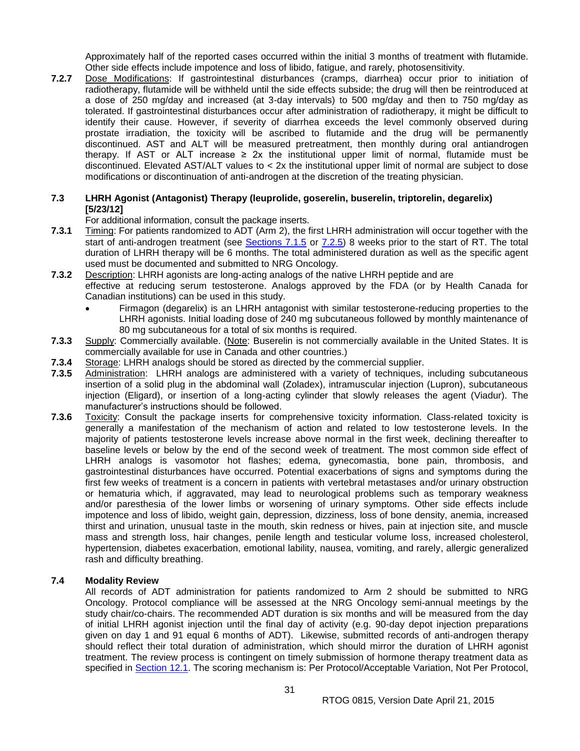Approximately half of the reported cases occurred within the initial 3 months of treatment with flutamide. Other side effects include impotence and loss of libido, fatigue, and rarely, photosensitivity.

**7.2.7** Dose Modifications: If gastrointestinal disturbances (cramps, diarrhea) occur prior to initiation of radiotherapy, flutamide will be withheld until the side effects subside; the drug will then be reintroduced at a dose of 250 mg/day and increased (at 3-day intervals) to 500 mg/day and then to 750 mg/day as tolerated. If gastrointestinal disturbances occur after administration of radiotherapy, it might be difficult to identify their cause. However, if severity of diarrhea exceeds the level commonly observed during prostate irradiation, the toxicity will be ascribed to flutamide and the drug will be permanently discontinued. AST and ALT will be measured pretreatment, then monthly during oral antiandrogen therapy. If AST or ALT increase ≥ 2x the institutional upper limit of normal, flutamide must be discontinued. Elevated AST/ALT values to < 2x the institutional upper limit of normal are subject to dose modifications or discontinuation of anti-androgen at the discretion of the treating physician.

### 7.3 LHRH Agonist (Antagonist) Therapy (leuprolide, goserelin, buserelin, triptorelin, degarelix) [5/23/12]

For additional information, consult the package inserts.

**7.3.1** Timing: For patients randomized to ADT (Arm 2), the first LHRH administration will occur together with the start of anti-androgen treatment (see Sections 7.1.5 or 7.2.5) 8 weeks prior to the start of RT. The total duration of LHRH therapy will be 6 months. The total administered duration as well as the specific agent used must be documented and submitted to NRG Oncology.

**7.3.2** Description: LHRH agonists are long-acting analogs of the native LHRH peptide and are effective at reducing serum testosterone. Analogs approved by the FDA (or by Health Canada for Canadian institutions) can be used in this study.

- Firmagon (degarelix) is an LHRH antagonist with similar testosterone-reducing properties to the LHRH agonists. Initial loading dose of 240 mg subcutaneous followed by monthly maintenance of 80 mg subcutaneous for a total of six months is required.

**7.3.3** Supply: Commercially available. (Note: Buserelin is not commercially available in the United States. It is commercially available for use in Canada and other countries.)

**7.3.4** Storage: LHRH analogs should be stored as directed by the commercial supplier.

**7.3.5** Administration: LHRH analogs are administered with a variety of techniques, including subcutaneous insertion of a solid plug in the abdominal wall (Zoladex), intramuscular injection (Lupron), subcutaneous injection (Eligard), or insertion of a long-acting cylinder that slowly releases the agent (Viadur). The manufacturer's instructions should be followed.

**7.3.6** Toxicity: Consult the package inserts for comprehensive toxicity information. Class-related toxicity is generally a manifestation of the mechanism of action and related to low testosterone levels. In the majority of patients testosterone levels increase above normal in the first week, declining thereafter to baseline levels or below by the end of the second week of treatment. The most common side effect of LHRH analogs is vasomotor hot flashes; edema, gynecomastia, bone pain, thrombosis, and gastrointestinal disturbances have occurred. Potential exacerbations of signs and symptoms during the first few weeks of treatment is a concern in patients with vertebral metastases and/or urinary obstruction or hematuria which, if aggravated, may lead to neurological problems such as temporary weakness and/or paresthesia of the lower limbs or worsening of urinary symptoms. Other side effects include impotence and loss of libido, weight gain, depression, dizziness, loss of bone density, anemia, increased thirst and urination, unusual taste in the mouth, skin redness or hives, pain at injection site, and muscle mass and strength loss, hair changes, penile length and testicular volume loss, increased cholesterol, hypertension, diabetes exacerbation, emotional lability, nausea, vomiting, and rarely, allergic generalized rash and difficulty breathing.

### 7.4 Modality Review

All records of ADT administration for patients randomized to Arm 2 should be submitted to NRG Oncology. Protocol compliance will be assessed at the NRG Oncology semi-annual meetings by the study chair/co-chairs. The recommended ADT duration is six months and will be measured from the day of initial LHRH agonist injection until the final day of activity (e.g. 90-day depot injection preparations given on day 1 and 91 equal 6 months of ADT). Likewise, submitted records of anti-androgen therapy should reflect their total duration of administration, which should mirror the duration of LHRH agonist treatment. The review process is contingent on timely submission of hormone therapy treatment data as specified in Section 12.1. The scoring mechanism is: Per Protocol/Acceptable Variation, Not Per Protocol,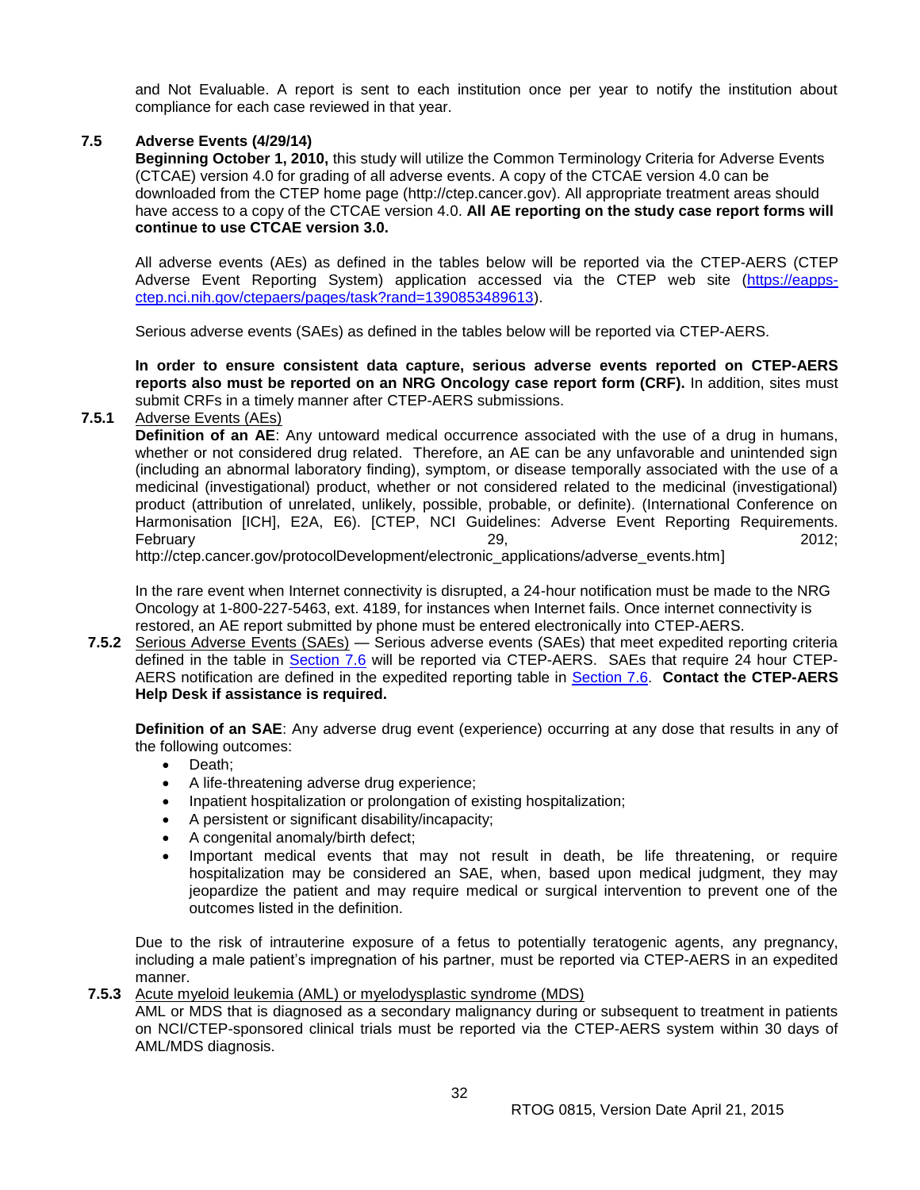and Not Evaluable. A report is sent to each institution once per year to notify the institution about compliance for each case reviewed in that year.

### 7.5 Adverse Events (4/29/14)

**Beginning October 1, 2010,** this study will utilize the Common Terminology Criteria for Adverse Events (CTCAE) version 4.0 for grading of all adverse events. A copy of the CTCAE version 4.0 can be downloaded from the CTEP home page (http://ctep.cancer.gov). All appropriate treatment areas should have access to a copy of the CTCAE version 4.0. **All AE reporting on the study case report forms will continue to use CTCAE version 3.0.**

All adverse events (AEs) as defined in the tables below will be reported via the CTEP-AERS (CTEP Adverse Event Reporting System) application accessed via the CTEP web site (https://eapps-ctep.nci.nih.gov/ctepaers/pages/task?rand=1390853489613).

Serious adverse events (SAEs) as defined in the tables below will be reported via CTEP-AERS.

**In order to ensure consistent data capture, serious adverse events reported on CTEP-AERS reports also must be reported on an NRG Oncology case report form (CRF).** In addition, sites must submit CRFs in a timely manner after CTEP-AERS submissions.

#### 7.5.1 Adverse Events (AEs)

**Definition of an AE**: Any untoward medical occurrence associated with the use of a drug in humans, whether or not considered drug related. Therefore, an AE can be any unfavorable and unintended sign (including an abnormal laboratory finding), symptom, or disease temporally associated with the use of a medicinal (investigational) product, whether or not considered related to the medicinal (investigational) product (attribution of unrelated, unlikely, possible, probable, or definite). (International Conference on Harmonisation [ICH], E2A, E6). [CTEP, NCI Guidelines: Adverse Event Reporting Requirements. February 29, 2012; http://ctep.cancer.gov/protocolDevelopment/electronic_applications/adverse_events.htm]

In the rare event when Internet connectivity is disrupted, a 24-hour notification must be made to the NRG Oncology at 1-800-227-5463, ext. 4189, for instances when Internet fails. Once internet connectivity is restored, an AE report submitted by phone must be entered electronically into CTEP-AERS.

#### 7.5.2 Serious Adverse Events (SAEs)

— Serious adverse events (SAEs) that meet expedited reporting criteria defined in the table in Section 7.6 will be reported via CTEP-AERS. SAEs that require 24 hour CTEP-AERS notification are defined in the expedited reporting table in Section 7.6. **Contact the CTEP-AERS Help Desk if assistance is required.**

**Definition of an SAE**: Any adverse drug event (experience) occurring at any dose that results in any of the following outcomes:

- Death;
- A life-threatening adverse drug experience;
- Inpatient hospitalization or prolongation of existing hospitalization;
- A persistent or significant disability/incapacity;
- A congenital anomaly/birth defect;
- Important medical events that may not result in death, be life threatening, or require hospitalization may be considered an SAE, when, based upon medical judgment, they may jeopardize the patient and may require medical or surgical intervention to prevent one of the outcomes listed in the definition.

Due to the risk of intrauterine exposure of a fetus to potentially teratogenic agents, any pregnancy, including a male patient's impregnation of his partner, must be reported via CTEP-AERS in an expedited manner.

#### 7.5.3 Acute myeloid leukemia (AML) or myelodysplastic syndrome (MDS)

AML or MDS that is diagnosed as a secondary malignancy during or subsequent to treatment in patients on NCI/CTEP-sponsored clinical trials must be reported via the CTEP-AERS system within 30 days of AML/MDS diagnosis.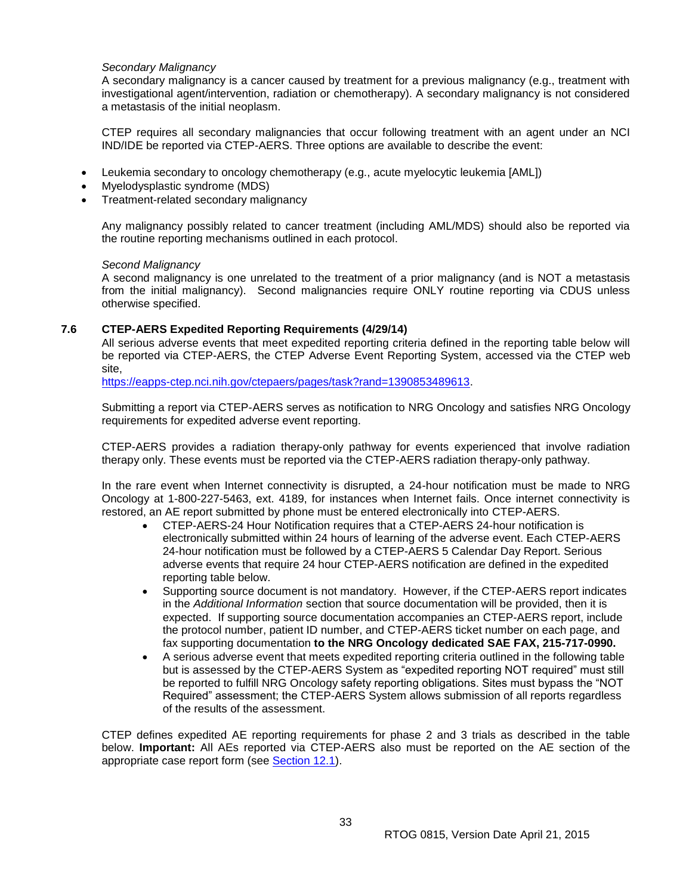*Secondary Malignancy*

A secondary malignancy is a cancer caused by treatment for a previous malignancy (e.g., treatment with investigational agent/intervention, radiation or chemotherapy). A secondary malignancy is not considered a metastasis of the initial neoplasm.

CTEP requires all secondary malignancies that occur following treatment with an agent under an NCI IND/IDE be reported via CTEP-AERS. Three options are available to describe the event:

- Leukemia secondary to oncology chemotherapy (e.g., acute myelocytic leukemia [AML])
- Myelodysplastic syndrome (MDS)
- Treatment-related secondary malignancy

Any malignancy possibly related to cancer treatment (including AML/MDS) should also be reported via the routine reporting mechanisms outlined in each protocol.

*Second Malignancy*

A second malignancy is one unrelated to the treatment of a prior malignancy (and is NOT a metastasis from the initial malignancy). Second malignancies require ONLY routine reporting via CDUS unless otherwise specified.

### 7.6 CTEP-AERS Expedited Reporting Requirements (4/29/14)

All serious adverse events that meet expedited reporting criteria defined in the reporting table below will be reported via CTEP-AERS, the CTEP Adverse Event Reporting System, accessed via the CTEP web site,
https://eapps-ctep.nci.nih.gov/ctepaers/pages/task?rand=1390853489613.

Submitting a report via CTEP-AERS serves as notification to NRG Oncology and satisfies NRG Oncology requirements for expedited adverse event reporting.

CTEP-AERS provides a radiation therapy-only pathway for events experienced that involve radiation therapy only. These events must be reported via the CTEP-AERS radiation therapy-only pathway.

In the rare event when Internet connectivity is disrupted, a 24-hour notification must be made to NRG Oncology at 1-800-227-5463, ext. 4189, for instances when Internet fails. Once internet connectivity is restored, an AE report submitted by phone must be entered electronically into CTEP-AERS.

- CTEP-AERS-24 Hour Notification requires that a CTEP-AERS 24-hour notification is electronically submitted within 24 hours of learning of the adverse event. Each CTEP-AERS 24-hour notification must be followed by a CTEP-AERS 5 Calendar Day Report. Serious adverse events that require 24 hour CTEP-AERS notification are defined in the expedited reporting table below.
- Supporting source document is not mandatory. However, if the CTEP-AERS report indicates in the *Additional Information* section that source documentation will be provided, then it is expected. If supporting source documentation accompanies an CTEP-AERS report, include the protocol number, patient ID number, and CTEP-AERS ticket number on each page, and fax supporting documentation **to the NRG Oncology dedicated SAE FAX, 215-717-0990.**
- A serious adverse event that meets expedited reporting criteria outlined in the following table but is assessed by the CTEP-AERS System as "expedited reporting NOT required" must still be reported to fulfill NRG Oncology safety reporting obligations. Sites must bypass the "NOT Required" assessment; the CTEP-AERS System allows submission of all reports regardless of the results of the assessment.

CTEP defines expedited AE reporting requirements for phase 2 and 3 trials as described in the table below. **Important:** All AEs reported via CTEP-AERS also must be reported on the AE section of the appropriate case report form (see Section 12.1).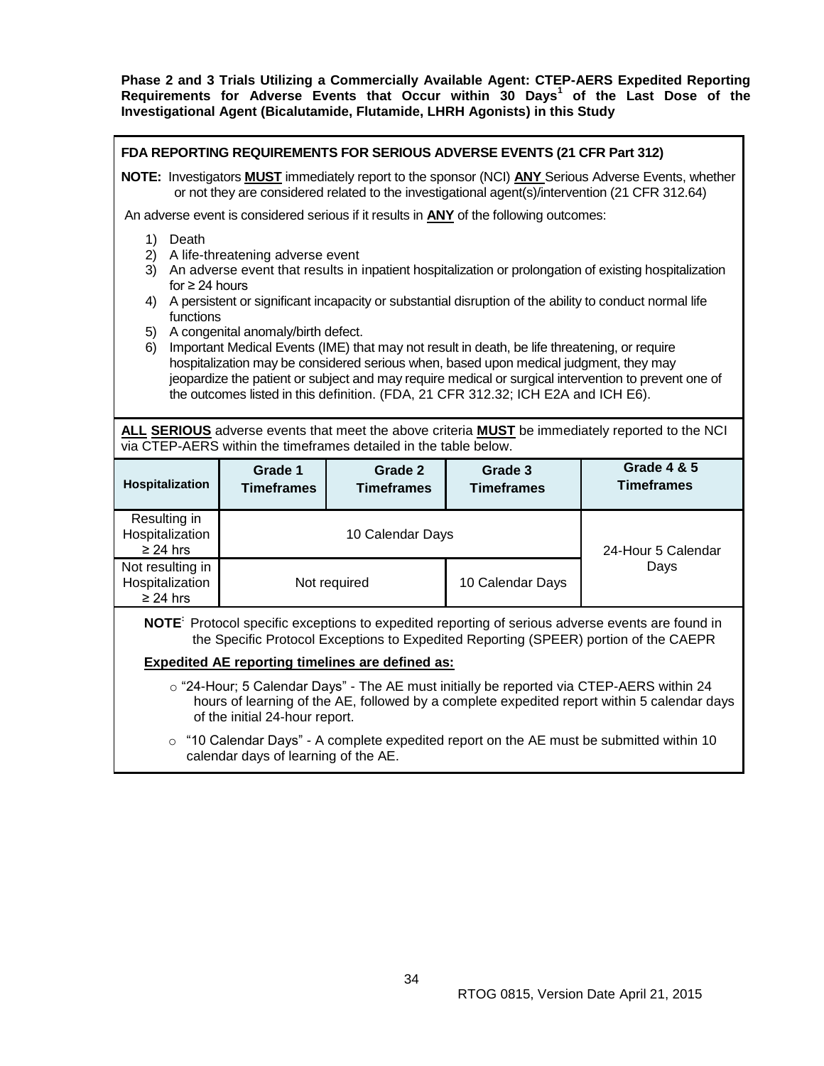**Phase 2 and 3 Trials Utilizing a Commercially Available Agent: CTEP-AERS Expedited Reporting Requirements for Adverse Events that Occur within 30 Days[1] of the Last Dose of the Investigational Agent (Bicalutamide, Flutamide, LHRH Agonists) in this Study**

**FDA REPORTING REQUIREMENTS FOR SERIOUS ADVERSE EVENTS (21 CFR Part 312)**

**NOTE:** Investigators **MUST** immediately report to the sponsor (NCI) **ANY** Serious Adverse Events, whether or not they are considered related to the investigational agent(s)/intervention (21 CFR 312.64)

An adverse event is considered serious if it results in **ANY** of the following outcomes:

1) Death
2) A life-threatening adverse event
3) An adverse event that results in inpatient hospitalization or prolongation of existing hospitalization for ≥ 24 hours
4) A persistent or significant incapacity or substantial disruption of the ability to conduct normal life functions
5) A congenital anomaly/birth defect.
6) Important Medical Events (IME) that may not result in death, be life threatening, or require hospitalization may be considered serious when, based upon medical judgment, they may jeopardize the patient or subject and may require medical or surgical intervention to prevent one of the outcomes listed in this definition. (FDA, 21 CFR 312.32; ICH E2A and ICH E6).

**ALL SERIOUS** adverse events that meet the above criteria **MUST** be immediately reported to the NCI via CTEP-AERS within the timeframes detailed in the table below.

| Hospitalization | Grade 1 Timeframes | Grade 2 Timeframes | Grade 3 Timeframes | Grade 4 & 5 Timeframes |
|---|---|---|---|---|
| Resulting in Hospitalization ≥ 24 hrs | 10 Calendar Days | | | 24-Hour 5 Calendar Days |
| Not resulting in Hospitalization ≥ 24 hrs | Not required | | 10 Calendar Days | |

**NOTE:** Protocol specific exceptions to expedited reporting of serious adverse events are found in the Specific Protocol Exceptions to Expedited Reporting (SPEER) portion of the CAEPR

**Expedited AE reporting timelines are defined as:**

- "24-Hour; 5 Calendar Days" - The AE must initially be reported via CTEP-AERS within 24 hours of learning of the AE, followed by a complete expedited report within 5 calendar days of the initial 24-hour report.
- "10 Calendar Days" - A complete expedited report on the AE must be submitted within 10 calendar days of learning of the AE.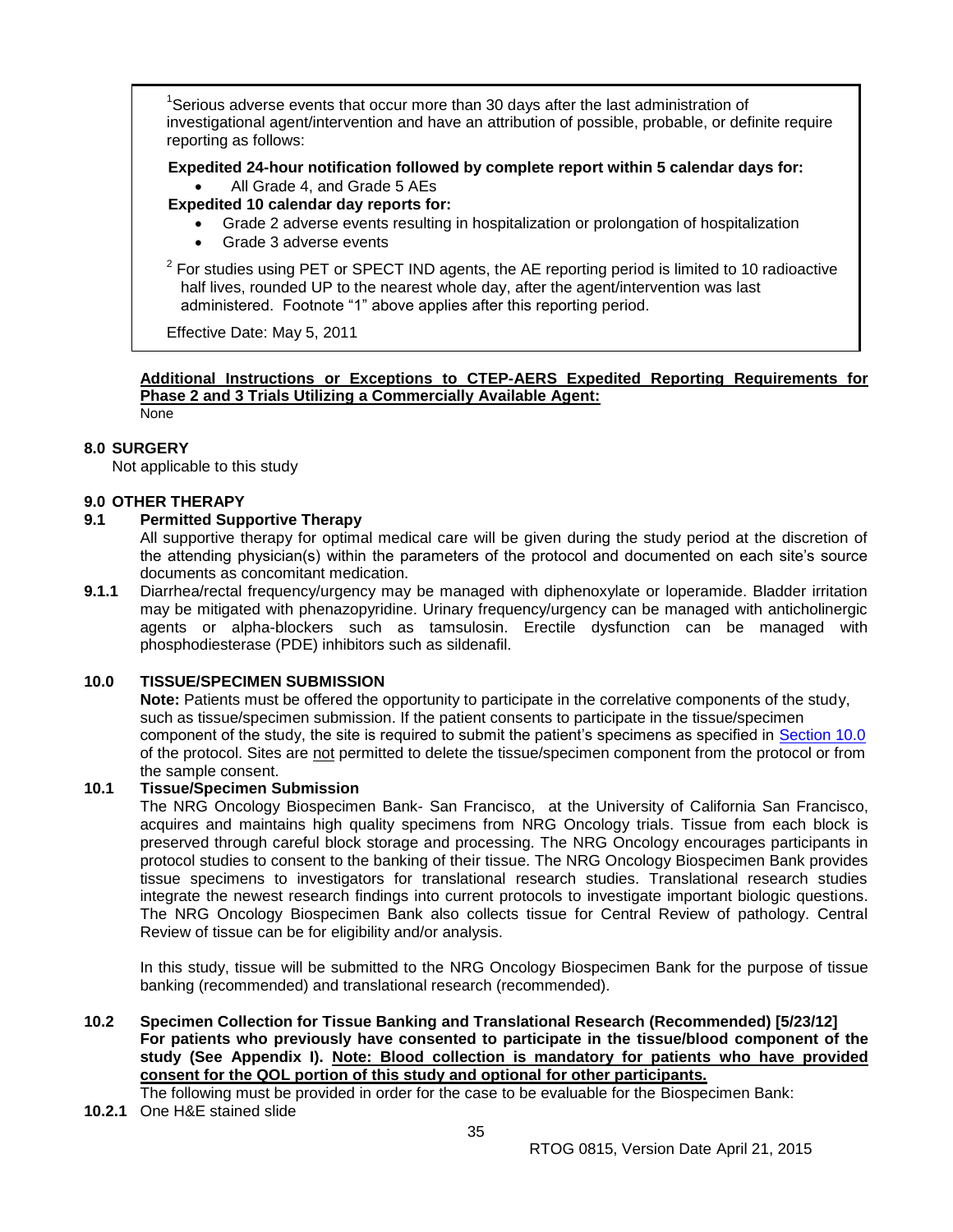[1]Serious adverse events that occur more than 30 days after the last administration of investigational agent/intervention and have an attribution of possible, probable, or definite require reporting as follows:

**Expedited 24-hour notification followed by complete report within 5 calendar days for:**

- All Grade 4, and Grade 5 AEs

**Expedited 10 calendar day reports for:**

- Grade 2 adverse events resulting in hospitalization or prolongation of hospitalization
- Grade 3 adverse events

[2] For studies using PET or SPECT IND agents, the AE reporting period is limited to 10 radioactive half lives, rounded UP to the nearest whole day, after the agent/intervention was last administered. Footnote "1" above applies after this reporting period.

Effective Date: May 5, 2011

**Additional Instructions or Exceptions to CTEP-AERS Expedited Reporting Requirements for Phase 2 and 3 Trials Utilizing a Commercially Available Agent:**
None

## 8.0 SURGERY

Not applicable to this study

## 9.0 OTHER THERAPY

### 9.1 Permitted Supportive Therapy

All supportive therapy for optimal medical care will be given during the study period at the discretion of the attending physician(s) within the parameters of the protocol and documented on each site's source documents as concomitant medication.

**9.1.1** Diarrhea/rectal frequency/urgency may be managed with diphenoxylate or loperamide. Bladder irritation may be mitigated with phenazopyridine. Urinary frequency/urgency can be managed with anticholinergic agents or alpha-blockers such as tamsulosin. Erectile dysfunction can be managed with phosphodiesterase (PDE) inhibitors such as sildenafil.

## 10.0 TISSUE/SPECIMEN SUBMISSION

**Note:** Patients must be offered the opportunity to participate in the correlative components of the study, such as tissue/specimen submission. If the patient consents to participate in the tissue/specimen component of the study, the site is required to submit the patient's specimens as specified in Section 10.0 of the protocol. Sites are not permitted to delete the tissue/specimen component from the protocol or from the sample consent.

### 10.1 Tissue/Specimen Submission

The NRG Oncology Biospecimen Bank- San Francisco, at the University of California San Francisco, acquires and maintains high quality specimens from NRG Oncology trials. Tissue from each block is preserved through careful block storage and processing. The NRG Oncology encourages participants in protocol studies to consent to the banking of their tissue. The NRG Oncology Biospecimen Bank provides tissue specimens to investigators for translational research studies. Translational research studies integrate the newest research findings into current protocols to investigate important biologic questions. The NRG Oncology Biospecimen Bank also collects tissue for Central Review of pathology. Central Review of tissue can be for eligibility and/or analysis.

In this study, tissue will be submitted to the NRG Oncology Biospecimen Bank for the purpose of tissue banking (recommended) and translational research (recommended).

### 10.2 Specimen Collection for Tissue Banking and Translational Research (Recommended) [5/23/12]

**For patients who previously have consented to participate in the tissue/blood component of the study (See Appendix I). Note: Blood collection is mandatory for patients who have provided consent for the QOL portion of this study and optional for other participants.**

The following must be provided in order for the case to be evaluable for the Biospecimen Bank:

**10.2.1** One H&E stained slide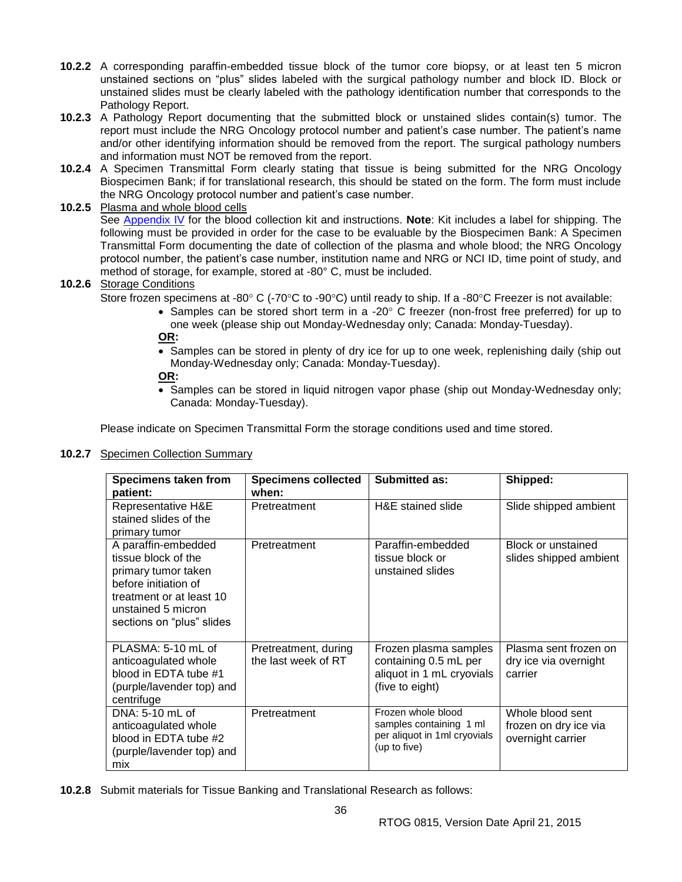**10.2.2** A corresponding paraffin-embedded tissue block of the tumor core biopsy, or at least ten 5 micron unstained sections on "plus" slides labeled with the surgical pathology number and block ID. Block or unstained slides must be clearly labeled with the pathology identification number that corresponds to the Pathology Report.

**10.2.3** A Pathology Report documenting that the submitted block or unstained slides contain(s) tumor. The report must include the NRG Oncology protocol number and patient's case number. The patient's name and/or other identifying information should be removed from the report. The surgical pathology numbers and information must NOT be removed from the report.

**10.2.4** A Specimen Transmittal Form clearly stating that tissue is being submitted for the NRG Oncology Biospecimen Bank; if for translational research, this should be stated on the form. The form must include the NRG Oncology protocol number and patient's case number.

**10.2.5** Plasma and whole blood cells

See Appendix IV for the blood collection kit and instructions. **Note**: Kit includes a label for shipping. The following must be provided in order for the case to be evaluable by the Biospecimen Bank: A Specimen Transmittal Form documenting the date of collection of the plasma and whole blood; the NRG Oncology protocol number, the patient's case number, institution name and NRG or NCI ID, time point of study, and method of storage, for example, stored at -80° C, must be included.

**10.2.6** Storage Conditions

Store frozen specimens at -80° C (-70°C to -90°C) until ready to ship. If a -80°C Freezer is not available:

- Samples can be stored short term in a -20° C freezer (non-frost free preferred) for up to one week (please ship out Monday-Wednesday only; Canada: Monday-Tuesday).

**OR:**

- Samples can be stored in plenty of dry ice for up to one week, replenishing daily (ship out Monday-Wednesday only; Canada: Monday-Tuesday).

**OR:**

- Samples can be stored in liquid nitrogen vapor phase (ship out Monday-Wednesday only; Canada: Monday-Tuesday).

Please indicate on Specimen Transmittal Form the storage conditions used and time stored.

**10.2.7** Specimen Collection Summary

| Specimens taken from patient: | Specimens collected when: | Submitted as: | Shipped: |
|---|---|---|---|
| Representative H&E stained slides of the primary tumor | Pretreatment | H&E stained slide | Slide shipped ambient |
| A paraffin-embedded tissue block of the primary tumor taken before initiation of treatment or at least 10 unstained 5 micron sections on "plus" slides | Pretreatment | Paraffin-embedded tissue block or unstained slides | Block or unstained slides shipped ambient |
| PLASMA: 5-10 mL of anticoagulated whole blood in EDTA tube #1 (purple/lavender top) and centrifuge | Pretreatment, during the last week of RT | Frozen plasma samples containing 0.5 mL per aliquot in 1 mL cryovials (five to eight) | Plasma sent frozen on dry ice via overnight carrier |
| DNA: 5-10 mL of anticoagulated whole blood in EDTA tube #2 (purple/lavender top) and mix | Pretreatment | Frozen whole blood samples containing 1 ml per aliquot in 1ml cryovials (up to five) | Whole blood sent frozen on dry ice via overnight carrier |

**10.2.8** Submit materials for Tissue Banking and Translational Research as follows: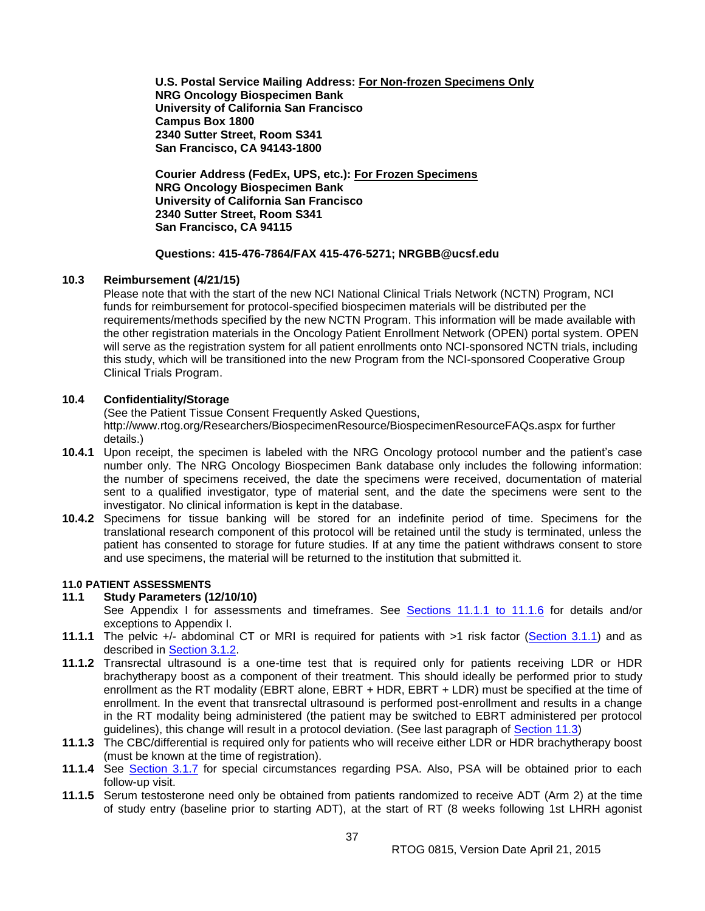**U.S. Postal Service Mailing Address: For Non-frozen Specimens Only**
**NRG Oncology Biospecimen Bank**
**University of California San Francisco**
**Campus Box 1800**
**2340 Sutter Street, Room S341**
**San Francisco, CA 94143-1800**

**Courier Address (FedEx, UPS, etc.): For Frozen Specimens**
**NRG Oncology Biospecimen Bank**
**University of California San Francisco**
**2340 Sutter Street, Room S341**
**San Francisco, CA 94115**

**Questions: 415-476-7864/FAX 415-476-5271; NRGBB@ucsf.edu**

### 10.3 Reimbursement (4/21/15)

Please note that with the start of the new NCI National Clinical Trials Network (NCTN) Program, NCI funds for reimbursement for protocol-specified biospecimen materials will be distributed per the requirements/methods specified by the new NCTN Program. This information will be made available with the other registration materials in the Oncology Patient Enrollment Network (OPEN) portal system. OPEN will serve as the registration system for all patient enrollments onto NCI-sponsored NCTN trials, including this study, which will be transitioned into the new Program from the NCI-sponsored Cooperative Group Clinical Trials Program.

### 10.4 Confidentiality/Storage

(See the Patient Tissue Consent Frequently Asked Questions, http://www.rtog.org/Researchers/BiospecimenResource/BiospecimenResourceFAQs.aspx for further details.)

**10.4.1** Upon receipt, the specimen is labeled with the NRG Oncology protocol number and the patient's case number only. The NRG Oncology Biospecimen Bank database only includes the following information: the number of specimens received, the date the specimens were received, documentation of material sent to a qualified investigator, type of material sent, and the date the specimens were sent to the investigator. No clinical information is kept in the database.

**10.4.2** Specimens for tissue banking will be stored for an indefinite period of time. Specimens for the translational research component of this protocol will be retained until the study is terminated, unless the patient has consented to storage for future studies. If at any time the patient withdraws consent to store and use specimens, the material will be returned to the institution that submitted it.

## 11.0 PATIENT ASSESSMENTS

### 11.1 Study Parameters (12/10/10)

See Appendix I for assessments and timeframes. See Sections 11.1.1 to 11.1.6 for details and/or exceptions to Appendix I.

**11.1.1** The pelvic +/- abdominal CT or MRI is required for patients with >1 risk factor (Section 3.1.1) and as described in Section 3.1.2.

**11.1.2** Transrectal ultrasound is a one-time test that is required only for patients receiving LDR or HDR brachytherapy boost as a component of their treatment. This should ideally be performed prior to study enrollment as the RT modality (EBRT alone, EBRT + HDR, EBRT + LDR) must be specified at the time of enrollment. In the event that transrectal ultrasound is performed post-enrollment and results in a change in the RT modality being administered (the patient may be switched to EBRT administered per protocol guidelines), this change will result in a protocol deviation. (See last paragraph of Section 11.3)

**11.1.3** The CBC/differential is required only for patients who will receive either LDR or HDR brachytherapy boost (must be known at the time of registration).

**11.1.4** See Section 3.1.7 for special circumstances regarding PSA. Also, PSA will be obtained prior to each follow-up visit.

**11.1.5** Serum testosterone need only be obtained from patients randomized to receive ADT (Arm 2) at the time of study entry (baseline prior to starting ADT), at the start of RT (8 weeks following 1st LHRH agonist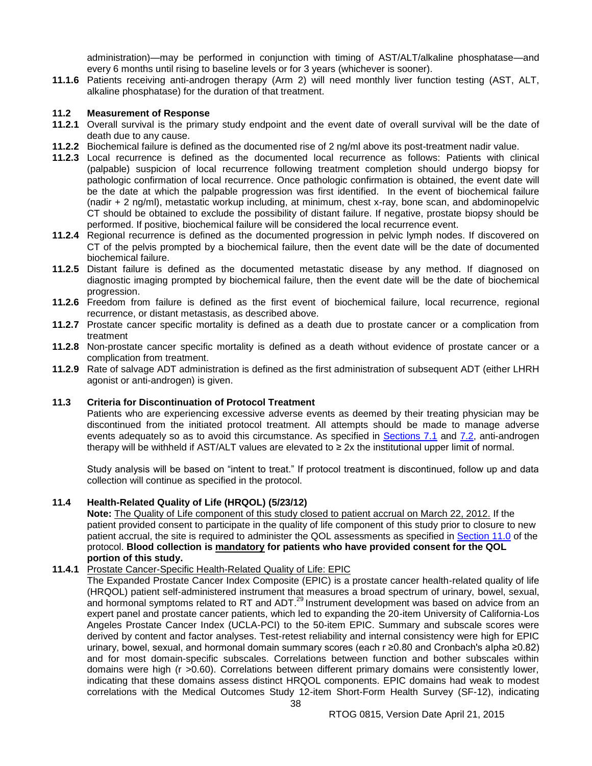administration)—may be performed in conjunction with timing of AST/ALT/alkaline phosphatase—and every 6 months until rising to baseline levels or for 3 years (whichever is sooner).

**11.1.6** Patients receiving anti-androgen therapy (Arm 2) will need monthly liver function testing (AST, ALT, alkaline phosphatase) for the duration of that treatment.

### 11.2 Measurement of Response

**11.2.1** Overall survival is the primary study endpoint and the event date of overall survival will be the date of death due to any cause.

**11.2.2** Biochemical failure is defined as the documented rise of 2 ng/ml above its post-treatment nadir value.

**11.2.3** Local recurrence is defined as the documented local recurrence as follows: Patients with clinical (palpable) suspicion of local recurrence following treatment completion should undergo biopsy for pathologic confirmation of local recurrence. Once pathologic confirmation is obtained, the event date will be the date at which the palpable progression was first identified. In the event of biochemical failure (nadir + 2 ng/ml), metastatic workup including, at minimum, chest x-ray, bone scan, and abdominopelvic CT should be obtained to exclude the possibility of distant failure. If negative, prostate biopsy should be performed. If positive, biochemical failure will be considered the local recurrence event.

**11.2.4** Regional recurrence is defined as the documented progression in pelvic lymph nodes. If discovered on CT of the pelvis prompted by a biochemical failure, then the event date will be the date of documented biochemical failure.

**11.2.5** Distant failure is defined as the documented metastatic disease by any method. If diagnosed on diagnostic imaging prompted by biochemical failure, then the event date will be the date of biochemical progression.

**11.2.6** Freedom from failure is defined as the first event of biochemical failure, local recurrence, regional recurrence, or distant metastasis, as described above.

**11.2.7** Prostate cancer specific mortality is defined as a death due to prostate cancer or a complication from treatment

**11.2.8** Non-prostate cancer specific mortality is defined as a death without evidence of prostate cancer or a complication from treatment.

**11.2.9** Rate of salvage ADT administration is defined as the first administration of subsequent ADT (either LHRH agonist or anti-androgen) is given.

### 11.3 Criteria for Discontinuation of Protocol Treatment

Patients who are experiencing excessive adverse events as deemed by their treating physician may be discontinued from the initiated protocol treatment. All attempts should be made to manage adverse events adequately so as to avoid this circumstance. As specified in Sections 7.1 and 7.2, anti-androgen therapy will be withheld if AST/ALT values are elevated to ≥ 2x the institutional upper limit of normal.

Study analysis will be based on "intent to treat." If protocol treatment is discontinued, follow up and data collection will continue as specified in the protocol.

### 11.4 Health-Related Quality of Life (HRQOL) (5/23/12)

**Note:** The Quality of Life component of this study closed to patient accrual on March 22, 2012. If the patient provided consent to participate in the quality of life component of this study prior to closure to new patient accrual, the site is required to administer the QOL assessments as specified in Section 11.0 of the protocol. **Blood collection is mandatory for patients who have provided consent for the QOL portion of this study.**

**11.4.1** Prostate Cancer-Specific Health-Related Quality of Life: EPIC

The Expanded Prostate Cancer Index Composite (EPIC) is a prostate cancer health-related quality of life (HRQOL) patient self-administered instrument that measures a broad spectrum of urinary, bowel, sexual, and hormonal symptoms related to RT and ADT.[29] Instrument development was based on advice from an expert panel and prostate cancer patients, which led to expanding the 20-item University of California-Los Angeles Prostate Cancer Index (UCLA-PCI) to the 50-item EPIC. Summary and subscale scores were derived by content and factor analyses. Test-retest reliability and internal consistency were high for EPIC urinary, bowel, sexual, and hormonal domain summary scores (each r ≥0.80 and Cronbach's alpha ≥0.82) and for most domain-specific subscales. Correlations between function and bother subscales within domains were high (r >0.60). Correlations between different primary domains were consistently lower, indicating that these domains assess distinct HRQOL components. EPIC domains had weak to modest correlations with the Medical Outcomes Study 12-item Short-Form Health Survey (SF-12), indicating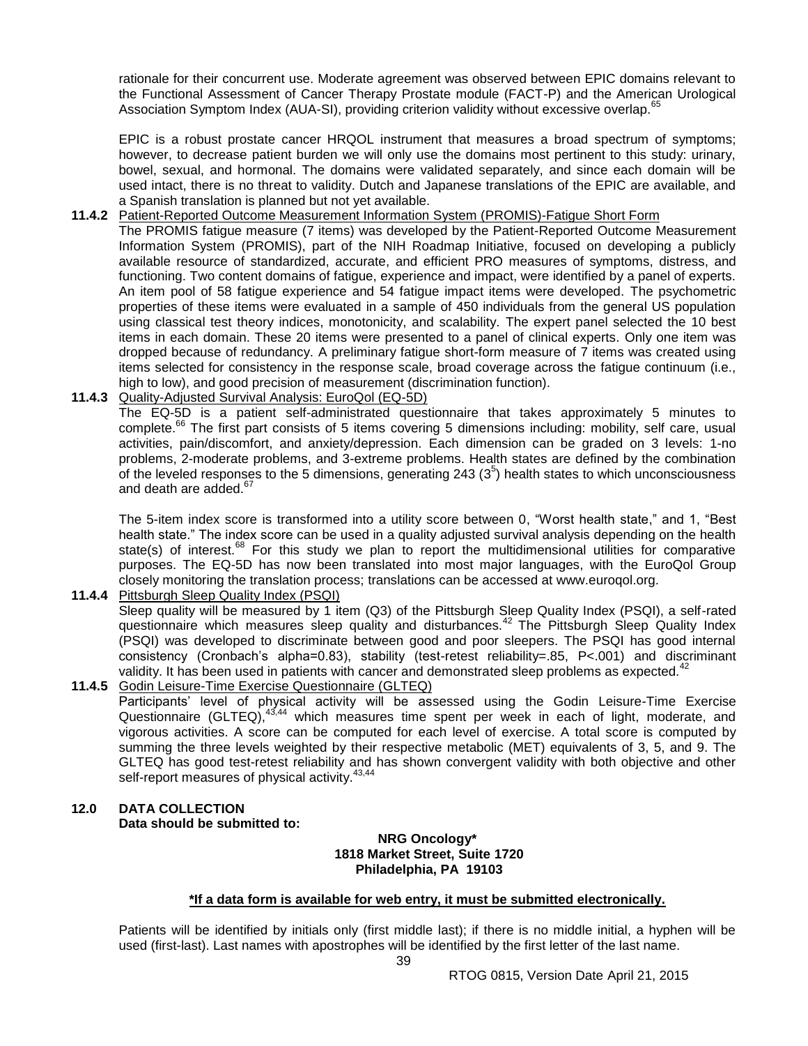rationale for their concurrent use. Moderate agreement was observed between EPIC domains relevant to the Functional Assessment of Cancer Therapy Prostate module (FACT-P) and the American Urological Association Symptom Index (AUA-SI), providing criterion validity without excessive overlap.[65]

EPIC is a robust prostate cancer HRQOL instrument that measures a broad spectrum of symptoms; however, to decrease patient burden we will only use the domains most pertinent to this study: urinary, bowel, sexual, and hormonal. The domains were validated separately, and since each domain will be used intact, there is no threat to validity. Dutch and Japanese translations of the EPIC are available, and a Spanish translation is planned but not yet available.

**11.4.2** Patient-Reported Outcome Measurement Information System (PROMIS)-Fatigue Short Form

The PROMIS fatigue measure (7 items) was developed by the Patient-Reported Outcome Measurement Information System (PROMIS), part of the NIH Roadmap Initiative, focused on developing a publicly available resource of standardized, accurate, and efficient PRO measures of symptoms, distress, and functioning. Two content domains of fatigue, experience and impact, were identified by a panel of experts. An item pool of 58 fatigue experience and 54 fatigue impact items were developed. The psychometric properties of these items were evaluated in a sample of 450 individuals from the general US population using classical test theory indices, monotonicity, and scalability. The expert panel selected the 10 best items in each domain. These 20 items were presented to a panel of clinical experts. Only one item was dropped because of redundancy. A preliminary fatigue short-form measure of 7 items was created using items selected for consistency in the response scale, broad coverage across the fatigue continuum (i.e., high to low), and good precision of measurement (discrimination function).

**11.4.3** Quality-Adjusted Survival Analysis: EuroQol (EQ-5D)

The EQ-5D is a patient self-administrated questionnaire that takes approximately 5 minutes to complete.[66] The first part consists of 5 items covering 5 dimensions including: mobility, self care, usual activities, pain/discomfort, and anxiety/depression. Each dimension can be graded on 3 levels: 1-no problems, 2-moderate problems, and 3-extreme problems. Health states are defined by the combination of the leveled responses to the 5 dimensions, generating 243 ($3^5$) health states to which unconsciousness and death are added.[67]

The 5-item index score is transformed into a utility score between 0, "Worst health state," and 1, "Best health state." The index score can be used in a quality adjusted survival analysis depending on the health state(s) of interest.[68] For this study we plan to report the multidimensional utilities for comparative purposes. The EQ-5D has now been translated into most major languages, with the EuroQol Group closely monitoring the translation process; translations can be accessed at www.euroqol.org.

**11.4.4** Pittsburgh Sleep Quality Index (PSQI)

Sleep quality will be measured by 1 item (Q3) of the Pittsburgh Sleep Quality Index (PSQI), a self-rated questionnaire which measures sleep quality and disturbances.[42] The Pittsburgh Sleep Quality Index (PSQI) was developed to discriminate between good and poor sleepers. The PSQI has good internal consistency (Cronbach's alpha=0.83), stability (test-retest reliability=.85, P<.001) and discriminant validity. It has been used in patients with cancer and demonstrated sleep problems as expected.[42]

**11.4.5** Godin Leisure-Time Exercise Questionnaire (GLTEQ)

Participants' level of physical activity will be assessed using the Godin Leisure-Time Exercise Questionnaire (GLTEQ),[43,44] which measures time spent per week in each of light, moderate, and vigorous activities. A score can be computed for each level of exercise. A total score is computed by summing the three levels weighted by their respective metabolic (MET) equivalents of 3, 5, and 9. The GLTEQ has good test-retest reliability and has shown convergent validity with both objective and other self-report measures of physical activity.[43,44]

## 12.0 DATA COLLECTION

**Data should be submitted to:**

**NRG Oncology***
**1818 Market Street, Suite 1720**
**Philadelphia, PA 19103**

**\*If a data form is available for web entry, it must be submitted electronically.**

Patients will be identified by initials only (first middle last); if there is no middle initial, a hyphen will be used (first-last). Last names with apostrophes will be identified by the first letter of the last name.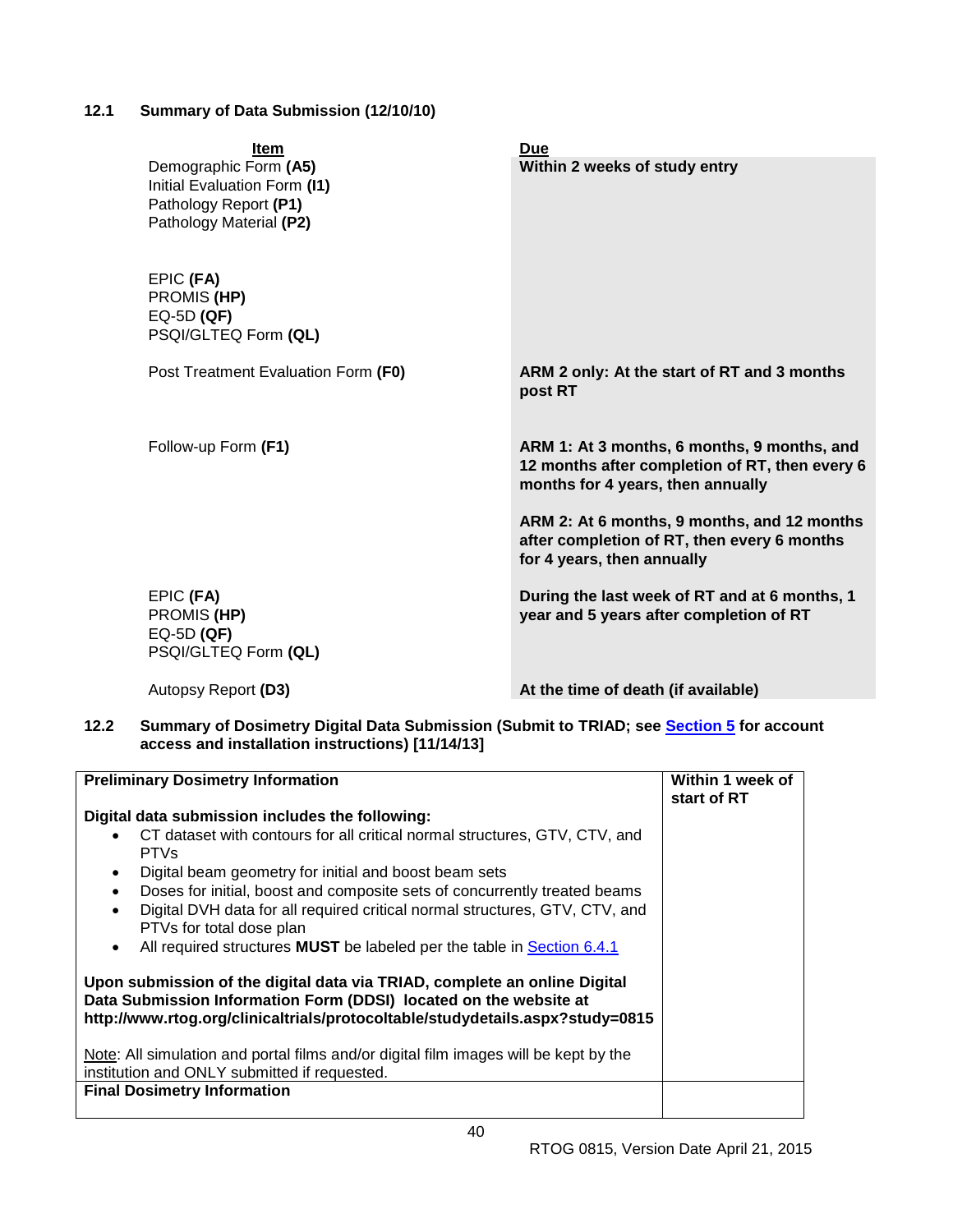### 12.1 Summary of Data Submission (12/10/10)

| Item | Due |
|---|---|
| Demographic Form **(A5)**<br>Initial Evaluation Form **(I1)**<br>Pathology Report **(P1)**<br>Pathology Material **(P2)** | **Within 2 weeks of study entry** |
| EPIC **(FA)**<br>PROMIS **(HP)**<br>EQ-5D **(QF)**<br>PSQI/GLTEQ Form **(QL)** | |
| Post Treatment Evaluation Form **(F0)** | **ARM 2 only: At the start of RT and 3 months post RT** |
| Follow-up Form **(F1)** | **ARM 1: At 3 months, 6 months, 9 months, and 12 months after completion of RT, then every 6 months for 4 years, then annually**<br><br>**ARM 2: At 6 months, 9 months, and 12 months after completion of RT, then every 6 months for 4 years, then annually** |
| EPIC **(FA)**<br>PROMIS **(HP)**<br>EQ-5D **(QF)**<br>PSQI/GLTEQ Form **(QL)** | **During the last week of RT and at 6 months, 1 year and 5 years after completion of RT** |
| Autopsy Report **(D3)** | **At the time of death (if available)** |

### 12.2 Summary of Dosimetry Digital Data Submission (Submit to TRIAD; see Section 5 for account access and installation instructions) [11/14/13]

| **Preliminary Dosimetry Information** | **Within 1 week of start of RT** |
|---|---|
| **Digital data submission includes the following:**<br>• CT dataset with contours for all critical normal structures, GTV, CTV, and PTVs<br>• Digital beam geometry for initial and boost beam sets<br>• Doses for initial, boost and composite sets of concurrently treated beams<br>• Digital DVH data for all required critical normal structures, GTV, CTV, and PTVs for total dose plan<br>• All required structures **MUST** be labeled per the table in Section 6.4.1<br><br>**Upon submission of the digital data via TRIAD, complete an online Digital Data Submission Information Form (DDSI) located on the website at http://www.rtog.org/clinicaltrials/protocoltable/studydetails.aspx?study=0815**<br><br>Note: All simulation and portal films and/or digital film images will be kept by the institution and ONLY submitted if requested. | |
| **Final Dosimetry Information** | |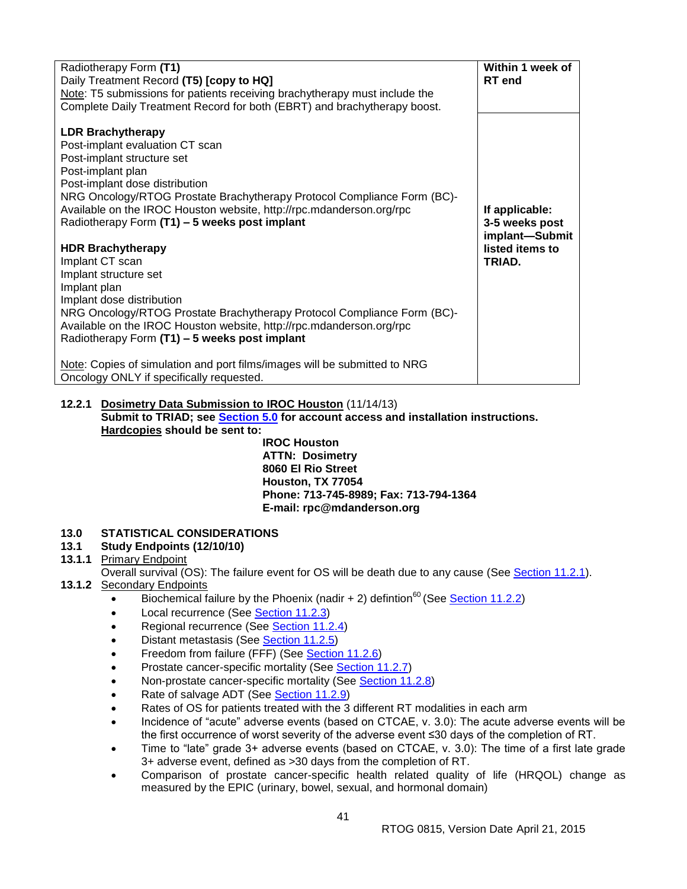| | |
|---|---|
| Radiotherapy Form **(T1)**<br>Daily Treatment Record **(T5) [copy to HQ]**<br>Note: T5 submissions for patients receiving brachytherapy must include the Complete Daily Treatment Record for both (EBRT) and brachytherapy boost. | **Within 1 week of RT end** |
| **LDR Brachytherapy**<br>Post-implant evaluation CT scan<br>Post-implant structure set<br>Post-implant plan<br>Post-implant dose distribution<br>NRG Oncology/RTOG Prostate Brachytherapy Protocol Compliance Form (BC)- Available on the IROC Houston website, http://rpc.mdanderson.org/rpc<br>Radiotherapy Form **(T1) – 5 weeks post implant**<br><br>**HDR Brachytherapy**<br>Implant CT scan<br>Implant structure set<br>Implant plan<br>Implant dose distribution<br>NRG Oncology/RTOG Prostate Brachytherapy Protocol Compliance Form (BC)- Available on the IROC Houston website, http://rpc.mdanderson.org/rpc<br>Radiotherapy Form **(T1) – 5 weeks post implant**<br><br>Note: Copies of simulation and port films/images will be submitted to NRG Oncology ONLY if specifically requested. | **If applicable: 3-5 weeks post implant—Submit listed items to TRIAD.** |

**12.2.1** Dosimetry Data Submission to IROC Houston (11/14/13)
**Submit to TRIAD; see Section 5.0 for account access and installation instructions.**
**Hardcopies should be sent to:**

**IROC Houston**
**ATTN: Dosimetry**
**8060 El Rio Street**
**Houston, TX 77054**
**Phone: 713-745-8989; Fax: 713-794-1364**
**E-mail: rpc@mdanderson.org**

## 13.0 STATISTICAL CONSIDERATIONS

### 13.1 Study Endpoints (12/10/10)

**13.1.1** Primary Endpoint

Overall survival (OS): The failure event for OS will be death due to any cause (See Section 11.2.1).

**13.1.2** Secondary Endpoints

- Biochemical failure by the Phoenix (nadir + 2) defintion[60] (See Section 11.2.2)
- Local recurrence (See Section 11.2.3)
- Regional recurrence (See Section 11.2.4)
- Distant metastasis (See Section 11.2.5)
- Freedom from failure (FFF) (See Section 11.2.6)
- Prostate cancer-specific mortality (See Section 11.2.7)
- Non-prostate cancer-specific mortality (See Section 11.2.8)
- Rate of salvage ADT (See Section 11.2.9)
- Rates of OS for patients treated with the 3 different RT modalities in each arm
- Incidence of "acute" adverse events (based on CTCAE, v. 3.0): The acute adverse events will be the first occurrence of worst severity of the adverse event ≤30 days of the completion of RT.
- Time to "late" grade 3+ adverse events (based on CTCAE, v. 3.0): The time of a first late grade 3+ adverse event, defined as >30 days from the completion of RT.
- Comparison of prostate cancer-specific health related quality of life (HRQOL) change as measured by the EPIC (urinary, bowel, sexual, and hormonal domain)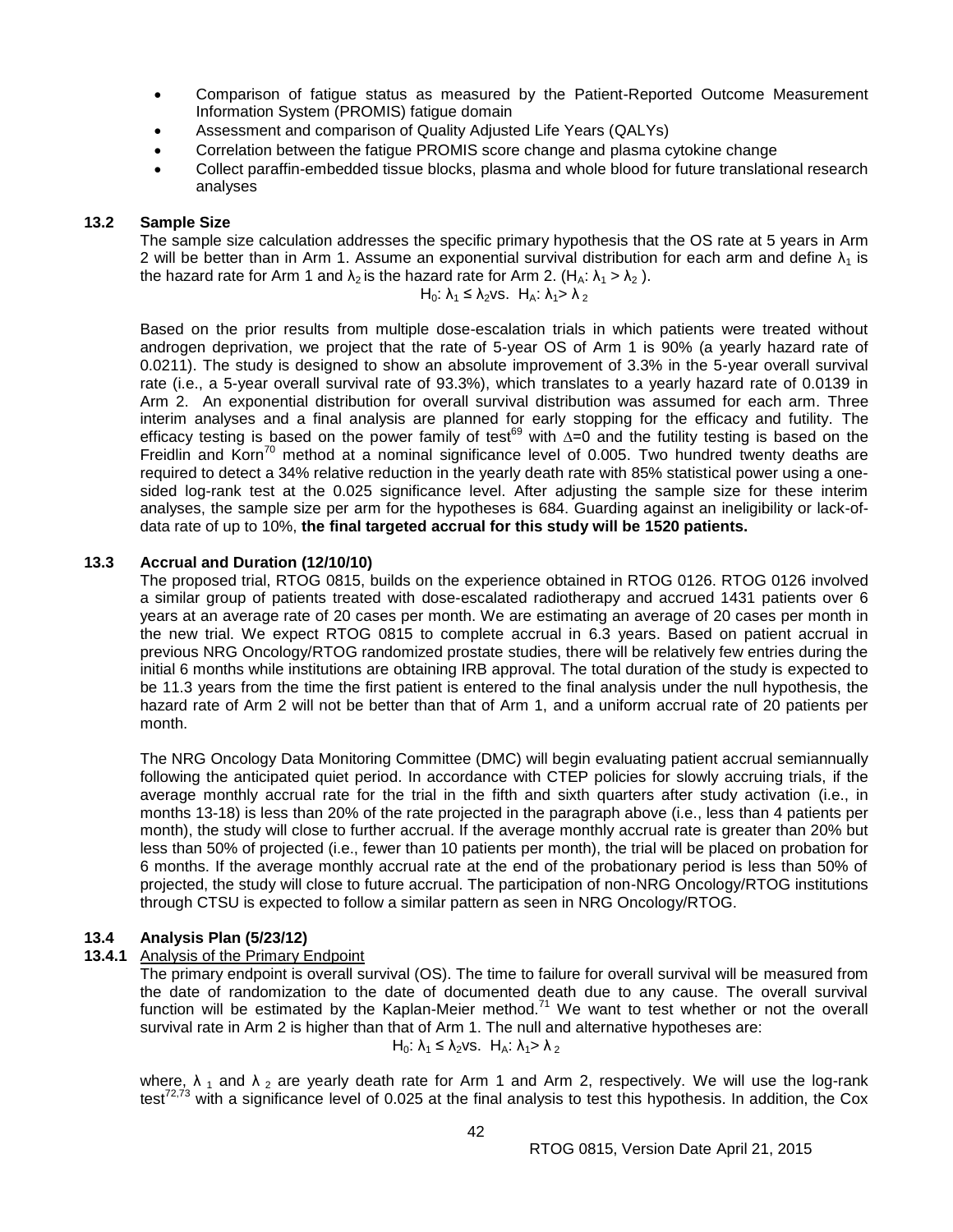- Comparison of fatigue status as measured by the Patient-Reported Outcome Measurement Information System (PROMIS) fatigue domain
- Assessment and comparison of Quality Adjusted Life Years (QALYs)
- Correlation between the fatigue PROMIS score change and plasma cytokine change
- Collect paraffin-embedded tissue blocks, plasma and whole blood for future translational research analyses

## 13.2 Sample Size

The sample size calculation addresses the specific primary hypothesis that the OS rate at 5 years in Arm 2 will be better than in Arm 1. Assume an exponential survival distribution for each arm and define $\lambda_1$ is the hazard rate for Arm 1 and $\lambda_2$ is the hazard rate for Arm 2. ($H_A$: $\lambda_1 > \lambda_2$ ).

$$H_0: \lambda_1 \le \lambda_2 \text{ vs. } H_A: \lambda_1 > \lambda_2$$

Based on the prior results from multiple dose-escalation trials in which patients were treated without androgen deprivation, we project that the rate of 5-year OS of Arm 1 is 90% (a yearly hazard rate of 0.0211). The study is designed to show an absolute improvement of 3.3% in the 5-year overall survival rate (i.e., a 5-year overall survival rate of 93.3%), which translates to a yearly hazard rate of 0.0139 in Arm 2. An exponential distribution for overall survival distribution was assumed for each arm. Three interim analyses and a final analysis are planned for early stopping for the efficacy and futility. The efficacy testing is based on the power family of test[69] with $\Delta$=0 and the futility testing is based on the Freidlin and Korn[70] method at a nominal significance level of 0.005. Two hundred twenty deaths are required to detect a 34% relative reduction in the yearly death rate with 85% statistical power using a one-sided log-rank test at the 0.025 significance level. After adjusting the sample size for these interim analyses, the sample size per arm for the hypotheses is 684. Guarding against an ineligibility or lack-of-data rate of up to 10%, **the final targeted accrual for this study will be 1520 patients.**

## 13.3 Accrual and Duration (12/10/10)

The proposed trial, RTOG 0815, builds on the experience obtained in RTOG 0126. RTOG 0126 involved a similar group of patients treated with dose-escalated radiotherapy and accrued 1431 patients over 6 years at an average rate of 20 cases per month. We are estimating an average of 20 cases per month in the new trial. We expect RTOG 0815 to complete accrual in 6.3 years. Based on patient accrual in previous NRG Oncology/RTOG randomized prostate studies, there will be relatively few entries during the initial 6 months while institutions are obtaining IRB approval. The total duration of the study is expected to be 11.3 years from the time the first patient is entered to the final analysis under the null hypothesis, the hazard rate of Arm 2 will not be better than that of Arm 1, and a uniform accrual rate of 20 patients per month.

The NRG Oncology Data Monitoring Committee (DMC) will begin evaluating patient accrual semiannually following the anticipated quiet period. In accordance with CTEP policies for slowly accruing trials, if the average monthly accrual rate for the trial in the fifth and sixth quarters after study activation (i.e., in months 13-18) is less than 20% of the rate projected in the paragraph above (i.e., less than 4 patients per month), the study will close to further accrual. If the average monthly accrual rate is greater than 20% but less than 50% of projected (i.e., fewer than 10 patients per month), the trial will be placed on probation for 6 months. If the average monthly accrual rate at the end of the probationary period is less than 50% of projected, the study will close to future accrual. The participation of non-NRG Oncology/RTOG institutions through CTSU is expected to follow a similar pattern as seen in NRG Oncology/RTOG.

## 13.4 Analysis Plan (5/23/12)

### 13.4.1 Analysis of the Primary Endpoint

The primary endpoint is overall survival (OS). The time to failure for overall survival will be measured from the date of randomization to the date of documented death due to any cause. The overall survival function will be estimated by the Kaplan-Meier method.[71] We want to test whether or not the overall survival rate in Arm 2 is higher than that of Arm 1. The null and alternative hypotheses are:

$$H_0: \lambda_1 \le \lambda_2 \text{ vs. } H_A: \lambda_1 > \lambda_2$$

where, $\lambda_1$ and $\lambda_2$ are yearly death rate for Arm 1 and Arm 2, respectively. We will use the log-rank test[72,73] with a significance level of 0.025 at the final analysis to test this hypothesis. In addition, the Cox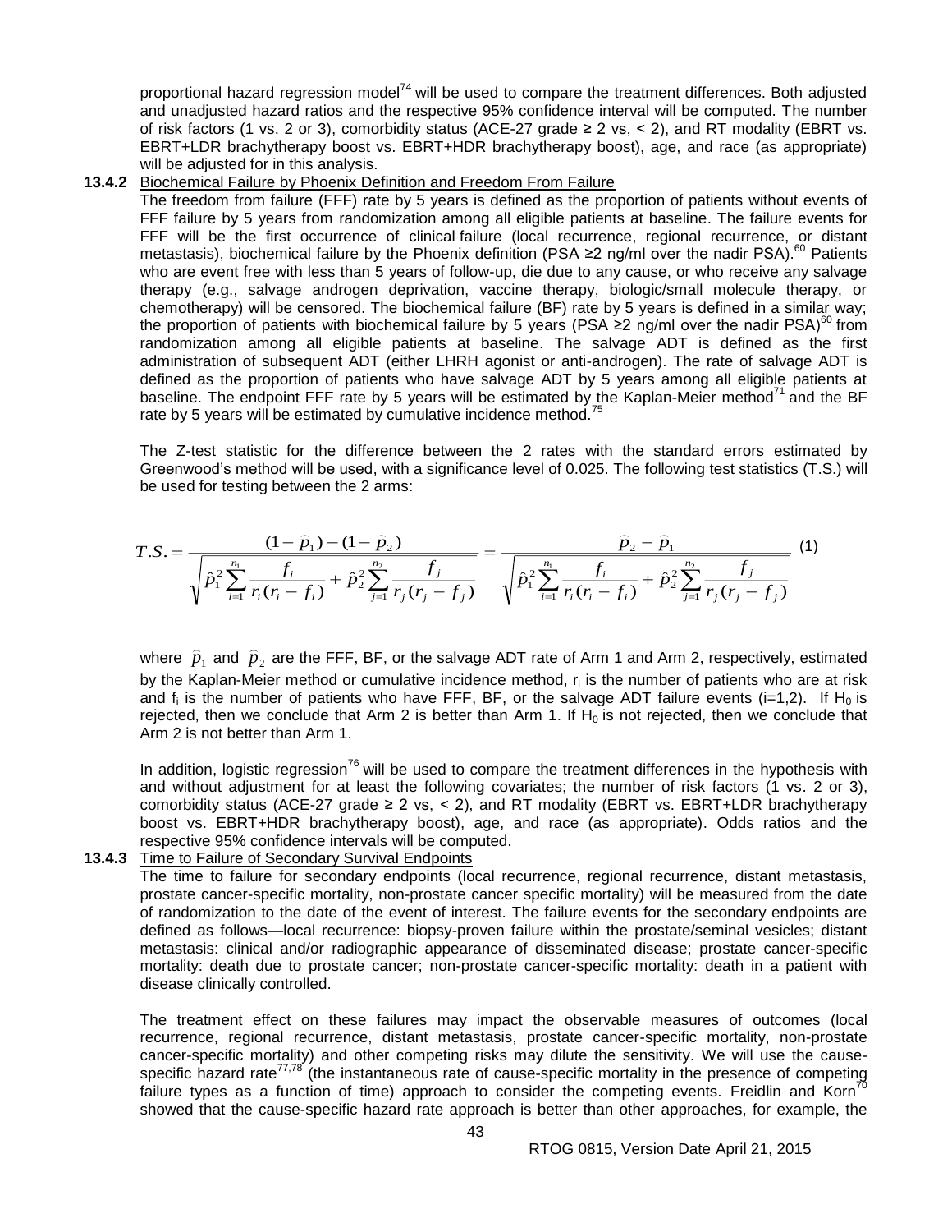proportional hazard regression model[74] will be used to compare the treatment differences. Both adjusted and unadjusted hazard ratios and the respective 95% confidence interval will be computed. The number of risk factors (1 vs. 2 or 3), comorbidity status (ACE-27 grade ≥ 2 vs, < 2), and RT modality (EBRT vs. EBRT+LDR brachytherapy boost vs. EBRT+HDR brachytherapy boost), age, and race (as appropriate) will be adjusted for in this analysis.

**13.4.2** Biochemical Failure by Phoenix Definition and Freedom From Failure

The freedom from failure (FFF) rate by 5 years is defined as the proportion of patients without events of FFF failure by 5 years from randomization among all eligible patients at baseline. The failure events for FFF will be the first occurrence of clinical failure (local recurrence, regional recurrence, or distant metastasis), biochemical failure by the Phoenix definition (PSA ≥2 ng/ml over the nadir PSA).[60] Patients who are event free with less than 5 years of follow-up, die due to any cause, or who receive any salvage therapy (e.g., salvage androgen deprivation, vaccine therapy, biologic/small molecule therapy, or chemotherapy) will be censored. The biochemical failure (BF) rate by 5 years is defined in a similar way; the proportion of patients with biochemical failure by 5 years (PSA ≥2 ng/ml over the nadir PSA)[60] from randomization among all eligible patients at baseline. The salvage ADT is defined as the first administration of subsequent ADT (either LHRH agonist or anti-androgen). The rate of salvage ADT is defined as the proportion of patients who have salvage ADT by 5 years among all eligible patients at baseline. The endpoint FFF rate by 5 years will be estimated by the Kaplan-Meier method[71] and the BF rate by 5 years will be estimated by cumulative incidence method.[75]

The Z-test statistic for the difference between the 2 rates with the standard errors estimated by Greenwood's method will be used, with a significance level of 0.025. The following test statistics (T.S.) will be used for testing between the 2 arms:

$$T.S. = \frac{(1-\hat{p}_1)-(1-\hat{p}_2)}{\sqrt{\hat{p}_1^2 \sum_{i=1}^{n_1} \frac{f_i}{r_i(r_i - f_i)} + \hat{p}_2^2 \sum_{j=1}^{n_2} \frac{f_j}{r_j(r_j - f_j)}}} = \frac{\hat{p}_2 - \hat{p}_1}{\sqrt{\hat{p}_1^2 \sum_{i=1}^{n_1} \frac{f_i}{r_i(r_i - f_i)} + \hat{p}_2^2 \sum_{j=1}^{n_2} \frac{f_j}{r_j(r_j - f_j)}}} \quad (1)$$

where $\hat{p}_1$ and $\hat{p}_2$ are the FFF, BF, or the salvage ADT rate of Arm 1 and Arm 2, respectively, estimated by the Kaplan-Meier method or cumulative incidence method, $r_i$ is the number of patients who are at risk and $f_i$ is the number of patients who have FFF, BF, or the salvage ADT failure events (i=1,2). If $H_0$ is rejected, then we conclude that Arm 2 is better than Arm 1. If $H_0$ is not rejected, then we conclude that Arm 2 is not better than Arm 1.

In addition, logistic regression[76] will be used to compare the treatment differences in the hypothesis with and without adjustment for at least the following covariates; the number of risk factors (1 vs. 2 or 3), comorbidity status (ACE-27 grade ≥ 2 vs, < 2), and RT modality (EBRT vs. EBRT+LDR brachytherapy boost vs. EBRT+HDR brachytherapy boost), age, and race (as appropriate). Odds ratios and the respective 95% confidence intervals will be computed.

**13.4.3** Time to Failure of Secondary Survival Endpoints

The time to failure for secondary endpoints (local recurrence, regional recurrence, distant metastasis, prostate cancer-specific mortality, non-prostate cancer specific mortality) will be measured from the date of randomization to the date of the event of interest. The failure events for the secondary endpoints are defined as follows—local recurrence: biopsy-proven failure within the prostate/seminal vesicles; distant metastasis: clinical and/or radiographic appearance of disseminated disease; prostate cancer-specific mortality: death due to prostate cancer; non-prostate cancer-specific mortality: death in a patient with disease clinically controlled.

The treatment effect on these failures may impact the observable measures of outcomes (local recurrence, regional recurrence, distant metastasis, prostate cancer-specific mortality, non-prostate cancer-specific mortality) and other competing risks may dilute the sensitivity. We will use the cause-specific hazard rate[77,78] (the instantaneous rate of cause-specific mortality in the presence of competing failure types as a function of time) approach to consider the competing events. Freidlin and Korn[70] showed that the cause-specific hazard rate approach is better than other approaches, for example, the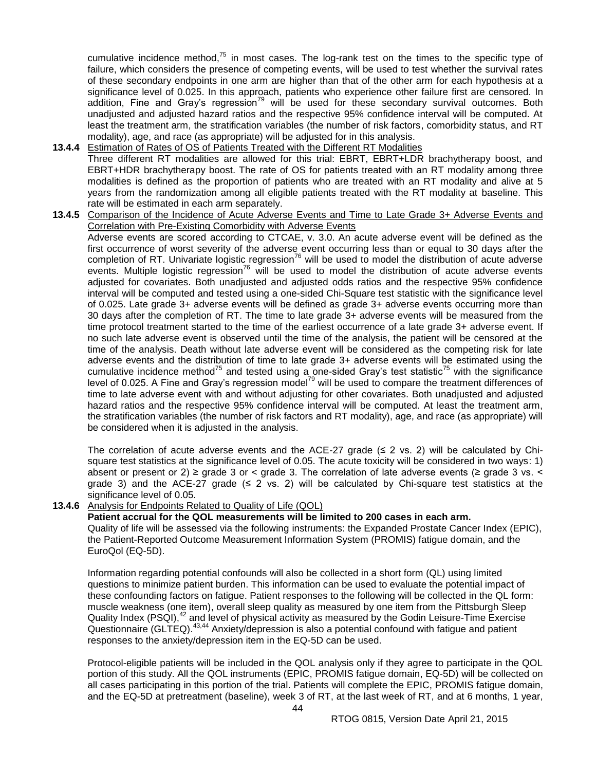cumulative incidence method,[75] in most cases. The log-rank test on the times to the specific type of failure, which considers the presence of competing events, will be used to test whether the survival rates of these secondary endpoints in one arm are higher than that of the other arm for each hypothesis at a significance level of 0.025. In this approach, patients who experience other failure first are censored. In addition, Fine and Gray's regression[79] will be used for these secondary survival outcomes. Both unadjusted and adjusted hazard ratios and the respective 95% confidence interval will be computed. At least the treatment arm, the stratification variables (the number of risk factors, comorbidity status, and RT modality), age, and race (as appropriate) will be adjusted for in this analysis.

**13.4.4** Estimation of Rates of OS of Patients Treated with the Different RT Modalities

Three different RT modalities are allowed for this trial: EBRT, EBRT+LDR brachytherapy boost, and EBRT+HDR brachytherapy boost. The rate of OS for patients treated with an RT modality among three modalities is defined as the proportion of patients who are treated with an RT modality and alive at 5 years from the randomization among all eligible patients treated with the RT modality at baseline. This rate will be estimated in each arm separately.

**13.4.5** Comparison of the Incidence of Acute Adverse Events and Time to Late Grade 3+ Adverse Events and Correlation with Pre-Existing Comorbidity with Adverse Events

Adverse events are scored according to CTCAE, v. 3.0. An acute adverse event will be defined as the first occurrence of worst severity of the adverse event occurring less than or equal to 30 days after the completion of RT. Univariate logistic regression[76] will be used to model the distribution of acute adverse events. Multiple logistic regression[76] will be used to model the distribution of acute adverse events adjusted for covariates. Both unadjusted and adjusted odds ratios and the respective 95% confidence interval will be computed and tested using a one-sided Chi-Square test statistic with the significance level of 0.025. Late grade 3+ adverse events will be defined as grade 3+ adverse events occurring more than 30 days after the completion of RT. The time to late grade 3+ adverse events will be measured from the time protocol treatment started to the time of the earliest occurrence of a late grade 3+ adverse event. If no such late adverse event is observed until the time of the analysis, the patient will be censored at the time of the analysis. Death without late adverse event will be considered as the competing risk for late adverse events and the distribution of time to late grade 3+ adverse events will be estimated using the cumulative incidence method[75] and tested using a one-sided Gray's test statistic[75] with the significance level of 0.025. A Fine and Gray's regression model[79] will be used to compare the treatment differences of time to late adverse event with and without adjusting for other covariates. Both unadjusted and adjusted hazard ratios and the respective 95% confidence interval will be computed. At least the treatment arm, the stratification variables (the number of risk factors and RT modality), age, and race (as appropriate) will be considered when it is adjusted in the analysis.

The correlation of acute adverse events and the ACE-27 grade (≤ 2 vs. 2) will be calculated by Chi-square test statistics at the significance level of 0.05. The acute toxicity will be considered in two ways: 1) absent or present or 2) ≥ grade 3 or < grade 3. The correlation of late adverse events (≥ grade 3 vs. < grade 3) and the ACE-27 grade (≤ 2 vs. 2) will be calculated by Chi-square test statistics at the significance level of 0.05.

**13.4.6** Analysis for Endpoints Related to Quality of Life (QOL)

**Patient accrual for the QOL measurements will be limited to 200 cases in each arm.**

Quality of life will be assessed via the following instruments: the Expanded Prostate Cancer Index (EPIC), the Patient-Reported Outcome Measurement Information System (PROMIS) fatigue domain, and the EuroQol (EQ-5D).

Information regarding potential confounds will also be collected in a short form (QL) using limited questions to minimize patient burden. This information can be used to evaluate the potential impact of these confounding factors on fatigue. Patient responses to the following will be collected in the QL form: muscle weakness (one item), overall sleep quality as measured by one item from the Pittsburgh Sleep Quality Index (PSQI),[42] and level of physical activity as measured by the Godin Leisure-Time Exercise Questionnaire (GLTEQ).[43,44] Anxiety/depression is also a potential confound with fatigue and patient responses to the anxiety/depression item in the EQ-5D can be used.

Protocol-eligible patients will be included in the QOL analysis only if they agree to participate in the QOL portion of this study. All the QOL instruments (EPIC, PROMIS fatigue domain, EQ-5D) will be collected on all cases participating in this portion of the trial. Patients will complete the EPIC, PROMIS fatigue domain, and the EQ-5D at pretreatment (baseline), week 3 of RT, at the last week of RT, and at 6 months, 1 year,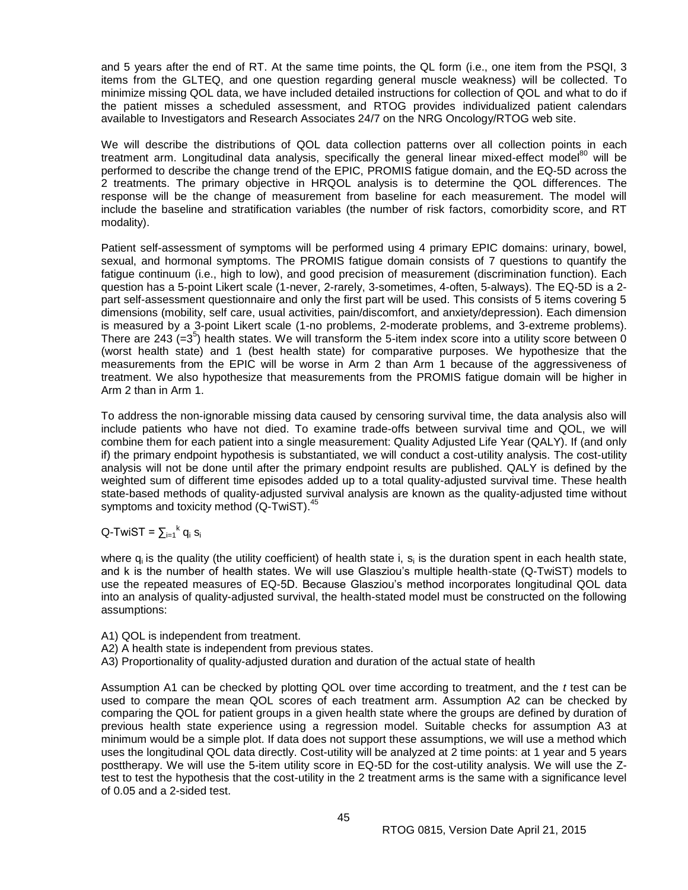and 5 years after the end of RT. At the same time points, the QL form (i.e., one item from the PSQI, 3 items from the GLTEQ, and one question regarding general muscle weakness) will be collected. To minimize missing QOL data, we have included detailed instructions for collection of QOL and what to do if the patient misses a scheduled assessment, and RTOG provides individualized patient calendars available to Investigators and Research Associates 24/7 on the NRG Oncology/RTOG web site.

We will describe the distributions of QOL data collection patterns over all collection points in each treatment arm. Longitudinal data analysis, specifically the general linear mixed-effect model[80] will be performed to describe the change trend of the EPIC, PROMIS fatigue domain, and the EQ-5D across the 2 treatments. The primary objective in HRQOL analysis is to determine the QOL differences. The response will be the change of measurement from baseline for each measurement. The model will include the baseline and stratification variables (the number of risk factors, comorbidity score, and RT modality).

Patient self-assessment of symptoms will be performed using 4 primary EPIC domains: urinary, bowel, sexual, and hormonal symptoms. The PROMIS fatigue domain consists of 7 questions to quantify the fatigue continuum (i.e., high to low), and good precision of measurement (discrimination function). Each question has a 5-point Likert scale (1-never, 2-rarely, 3-sometimes, 4-often, 5-always). The EQ-5D is a 2-part self-assessment questionnaire and only the first part will be used. This consists of 5 items covering 5 dimensions (mobility, self care, usual activities, pain/discomfort, and anxiety/depression). Each dimension is measured by a 3-point Likert scale (1-no problems, 2-moderate problems, and 3-extreme problems). There are 243 ($=3^5$) health states. We will transform the 5-item index score into a utility score between 0 (worst health state) and 1 (best health state) for comparative purposes. We hypothesize that the measurements from the EPIC will be worse in Arm 2 than Arm 1 because of the aggressiveness of treatment. We also hypothesize that measurements from the PROMIS fatigue domain will be higher in Arm 2 than in Arm 1.

To address the non-ignorable missing data caused by censoring survival time, the data analysis also will include patients who have not died. To examine trade-offs between survival time and QOL, we will combine them for each patient into a single measurement: Quality Adjusted Life Year (QALY). If (and only if) the primary endpoint hypothesis is substantiated, we will conduct a cost-utility analysis. The cost-utility analysis will not be done until after the primary endpoint results are published. QALY is defined by the weighted sum of different time episodes added up to a total quality-adjusted survival time. These health state-based methods of quality-adjusted survival analysis are known as the quality-adjusted time without symptoms and toxicity method (Q-TwiST).[45]

$$\text{Q-TwiST} = \sum_{i=1}^{k} q_i\, s_i$$

where $q_i$ is the quality (the utility coefficient) of health state i, $s_i$ is the duration spent in each health state, and k is the number of health states. We will use Glasziou's multiple health-state (Q-TwiST) models to use the repeated measures of EQ-5D. Because Glasziou's method incorporates longitudinal QOL data into an analysis of quality-adjusted survival, the health-stated model must be constructed on the following assumptions:

A1) QOL is independent from treatment.
A2) A health state is independent from previous states.
A3) Proportionality of quality-adjusted duration and duration of the actual state of health

Assumption A1 can be checked by plotting QOL over time according to treatment, and the *t* test can be used to compare the mean QOL scores of each treatment arm. Assumption A2 can be checked by comparing the QOL for patient groups in a given health state where the groups are defined by duration of previous health state experience using a regression model. Suitable checks for assumption A3 at minimum would be a simple plot. If data does not support these assumptions, we will use a method which uses the longitudinal QOL data directly. Cost-utility will be analyzed at 2 time points: at 1 year and 5 years posttherapy. We will use the 5-item utility score in EQ-5D for the cost-utility analysis. We will use the Z-test to test the hypothesis that the cost-utility in the 2 treatment arms is the same with a significance level of 0.05 and a 2-sided test.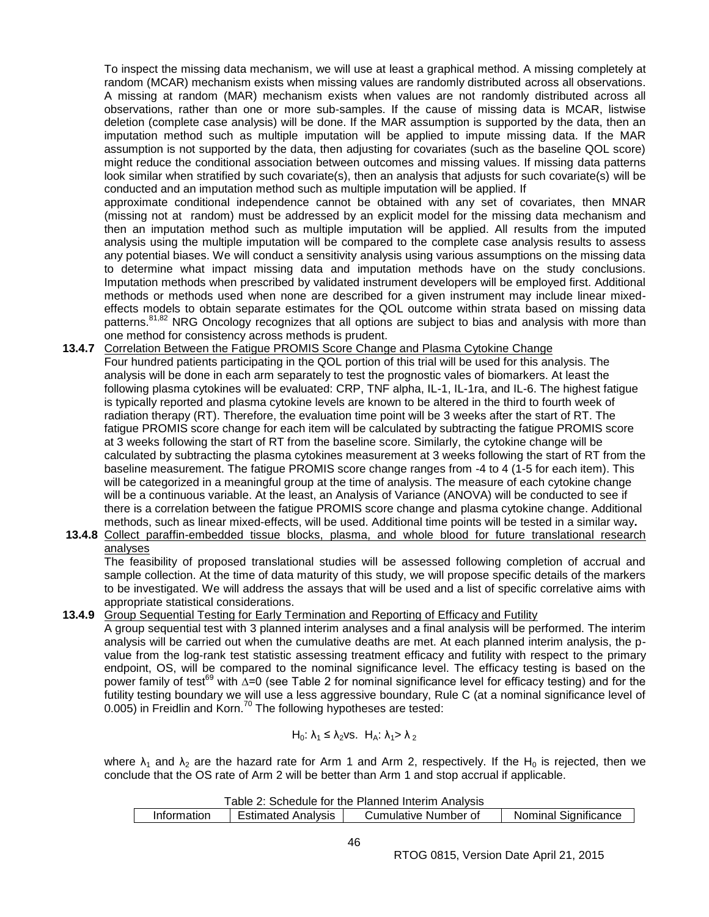To inspect the missing data mechanism, we will use at least a graphical method. A missing completely at random (MCAR) mechanism exists when missing values are randomly distributed across all observations. A missing at random (MAR) mechanism exists when values are not randomly distributed across all observations, rather than one or more sub-samples. If the cause of missing data is MCAR, listwise deletion (complete case analysis) will be done. If the MAR assumption is supported by the data, then an imputation method such as multiple imputation will be applied to impute missing data. If the MAR assumption is not supported by the data, then adjusting for covariates (such as the baseline QOL score) might reduce the conditional association between outcomes and missing values. If missing data patterns look similar when stratified by such covariate(s), then an analysis that adjusts for such covariate(s) will be conducted and an imputation method such as multiple imputation will be applied. If approximate conditional independence cannot be obtained with any set of covariates, then MNAR (missing not at random) must be addressed by an explicit model for the missing data mechanism and then an imputation method such as multiple imputation will be applied. All results from the imputed analysis using the multiple imputation will be compared to the complete case analysis results to assess any potential biases. We will conduct a sensitivity analysis using various assumptions on the missing data to determine what impact missing data and imputation methods have on the study conclusions. Imputation methods when prescribed by validated instrument developers will be employed first. Additional methods or methods used when none are described for a given instrument may include linear mixed-effects models to obtain separate estimates for the QOL outcome within strata based on missing data patterns.[81,82] NRG Oncology recognizes that all options are subject to bias and analysis with more than one method for consistency across methods is prudent.

**13.4.7** Correlation Between the Fatigue PROMIS Score Change and Plasma Cytokine Change

Four hundred patients participating in the QOL portion of this trial will be used for this analysis. The analysis will be done in each arm separately to test the prognostic vales of biomarkers. At least the following plasma cytokines will be evaluated: CRP, TNF alpha, IL-1, IL-1ra, and IL-6. The highest fatigue is typically reported and plasma cytokine levels are known to be altered in the third to fourth week of radiation therapy (RT). Therefore, the evaluation time point will be 3 weeks after the start of RT. The fatigue PROMIS score change for each item will be calculated by subtracting the fatigue PROMIS score at 3 weeks following the start of RT from the baseline score. Similarly, the cytokine change will be calculated by subtracting the plasma cytokines measurement at 3 weeks following the start of RT from the baseline measurement. The fatigue PROMIS score change ranges from -4 to 4 (1-5 for each item). This will be categorized in a meaningful group at the time of analysis. The measure of each cytokine change will be a continuous variable. At the least, an Analysis of Variance (ANOVA) will be conducted to see if there is a correlation between the fatigue PROMIS score change and plasma cytokine change. Additional methods, such as linear mixed-effects, will be used. Additional time points will be tested in a similar way**.**

**13.4.8** Collect paraffin-embedded tissue blocks, plasma, and whole blood for future translational research analyses

The feasibility of proposed translational studies will be assessed following completion of accrual and sample collection. At the time of data maturity of this study, we will propose specific details of the markers to be investigated. We will address the assays that will be used and a list of specific correlative aims with appropriate statistical considerations.

**13.4.9** Group Sequential Testing for Early Termination and Reporting of Efficacy and Futility

A group sequential test with 3 planned interim analyses and a final analysis will be performed. The interim analysis will be carried out when the cumulative deaths are met. At each planned interim analysis, the p-value from the log-rank test statistic assessing treatment efficacy and futility with respect to the primary endpoint, OS, will be compared to the nominal significance level. The efficacy testing is based on the power family of test[69] with $\Delta=0$ (see Table 2 for nominal significance level for efficacy testing) and for the futility testing boundary we will use a less aggressive boundary, Rule C (at a nominal significance level of 0.005) in Freidlin and Korn.[70] The following hypotheses are tested:

$$H_0: \lambda_1 \leq \lambda_2 \text{ vs. } H_A: \lambda_1 > \lambda_2$$

where $\lambda_1$ and $\lambda_2$ are the hazard rate for Arm 1 and Arm 2, respectively. If the $H_0$ is rejected, then we conclude that the OS rate of Arm 2 will be better than Arm 1 and stop accrual if applicable.

Table 2: Schedule for the Planned Interim Analysis

| Information | Estimated Analysis | Cumulative Number of | Nominal Significance |
|---|---|---|---|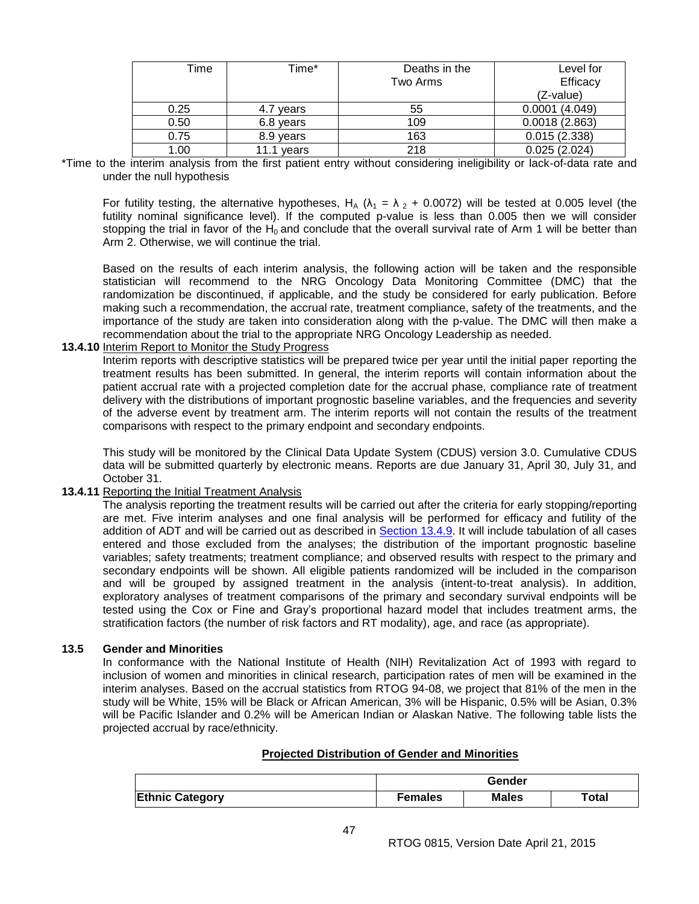| Time | Time* | Deaths in the Two Arms | Level for Efficacy (Z-value) |
|---|---|---|---|
| 0.25 | 4.7 years | 55 | 0.0001 (4.049) |
| 0.50 | 6.8 years | 109 | 0.0018 (2.863) |
| 0.75 | 8.9 years | 163 | 0.015 (2.338) |
| 1.00 | 11.1 years | 218 | 0.025 (2.024) |

*Time to the interim analysis from the first patient entry without considering ineligibility or lack-of-data rate and under the null hypothesis

For futility testing, the alternative hypotheses, $H_A$ ($\lambda_1 = \lambda_2 + 0.0072$) will be tested at 0.005 level (the futility nominal significance level). If the computed p-value is less than 0.005 then we will consider stopping the trial in favor of the $H_0$ and conclude that the overall survival rate of Arm 1 will be better than Arm 2. Otherwise, we will continue the trial.

Based on the results of each interim analysis, the following action will be taken and the responsible statistician will recommend to the NRG Oncology Data Monitoring Committee (DMC) that the randomization be discontinued, if applicable, and the study be considered for early publication. Before making such a recommendation, the accrual rate, treatment compliance, safety of the treatments, and the importance of the study are taken into consideration along with the p-value. The DMC will then make a recommendation about the trial to the appropriate NRG Oncology Leadership as needed.

**13.4.10** Interim Report to Monitor the Study Progress

Interim reports with descriptive statistics will be prepared twice per year until the initial paper reporting the treatment results has been submitted. In general, the interim reports will contain information about the patient accrual rate with a projected completion date for the accrual phase, compliance rate of treatment delivery with the distributions of important prognostic baseline variables, and the frequencies and severity of the adverse event by treatment arm. The interim reports will not contain the results of the treatment comparisons with respect to the primary endpoint and secondary endpoints.

This study will be monitored by the Clinical Data Update System (CDUS) version 3.0. Cumulative CDUS data will be submitted quarterly by electronic means. Reports are due January 31, April 30, July 31, and October 31.

**13.4.11** Reporting the Initial Treatment Analysis

The analysis reporting the treatment results will be carried out after the criteria for early stopping/reporting are met. Five interim analyses and one final analysis will be performed for efficacy and futility of the addition of ADT and will be carried out as described in Section 13.4.9. It will include tabulation of all cases entered and those excluded from the analyses; the distribution of the important prognostic baseline variables; safety treatments; treatment compliance; and observed results with respect to the primary and secondary endpoints will be shown. All eligible patients randomized will be included in the comparison and will be grouped by assigned treatment in the analysis (intent-to-treat analysis). In addition, exploratory analyses of treatment comparisons of the primary and secondary survival endpoints will be tested using the Cox or Fine and Gray's proportional hazard model that includes treatment arms, the stratification factors (the number of risk factors and RT modality), age, and race (as appropriate).

## 13.5 Gender and Minorities

In conformance with the National Institute of Health (NIH) Revitalization Act of 1993 with regard to inclusion of women and minorities in clinical research, participation rates of men will be examined in the interim analyses. Based on the accrual statistics from RTOG 94-08, we project that 81% of the men in the study will be White, 15% will be Black or African American, 3% will be Hispanic, 0.5% will be Asian, 0.3% will be Pacific Islander and 0.2% will be American Indian or Alaskan Native. The following table lists the projected accrual by race/ethnicity.

**Projected Distribution of Gender and Minorities**

| | Gender | | |
|---|---|---|---|
| **Ethnic Category** | **Females** | **Males** | **Total** |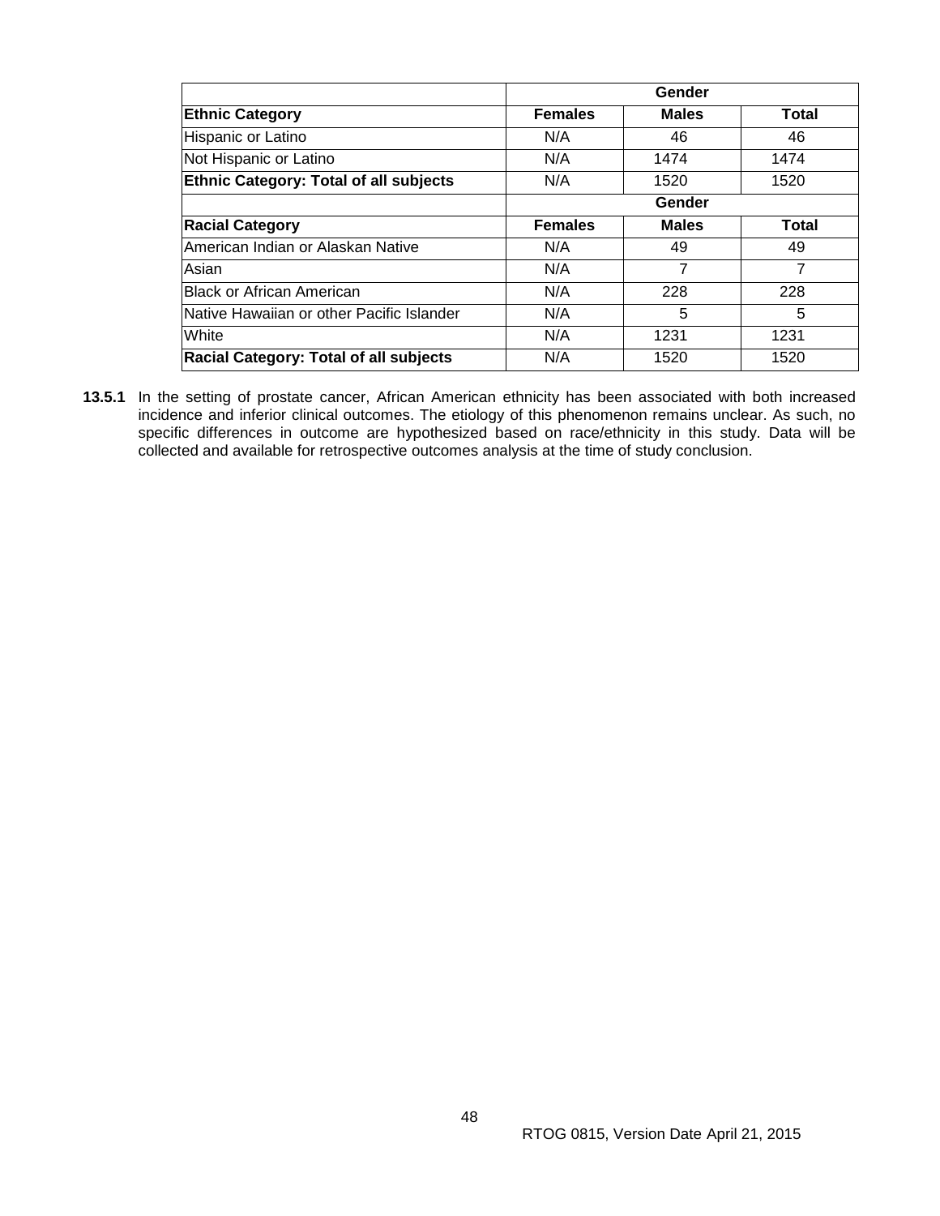| | Gender | | |
|---|---|---|---|
| **Ethnic Category** | **Females** | **Males** | **Total** |
| Hispanic or Latino | N/A | 46 | 46 |
| Not Hispanic or Latino | N/A | 1474 | 1474 |
| **Ethnic Category: Total of all subjects** | N/A | 1520 | 1520 |
| | **Gender** | | |
| **Racial Category** | **Females** | **Males** | **Total** |
| American Indian or Alaskan Native | N/A | 49 | 49 |
| Asian | N/A | 7 | 7 |
| Black or African American | N/A | 228 | 228 |
| Native Hawaiian or other Pacific Islander | N/A | 5 | 5 |
| White | N/A | 1231 | 1231 |
| **Racial Category: Total of all subjects** | N/A | 1520 | 1520 |

**13.5.1** In the setting of prostate cancer, African American ethnicity has been associated with both increased incidence and inferior clinical outcomes. The etiology of this phenomenon remains unclear. As such, no specific differences in outcome are hypothesized based on race/ethnicity in this study. Data will be collected and available for retrospective outcomes analysis at the time of study conclusion.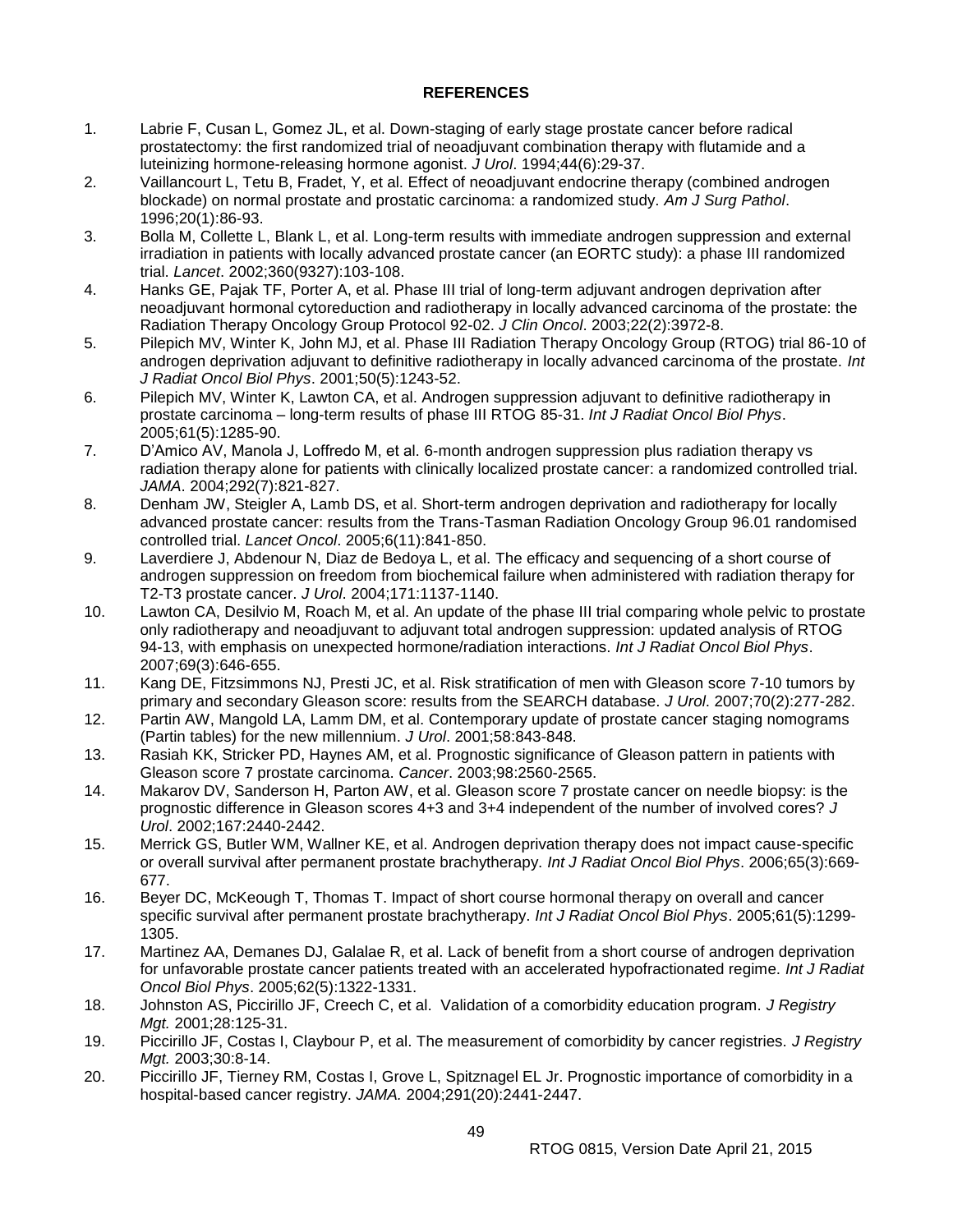## REFERENCES

1. Labrie F, Cusan L, Gomez JL, et al. Down-staging of early stage prostate cancer before radical prostatectomy: the first randomized trial of neoadjuvant combination therapy with flutamide and a luteinizing hormone-releasing hormone agonist. *J Urol*. 1994;44(6):29-37.
2. Vaillancourt L, Tetu B, Fradet, Y, et al. Effect of neoadjuvant endocrine therapy (combined androgen blockade) on normal prostate and prostatic carcinoma: a randomized study. *Am J Surg Pathol*. 1996;20(1):86-93.
3. Bolla M, Collette L, Blank L, et al. Long-term results with immediate androgen suppression and external irradiation in patients with locally advanced prostate cancer (an EORTC study): a phase III randomized trial. *Lancet*. 2002;360(9327):103-108.
4. Hanks GE, Pajak TF, Porter A, et al. Phase III trial of long-term adjuvant androgen deprivation after neoadjuvant hormonal cytoreduction and radiotherapy in locally advanced carcinoma of the prostate: the Radiation Therapy Oncology Group Protocol 92-02. *J Clin Oncol*. 2003;22(2):3972-8.
5. Pilepich MV, Winter K, John MJ, et al. Phase III Radiation Therapy Oncology Group (RTOG) trial 86-10 of androgen deprivation adjuvant to definitive radiotherapy in locally advanced carcinoma of the prostate. *Int J Radiat Oncol Biol Phys*. 2001;50(5):1243-52.
6. Pilepich MV, Winter K, Lawton CA, et al. Androgen suppression adjuvant to definitive radiotherapy in prostate carcinoma – long-term results of phase III RTOG 85-31. *Int J Radiat Oncol Biol Phys*. 2005;61(5):1285-90.
7. D'Amico AV, Manola J, Loffredo M, et al. 6-month androgen suppression plus radiation therapy vs radiation therapy alone for patients with clinically localized prostate cancer: a randomized controlled trial. *JAMA*. 2004;292(7):821-827.
8. Denham JW, Steigler A, Lamb DS, et al. Short-term androgen deprivation and radiotherapy for locally advanced prostate cancer: results from the Trans-Tasman Radiation Oncology Group 96.01 randomised controlled trial. *Lancet Oncol*. 2005;6(11):841-850.
9. Laverdiere J, Abdenour N, Diaz de Bedoya L, et al. The efficacy and sequencing of a short course of androgen suppression on freedom from biochemical failure when administered with radiation therapy for T2-T3 prostate cancer. *J Urol*. 2004;171:1137-1140.
10. Lawton CA, Desilvio M, Roach M, et al. An update of the phase III trial comparing whole pelvic to prostate only radiotherapy and neoadjuvant to adjuvant total androgen suppression: updated analysis of RTOG 94-13, with emphasis on unexpected hormone/radiation interactions. *Int J Radiat Oncol Biol Phys*. 2007;69(3):646-655.
11. Kang DE, Fitzsimmons NJ, Presti JC, et al. Risk stratification of men with Gleason score 7-10 tumors by primary and secondary Gleason score: results from the SEARCH database. *J Urol*. 2007;70(2):277-282.
12. Partin AW, Mangold LA, Lamm DM, et al. Contemporary update of prostate cancer staging nomograms (Partin tables) for the new millennium. *J Urol*. 2001;58:843-848.
13. Rasiah KK, Stricker PD, Haynes AM, et al. Prognostic significance of Gleason pattern in patients with Gleason score 7 prostate carcinoma. *Cancer*. 2003;98:2560-2565.
14. Makarov DV, Sanderson H, Parton AW, et al. Gleason score 7 prostate cancer on needle biopsy: is the prognostic difference in Gleason scores 4+3 and 3+4 independent of the number of involved cores? *J Urol*. 2002;167:2440-2442.
15. Merrick GS, Butler WM, Wallner KE, et al. Androgen deprivation therapy does not impact cause-specific or overall survival after permanent prostate brachytherapy. *Int J Radiat Oncol Biol Phys*. 2006;65(3):669-677.
16. Beyer DC, McKeough T, Thomas T. Impact of short course hormonal therapy on overall and cancer specific survival after permanent prostate brachytherapy. *Int J Radiat Oncol Biol Phys*. 2005;61(5):1299-1305.
17. Martinez AA, Demanes DJ, Galalae R, et al. Lack of benefit from a short course of androgen deprivation for unfavorable prostate cancer patients treated with an accelerated hypofractionated regime. *Int J Radiat Oncol Biol Phys*. 2005;62(5):1322-1331.
18. Johnston AS, Piccirillo JF, Creech C, et al. Validation of a comorbidity education program. *J Registry Mgt.* 2001;28:125-31.
19. Piccirillo JF, Costas I, Claybour P, et al. The measurement of comorbidity by cancer registries. *J Registry Mgt.* 2003;30:8-14.
20. Piccirillo JF, Tierney RM, Costas I, Grove L, Spitznagel EL Jr. Prognostic importance of comorbidity in a hospital-based cancer registry. *JAMA.* 2004;291(20):2441-2447.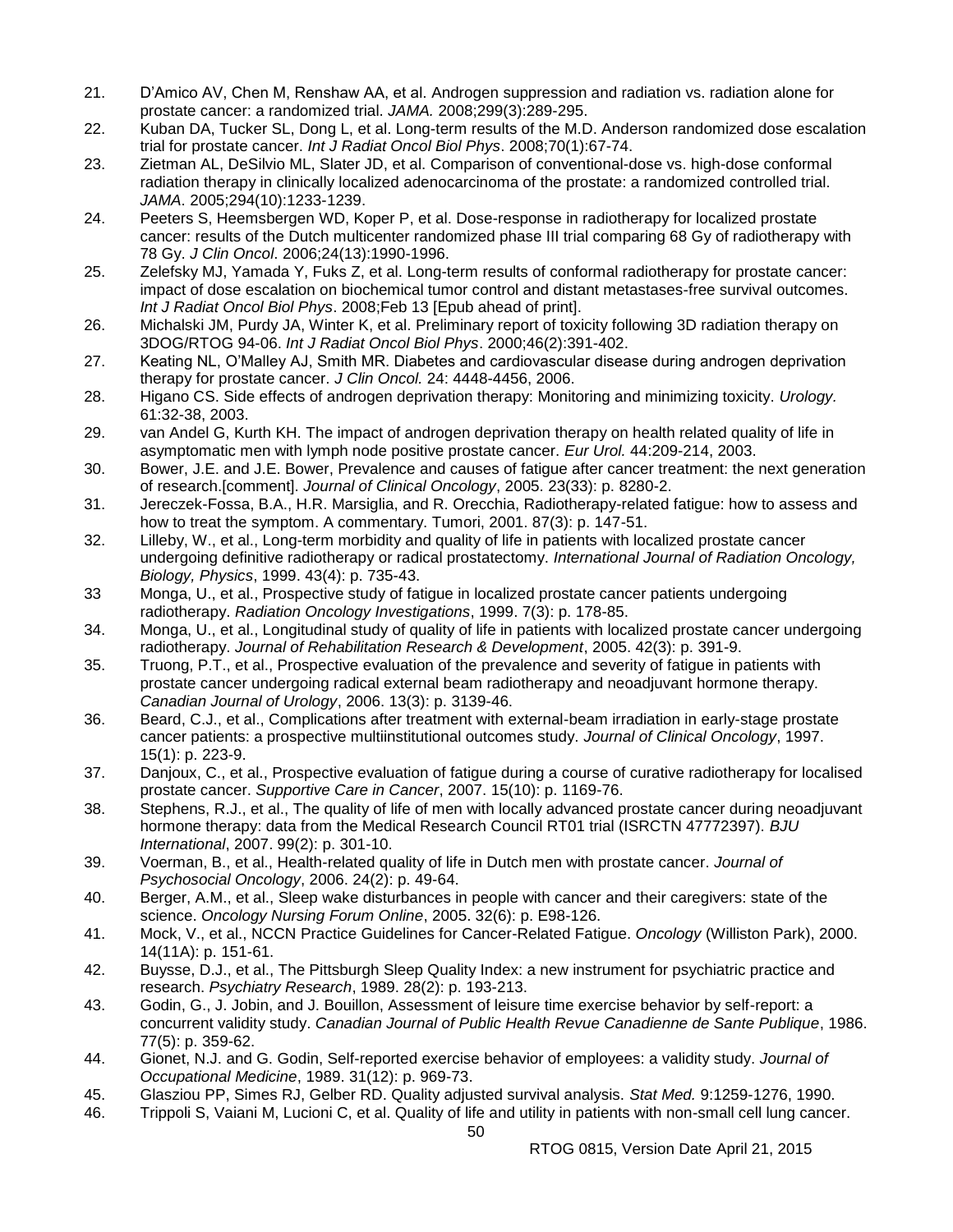21. D'Amico AV, Chen M, Renshaw AA, et al. Androgen suppression and radiation vs. radiation alone for prostate cancer: a randomized trial. *JAMA.* 2008;299(3):289-295.
22. Kuban DA, Tucker SL, Dong L, et al. Long-term results of the M.D. Anderson randomized dose escalation trial for prostate cancer. *Int J Radiat Oncol Biol Phys*. 2008;70(1):67-74.
23. Zietman AL, DeSilvio ML, Slater JD, et al. Comparison of conventional-dose vs. high-dose conformal radiation therapy in clinically localized adenocarcinoma of the prostate: a randomized controlled trial. *JAMA*. 2005;294(10):1233-1239.
24. Peeters S, Heemsbergen WD, Koper P, et al. Dose-response in radiotherapy for localized prostate cancer: results of the Dutch multicenter randomized phase III trial comparing 68 Gy of radiotherapy with 78 Gy. *J Clin Oncol*. 2006;24(13):1990-1996.
25. Zelefsky MJ, Yamada Y, Fuks Z, et al. Long-term results of conformal radiotherapy for prostate cancer: impact of dose escalation on biochemical tumor control and distant metastases-free survival outcomes. *Int J Radiat Oncol Biol Phys*. 2008;Feb 13 [Epub ahead of print].
26. Michalski JM, Purdy JA, Winter K, et al. Preliminary report of toxicity following 3D radiation therapy on 3DOG/RTOG 94-06. *Int J Radiat Oncol Biol Phys*. 2000;46(2):391-402.
27. Keating NL, O'Malley AJ, Smith MR. Diabetes and cardiovascular disease during androgen deprivation therapy for prostate cancer. *J Clin Oncol.* 24: 4448-4456, 2006.
28. Higano CS. Side effects of androgen deprivation therapy: Monitoring and minimizing toxicity. *Urology.* 61:32-38, 2003.
29. van Andel G, Kurth KH. The impact of androgen deprivation therapy on health related quality of life in asymptomatic men with lymph node positive prostate cancer. *Eur Urol.* 44:209-214, 2003.
30. Bower, J.E. and J.E. Bower, Prevalence and causes of fatigue after cancer treatment: the next generation of research.[comment]. *Journal of Clinical Oncology*, 2005. 23(33): p. 8280-2.
31. Jereczek-Fossa, B.A., H.R. Marsiglia, and R. Orecchia, Radiotherapy-related fatigue: how to assess and how to treat the symptom. A commentary. Tumori, 2001. 87(3): p. 147-51.
32. Lilleby, W., et al., Long-term morbidity and quality of life in patients with localized prostate cancer undergoing definitive radiotherapy or radical prostatectomy. *International Journal of Radiation Oncology, Biology, Physics*, 1999. 43(4): p. 735-43.
33. Monga, U., et al., Prospective study of fatigue in localized prostate cancer patients undergoing radiotherapy. *Radiation Oncology Investigations*, 1999. 7(3): p. 178-85.
34. Monga, U., et al., Longitudinal study of quality of life in patients with localized prostate cancer undergoing radiotherapy. *Journal of Rehabilitation Research & Development*, 2005. 42(3): p. 391-9.
35. Truong, P.T., et al., Prospective evaluation of the prevalence and severity of fatigue in patients with prostate cancer undergoing radical external beam radiotherapy and neoadjuvant hormone therapy. *Canadian Journal of Urology*, 2006. 13(3): p. 3139-46.
36. Beard, C.J., et al., Complications after treatment with external-beam irradiation in early-stage prostate cancer patients: a prospective multiinstitutional outcomes study. *Journal of Clinical Oncology*, 1997. 15(1): p. 223-9.
37. Danjoux, C., et al., Prospective evaluation of fatigue during a course of curative radiotherapy for localised prostate cancer. *Supportive Care in Cancer*, 2007. 15(10): p. 1169-76.
38. Stephens, R.J., et al., The quality of life of men with locally advanced prostate cancer during neoadjuvant hormone therapy: data from the Medical Research Council RT01 trial (ISRCTN 47772397). *BJU International*, 2007. 99(2): p. 301-10.
39. Voerman, B., et al., Health-related quality of life in Dutch men with prostate cancer. *Journal of Psychosocial Oncology*, 2006. 24(2): p. 49-64.
40. Berger, A.M., et al., Sleep wake disturbances in people with cancer and their caregivers: state of the science. *Oncology Nursing Forum Online*, 2005. 32(6): p. E98-126.
41. Mock, V., et al., NCCN Practice Guidelines for Cancer-Related Fatigue. *Oncology* (Williston Park), 2000. 14(11A): p. 151-61.
42. Buysse, D.J., et al., The Pittsburgh Sleep Quality Index: a new instrument for psychiatric practice and research. *Psychiatry Research*, 1989. 28(2): p. 193-213.
43. Godin, G., J. Jobin, and J. Bouillon, Assessment of leisure time exercise behavior by self-report: a concurrent validity study. *Canadian Journal of Public Health Revue Canadienne de Sante Publique*, 1986. 77(5): p. 359-62.
44. Gionet, N.J. and G. Godin, Self-reported exercise behavior of employees: a validity study. *Journal of Occupational Medicine*, 1989. 31(12): p. 969-73.
45. Glasziou PP, Simes RJ, Gelber RD. Quality adjusted survival analysis. *Stat Med.* 9:1259-1276, 1990.
46. Trippoli S, Vaiani M, Lucioni C, et al. Quality of life and utility in patients with non-small cell lung cancer.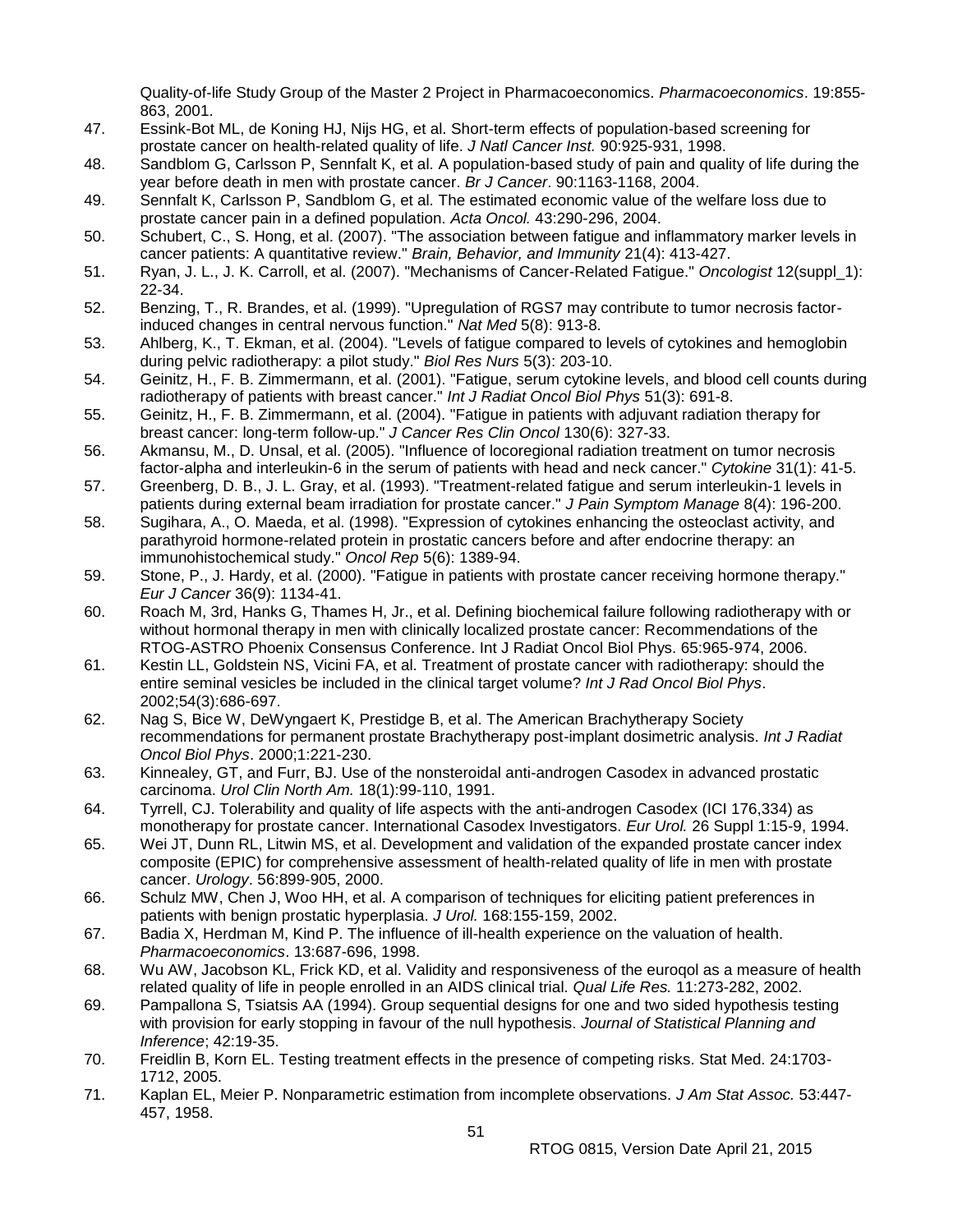Quality-of-life Study Group of the Master 2 Project in Pharmacoeconomics. *Pharmacoeconomics*. 19:855-863, 2001.

47. Essink-Bot ML, de Koning HJ, Nijs HG, et al. Short-term effects of population-based screening for prostate cancer on health-related quality of life. *J Natl Cancer Inst.* 90:925-931, 1998.
48. Sandblom G, Carlsson P, Sennfalt K, et al. A population-based study of pain and quality of life during the year before death in men with prostate cancer. *Br J Cancer*. 90:1163-1168, 2004.
49. Sennfalt K, Carlsson P, Sandblom G, et al. The estimated economic value of the welfare loss due to prostate cancer pain in a defined population. *Acta Oncol.* 43:290-296, 2004.
50. Schubert, C., S. Hong, et al. (2007). "The association between fatigue and inflammatory marker levels in cancer patients: A quantitative review." *Brain, Behavior, and Immunity* 21(4): 413-427.
51. Ryan, J. L., J. K. Carroll, et al. (2007). "Mechanisms of Cancer-Related Fatigue." *Oncologist* 12(suppl_1): 22-34.
52. Benzing, T., R. Brandes, et al. (1999). "Upregulation of RGS7 may contribute to tumor necrosis factor-induced changes in central nervous function." *Nat Med* 5(8): 913-8.
53. Ahlberg, K., T. Ekman, et al. (2004). "Levels of fatigue compared to levels of cytokines and hemoglobin during pelvic radiotherapy: a pilot study." *Biol Res Nurs* 5(3): 203-10.
54. Geinitz, H., F. B. Zimmermann, et al. (2001). "Fatigue, serum cytokine levels, and blood cell counts during radiotherapy of patients with breast cancer." *Int J Radiat Oncol Biol Phys* 51(3): 691-8.
55. Geinitz, H., F. B. Zimmermann, et al. (2004). "Fatigue in patients with adjuvant radiation therapy for breast cancer: long-term follow-up." *J Cancer Res Clin Oncol* 130(6): 327-33.
56. Akmansu, M., D. Unsal, et al. (2005). "Influence of locoregional radiation treatment on tumor necrosis factor-alpha and interleukin-6 in the serum of patients with head and neck cancer." *Cytokine* 31(1): 41-5.
57. Greenberg, D. B., J. L. Gray, et al. (1993). "Treatment-related fatigue and serum interleukin-1 levels in patients during external beam irradiation for prostate cancer." *J Pain Symptom Manage* 8(4): 196-200.
58. Sugihara, A., O. Maeda, et al. (1998). "Expression of cytokines enhancing the osteoclast activity, and parathyroid hormone-related protein in prostatic cancers before and after endocrine therapy: an immunohistochemical study." *Oncol Rep* 5(6): 1389-94.
59. Stone, P., J. Hardy, et al. (2000). "Fatigue in patients with prostate cancer receiving hormone therapy." *Eur J Cancer* 36(9): 1134-41.
60. Roach M, 3rd, Hanks G, Thames H, Jr., et al. Defining biochemical failure following radiotherapy with or without hormonal therapy in men with clinically localized prostate cancer: Recommendations of the RTOG-ASTRO Phoenix Consensus Conference. Int J Radiat Oncol Biol Phys. 65:965-974, 2006.
61. Kestin LL, Goldstein NS, Vicini FA, et al. Treatment of prostate cancer with radiotherapy: should the entire seminal vesicles be included in the clinical target volume? *Int J Rad Oncol Biol Phys*. 2002;54(3):686-697.
62. Nag S, Bice W, DeWyngaert K, Prestidge B, et al. The American Brachytherapy Society recommendations for permanent prostate Brachytherapy post-implant dosimetric analysis. *Int J Radiat Oncol Biol Phys*. 2000;1:221-230.
63. Kinnealey, GT, and Furr, BJ. Use of the nonsteroidal anti-androgen Casodex in advanced prostatic carcinoma. *Urol Clin North Am.* 18(1):99-110, 1991.
64. Tyrrell, CJ. Tolerability and quality of life aspects with the anti-androgen Casodex (ICI 176,334) as monotherapy for prostate cancer. International Casodex Investigators. *Eur Urol.* 26 Suppl 1:15-9, 1994.
65. Wei JT, Dunn RL, Litwin MS, et al. Development and validation of the expanded prostate cancer index composite (EPIC) for comprehensive assessment of health-related quality of life in men with prostate cancer. *Urology*. 56:899-905, 2000.
66. Schulz MW, Chen J, Woo HH, et al. A comparison of techniques for eliciting patient preferences in patients with benign prostatic hyperplasia. *J Urol.* 168:155-159, 2002.
67. Badia X, Herdman M, Kind P. The influence of ill-health experience on the valuation of health. *Pharmacoeconomics*. 13:687-696, 1998.
68. Wu AW, Jacobson KL, Frick KD, et al. Validity and responsiveness of the euroqol as a measure of health related quality of life in people enrolled in an AIDS clinical trial. *Qual Life Res.* 11:273-282, 2002.
69. Pampallona S, Tsiatsis AA (1994). Group sequential designs for one and two sided hypothesis testing with provision for early stopping in favour of the null hypothesis. *Journal of Statistical Planning and Inference*; 42:19-35.
70. Freidlin B, Korn EL. Testing treatment effects in the presence of competing risks. Stat Med. 24:1703-1712, 2005.
71. Kaplan EL, Meier P. Nonparametric estimation from incomplete observations. *J Am Stat Assoc.* 53:447-457, 1958.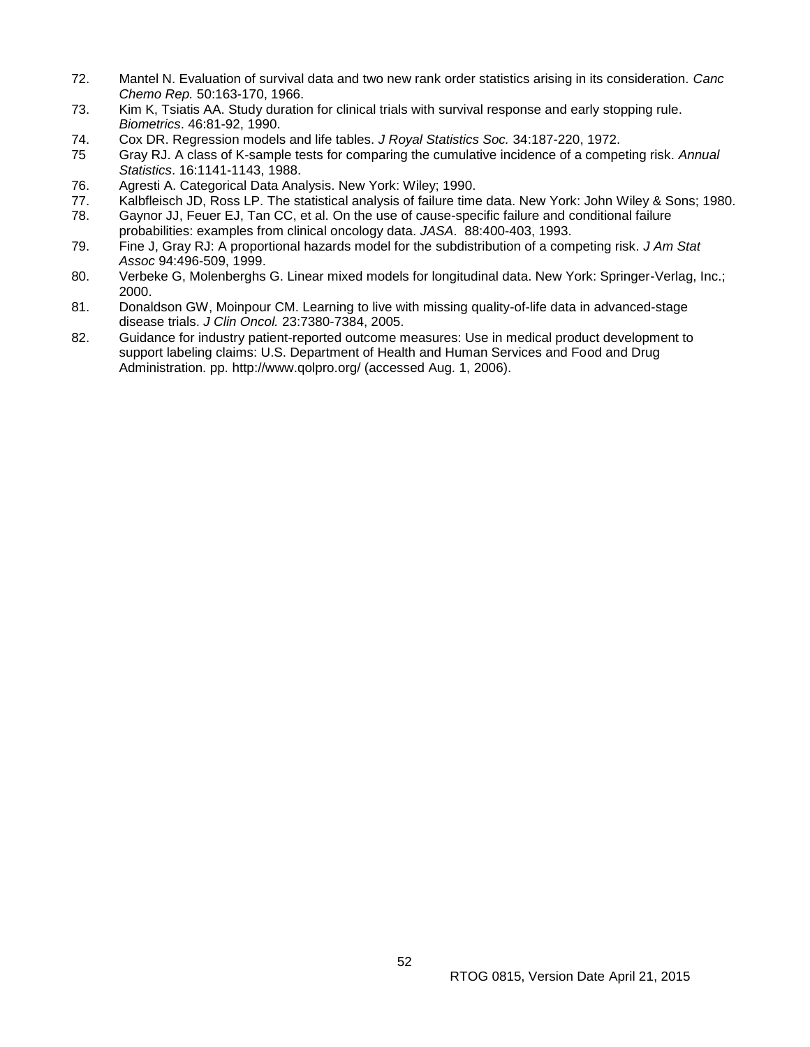72. Mantel N. Evaluation of survival data and two new rank order statistics arising in its consideration. *Canc Chemo Rep.* 50:163-170, 1966.
73. Kim K, Tsiatis AA. Study duration for clinical trials with survival response and early stopping rule. *Biometrics*. 46:81-92, 1990.
74. Cox DR. Regression models and life tables. *J Royal Statistics Soc.* 34:187-220, 1972.
75 Gray RJ. A class of K-sample tests for comparing the cumulative incidence of a competing risk. *Annual Statistics*. 16:1141-1143, 1988.
76. Agresti A. Categorical Data Analysis. New York: Wiley; 1990.
77. Kalbfleisch JD, Ross LP. The statistical analysis of failure time data. New York: John Wiley & Sons; 1980.
78. Gaynor JJ, Feuer EJ, Tan CC, et al. On the use of cause-specific failure and conditional failure probabilities: examples from clinical oncology data. *JASA*. 88:400-403, 1993.
79. Fine J, Gray RJ: A proportional hazards model for the subdistribution of a competing risk. *J Am Stat Assoc* 94:496-509, 1999.
80. Verbeke G, Molenberghs G. Linear mixed models for longitudinal data. New York: Springer-Verlag, Inc.; 2000.
81. Donaldson GW, Moinpour CM. Learning to live with missing quality-of-life data in advanced-stage disease trials. *J Clin Oncol.* 23:7380-7384, 2005.
82. Guidance for industry patient-reported outcome measures: Use in medical product development to support labeling claims: U.S. Department of Health and Human Services and Food and Drug Administration. pp. http://www.qolpro.org/ (accessed Aug. 1, 2006).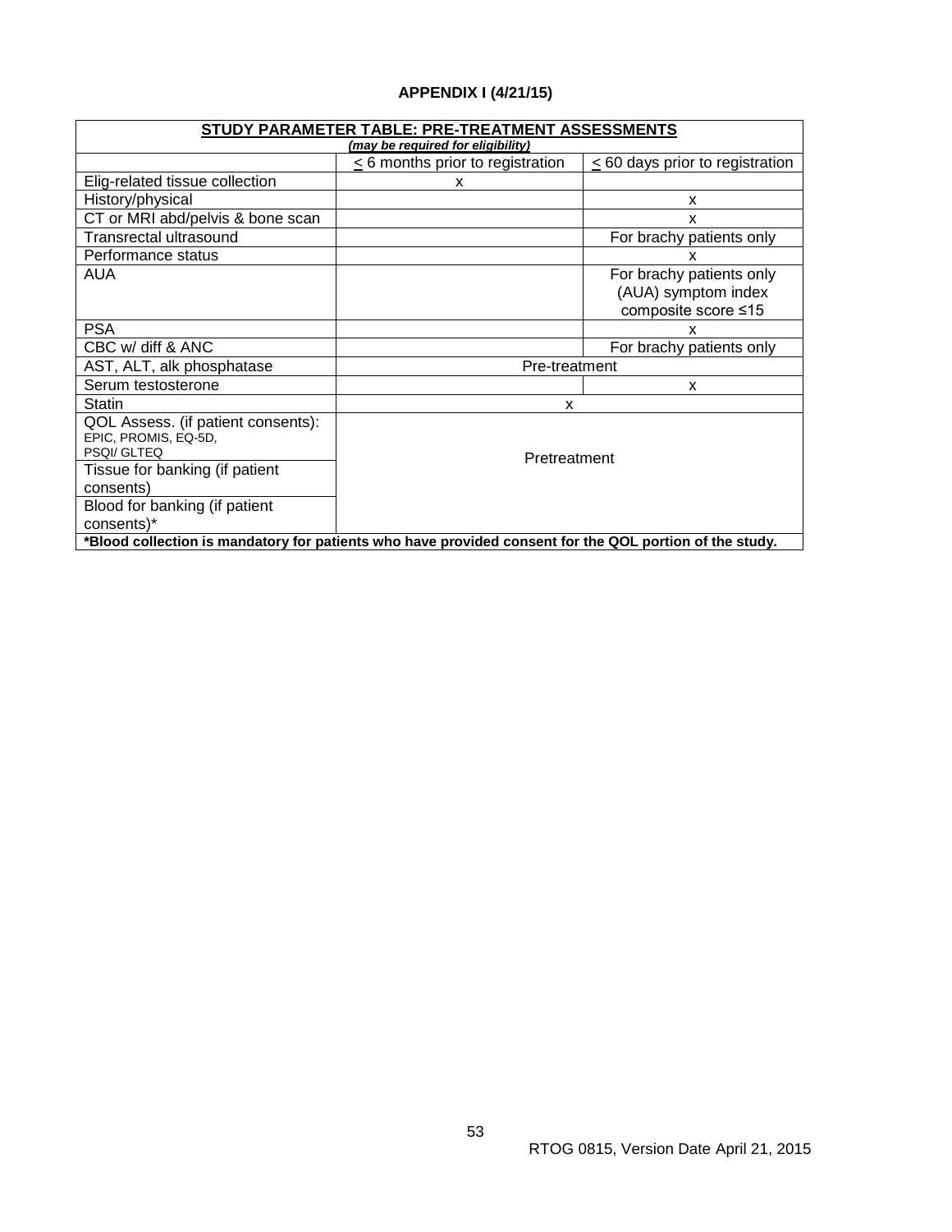# APPENDIX I (4/21/15)

| STUDY PARAMETER TABLE: PRE-TREATMENT ASSESSMENTS *(may be required for eligibility)* | | |
|---|---|---|
| | ≤ 6 months prior to registration | ≤ 60 days prior to registration |
| Elig-related tissue collection | x | |
| History/physical | | x |
| CT or MRI abd/pelvis & bone scan | | x |
| Transrectal ultrasound | | For brachy patients only |
| Performance status | | x |
| AUA | | For brachy patients only (AUA) symptom index composite score ≤15 |
| PSA | | x |
| CBC w/ diff & ANC | | For brachy patients only |
| AST, ALT, alk phosphatase | Pre-treatment | |
| Serum testosterone | | x |
| Statin | x | |
| QOL Assess. (if patient consents): EPIC, PROMIS, EQ-5D, PSQI/ GLTEQ | Pretreatment | |
| Tissue for banking (if patient consents) | Pretreatment | |
| Blood for banking (if patient consents)* | Pretreatment | |

**\*Blood collection is mandatory for patients who have provided consent for the QOL portion of the study.**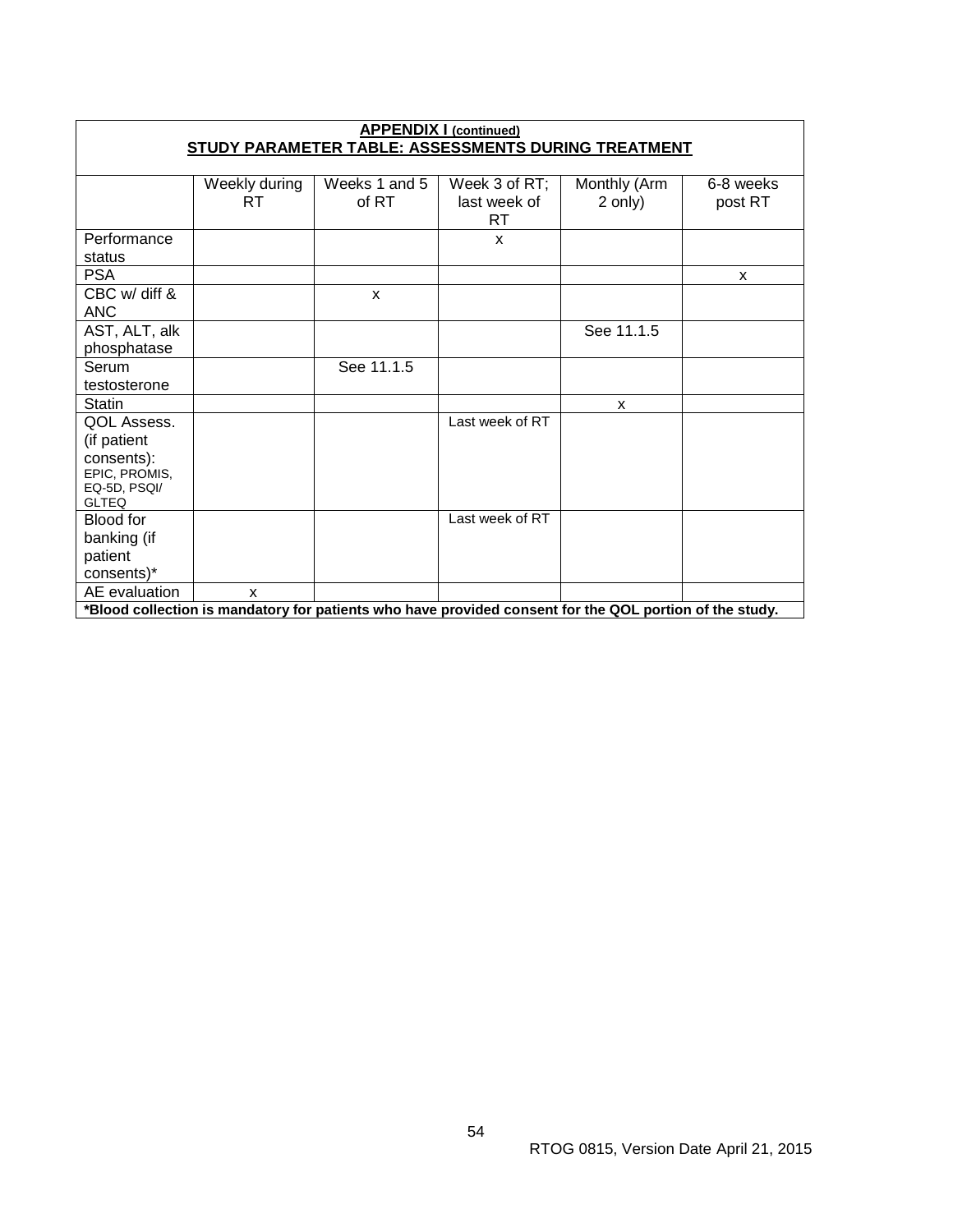**APPENDIX I (continued)**

**STUDY PARAMETER TABLE: ASSESSMENTS DURING TREATMENT**

| | Weekly during RT | Weeks 1 and 5 of RT | Week 3 of RT; last week of RT | Monthly (Arm 2 only) | 6-8 weeks post RT |
|---|---|---|---|---|---|
| Performance status | | | x | | |
| PSA | | | | | x |
| CBC w/ diff & ANC | | x | | | |
| AST, ALT, alk phosphatase | | | | See 11.1.5 | |
| Serum testosterone | | See 11.1.5 | | | |
| Statin | | | | x | |
| QOL Assess. (if patient consents): EPIC, PROMIS, EQ-5D, PSQI/ GLTEQ | | | Last week of RT | | |
| Blood for banking (if patient consents)* | | | Last week of RT | | |
| AE evaluation | x | | | | |

**\*Blood collection is mandatory for patients who have provided consent for the QOL portion of the study.**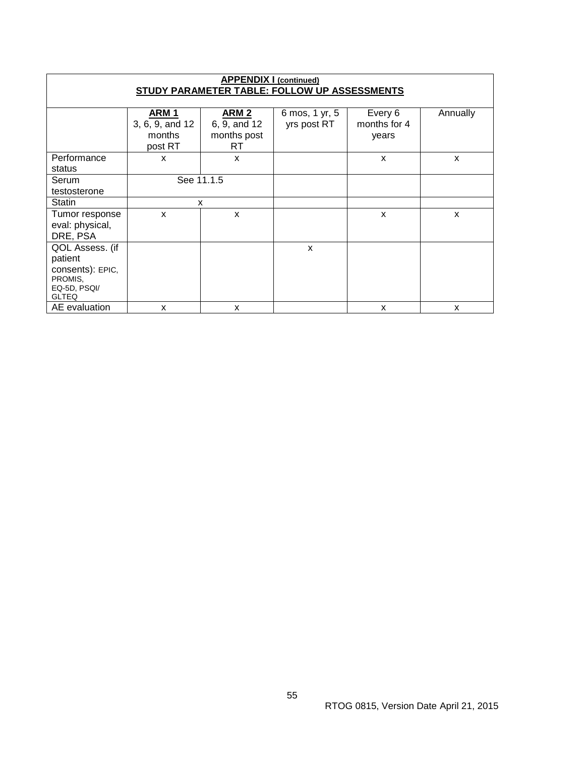**APPENDIX I (continued)**
**STUDY PARAMETER TABLE: FOLLOW UP ASSESSMENTS**

| | **ARM 1** 3, 6, 9, and 12 months post RT | **ARM 2** 6, 9, and 12 months post RT | 6 mos, 1 yr, 5 yrs post RT | Every 6 months for 4 years | Annually |
|---|---|---|---|---|---|
| Performance status | x | x | | x | x |
| Serum testosterone | See 11.1.5 | | | | |
| Statin | x | | | | |
| Tumor response eval: physical, DRE, PSA | x | x | | x | x |
| QOL Assess. (if patient consents): EPIC, PROMIS, EQ-5D, PSQI/ GLTEQ | | | x | | |
| AE evaluation | x | x | | x | x |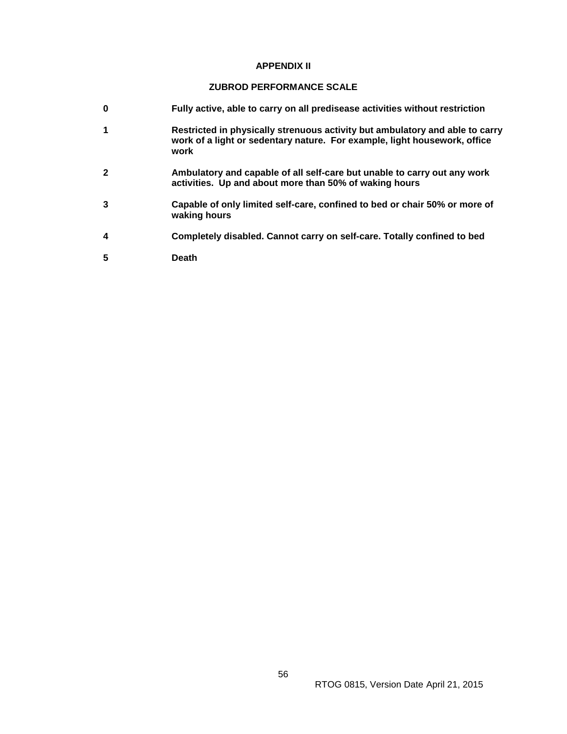**APPENDIX II**

**ZUBROD PERFORMANCE SCALE**

| | |
|---|---|
| **0** | **Fully active, able to carry on all predisease activities without restriction** |
| **1** | **Restricted in physically strenuous activity but ambulatory and able to carry work of a light or sedentary nature. For example, light housework, office work** |
| **2** | **Ambulatory and capable of all self-care but unable to carry out any work activities. Up and about more than 50% of waking hours** |
| **3** | **Capable of only limited self-care, confined to bed or chair 50% or more of waking hours** |
| **4** | **Completely disabled. Cannot carry on self-care. Totally confined to bed** |
| **5** | **Death** |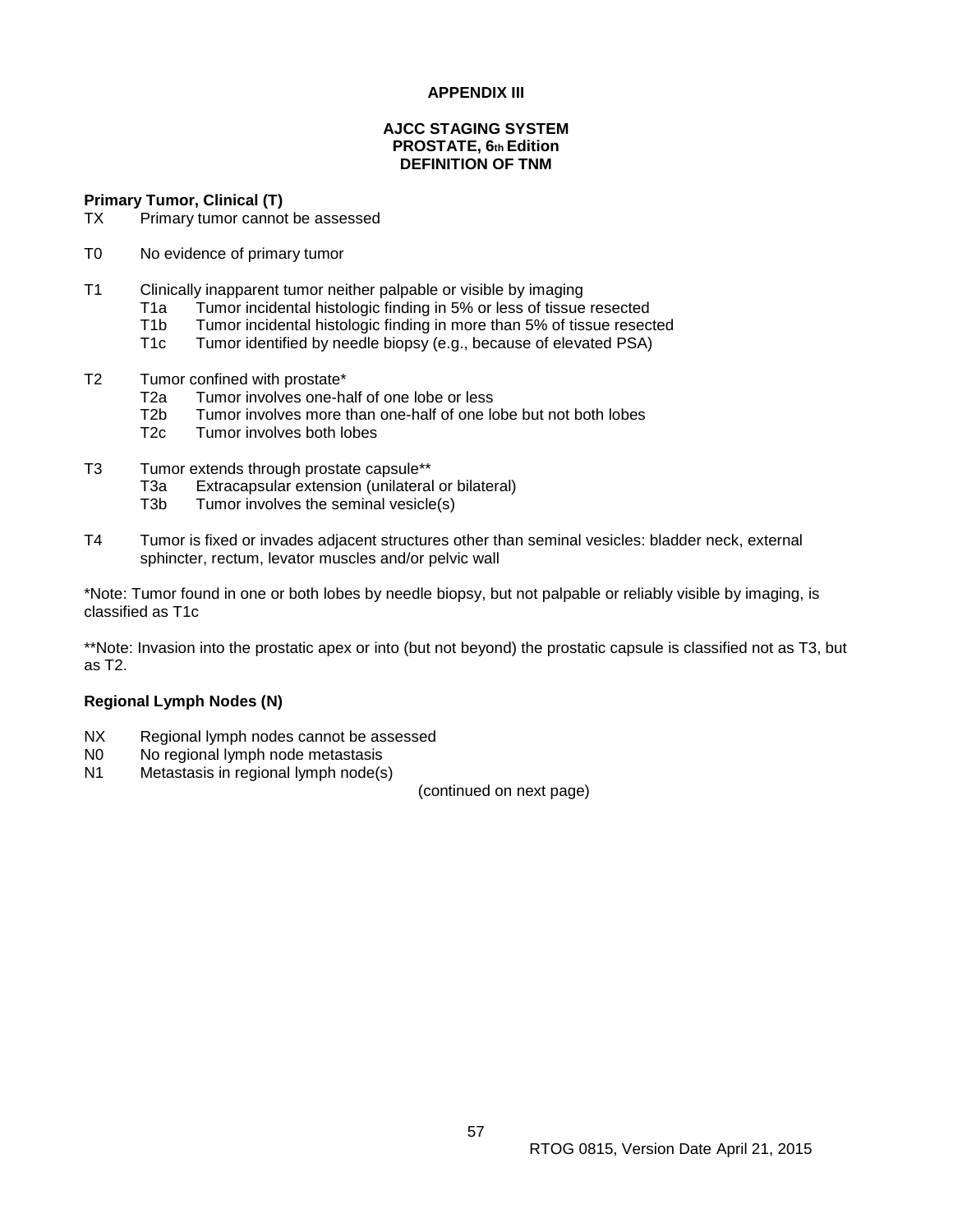## APPENDIX III

### AJCC STAGING SYSTEM
### PROSTATE, 6th Edition
### DEFINITION OF TNM

**Primary Tumor, Clinical (T)**

TX Primary tumor cannot be assessed

T0 No evidence of primary tumor

T1 Clinically inapparent tumor neither palpable or visible by imaging
- T1a Tumor incidental histologic finding in 5% or less of tissue resected
- T1b Tumor incidental histologic finding in more than 5% of tissue resected
- T1c Tumor identified by needle biopsy (e.g., because of elevated PSA)

T2 Tumor confined with prostate*
- T2a Tumor involves one-half of one lobe or less
- T2b Tumor involves more than one-half of one lobe but not both lobes
- T2c Tumor involves both lobes

T3 Tumor extends through prostate capsule**
- T3a Extracapsular extension (unilateral or bilateral)
- T3b Tumor involves the seminal vesicle(s)

T4 Tumor is fixed or invades adjacent structures other than seminal vesicles: bladder neck, external sphincter, rectum, levator muscles and/or pelvic wall

*Note: Tumor found in one or both lobes by needle biopsy, but not palpable or reliably visible by imaging, is classified as T1c

**Note: Invasion into the prostatic apex or into (but not beyond) the prostatic capsule is classified not as T3, but as T2.

**Regional Lymph Nodes (N)**

NX Regional lymph nodes cannot be assessed
N0 No regional lymph node metastasis
N1 Metastasis in regional lymph node(s)

(continued on next page)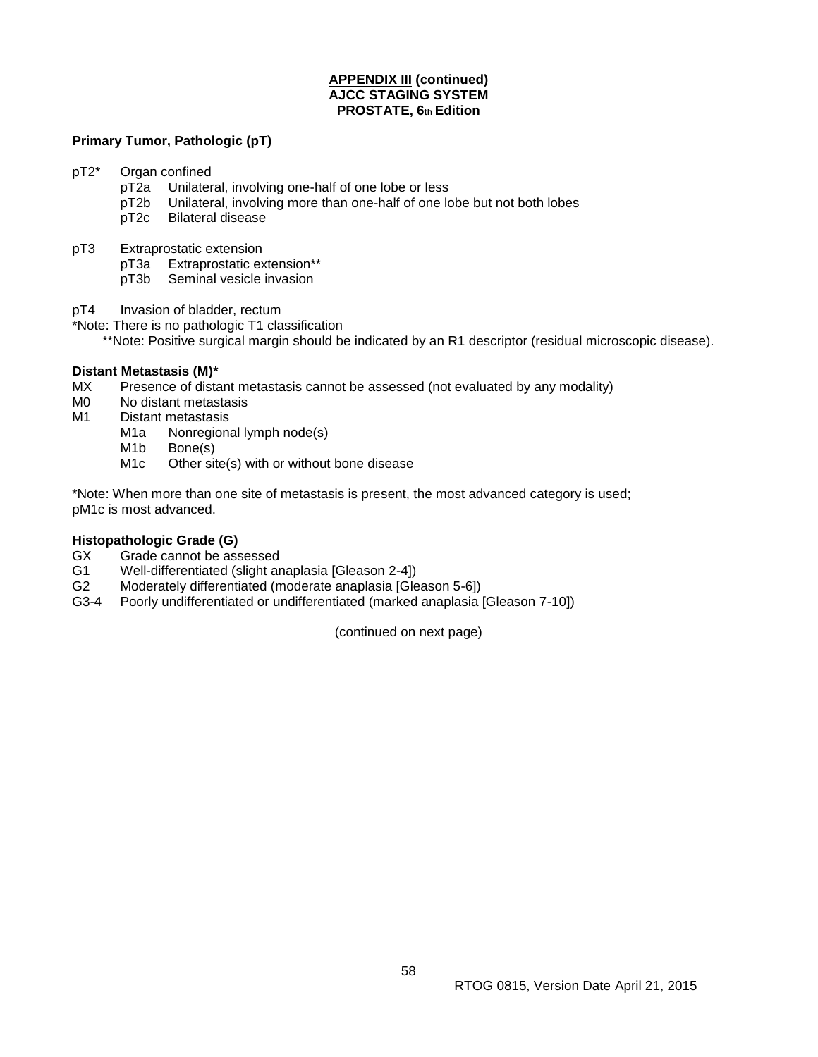**APPENDIX III (continued)**
**AJCC STAGING SYSTEM**
**PROSTATE, 6th Edition**

**Primary Tumor, Pathologic (pT)**

pT2* Organ confined
- pT2a Unilateral, involving one-half of one lobe or less
- pT2b Unilateral, involving more than one-half of one lobe but not both lobes
- pT2c Bilateral disease

pT3 Extraprostatic extension
- pT3a Extraprostatic extension**
- pT3b Seminal vesicle invasion

pT4 Invasion of bladder, rectum

*Note: There is no pathologic T1 classification

**Note: Positive surgical margin should be indicated by an R1 descriptor (residual microscopic disease).

**Distant Metastasis (M)***

MX Presence of distant metastasis cannot be assessed (not evaluated by any modality)

M0 No distant metastasis

M1 Distant metastasis
- M1a Nonregional lymph node(s)
- M1b Bone(s)
- M1c Other site(s) with or without bone disease

*Note: When more than one site of metastasis is present, the most advanced category is used; pM1c is most advanced.

**Histopathologic Grade (G)**

GX Grade cannot be assessed

G1 Well-differentiated (slight anaplasia [Gleason 2-4])

G2 Moderately differentiated (moderate anaplasia [Gleason 5-6])

G3-4 Poorly undifferentiated or undifferentiated (marked anaplasia [Gleason 7-10])

(continued on next page)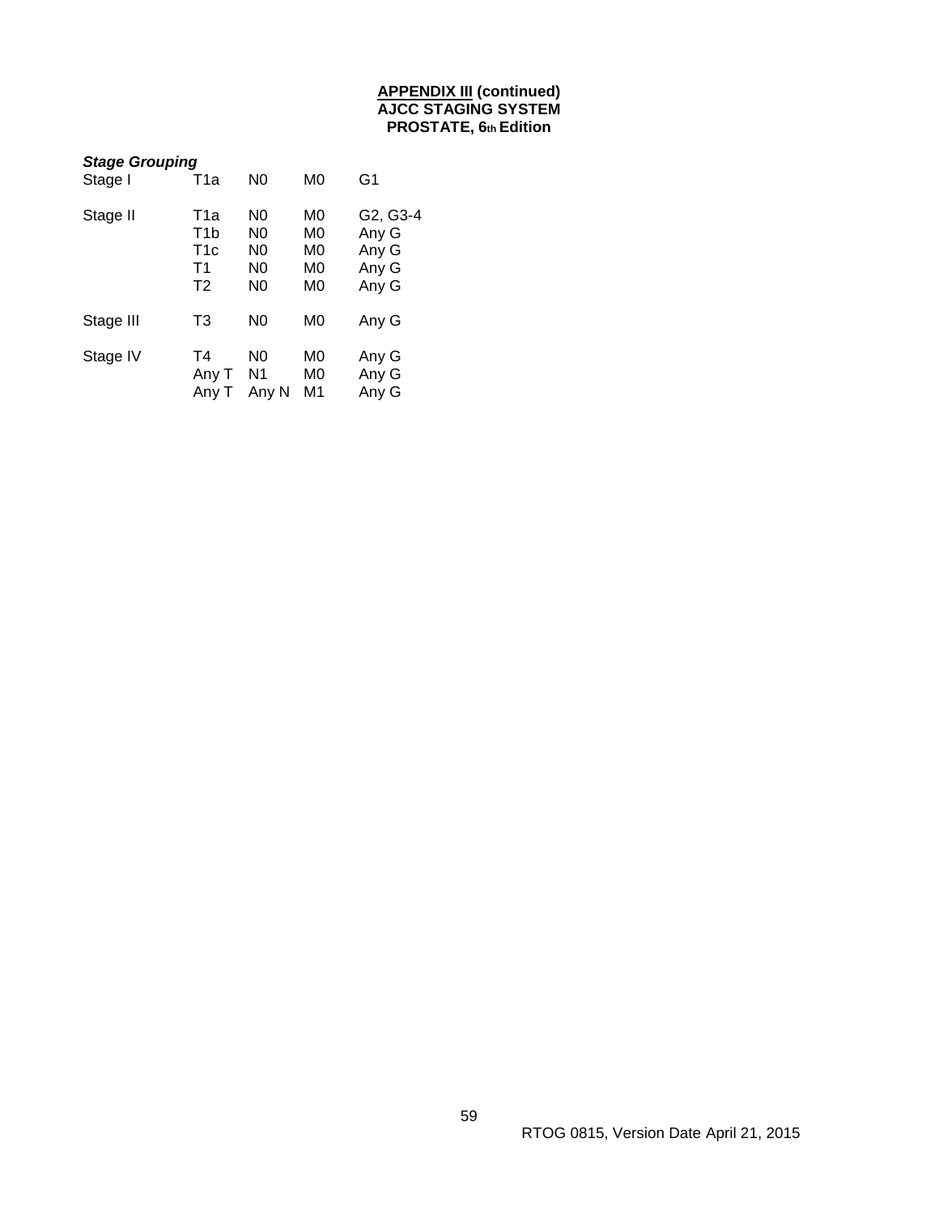**APPENDIX III (continued)**
**AJCC STAGING SYSTEM**
**PROSTATE, 6th Edition**

***Stage Grouping***

| Stage | T | N | M | G |
|---|---|---|---|---|
| Stage I | T1a | N0 | M0 | G1 |
| Stage II | T1a | N0 | M0 | G2, G3-4 |
| | T1b | N0 | M0 | Any G |
| | T1c | N0 | M0 | Any G |
| | T1 | N0 | M0 | Any G |
| | T2 | N0 | M0 | Any G |
| Stage III | T3 | N0 | M0 | Any G |
| Stage IV | T4 | N0 | M0 | Any G |
| | Any T | N1 | M0 | Any G |
| | Any T | Any N | M1 | Any G |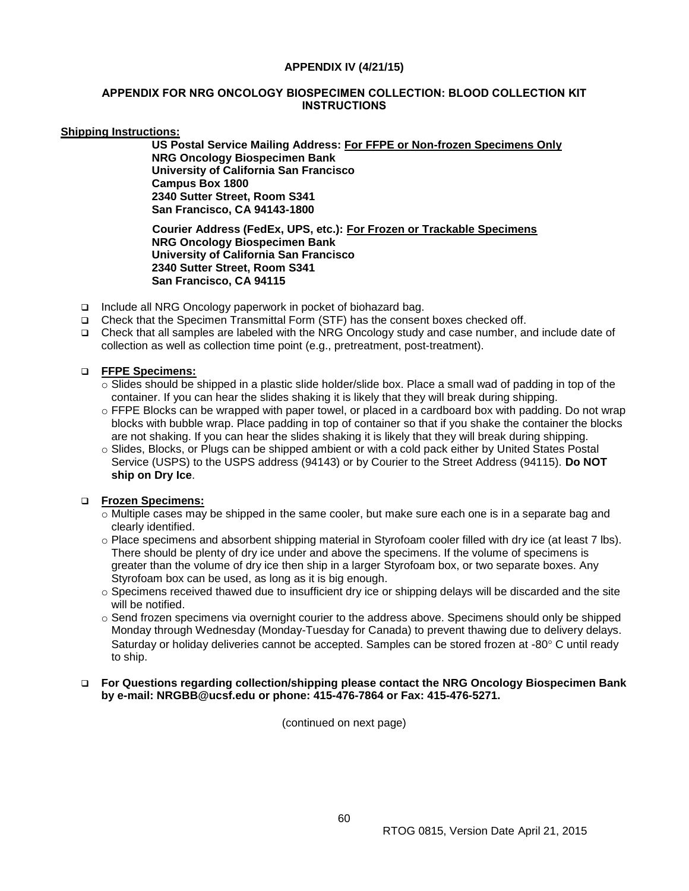**APPENDIX IV (4/21/15)**

**APPENDIX FOR NRG ONCOLOGY BIOSPECIMEN COLLECTION: BLOOD COLLECTION KIT INSTRUCTIONS**

**Shipping Instructions:**

**US Postal Service Mailing Address: For FFPE or Non-frozen Specimens Only**
**NRG Oncology Biospecimen Bank**
**University of California San Francisco**
**Campus Box 1800**
**2340 Sutter Street, Room S341**
**San Francisco, CA 94143-1800**

**Courier Address (FedEx, UPS, etc.): For Frozen or Trackable Specimens**
**NRG Oncology Biospecimen Bank**
**University of California San Francisco**
**2340 Sutter Street, Room S341**
**San Francisco, CA 94115**

- Include all NRG Oncology paperwork in pocket of biohazard bag.
- Check that the Specimen Transmittal Form (STF) has the consent boxes checked off.
- Check that all samples are labeled with the NRG Oncology study and case number, and include date of collection as well as collection time point (e.g., pretreatment, post-treatment).

- **FFPE Specimens:**
  - Slides should be shipped in a plastic slide holder/slide box. Place a small wad of padding in top of the container. If you can hear the slides shaking it is likely that they will break during shipping.
  - FFPE Blocks can be wrapped with paper towel, or placed in a cardboard box with padding. Do not wrap blocks with bubble wrap. Place padding in top of container so that if you shake the container the blocks are not shaking. If you can hear the slides shaking it is likely that they will break during shipping.
  - Slides, Blocks, or Plugs can be shipped ambient or with a cold pack either by United States Postal Service (USPS) to the USPS address (94143) or by Courier to the Street Address (94115). **Do NOT ship on Dry Ice**.

- **Frozen Specimens:**
  - Multiple cases may be shipped in the same cooler, but make sure each one is in a separate bag and clearly identified.
  - Place specimens and absorbent shipping material in Styrofoam cooler filled with dry ice (at least 7 lbs). There should be plenty of dry ice under and above the specimens. If the volume of specimens is greater than the volume of dry ice then ship in a larger Styrofoam box, or two separate boxes. Any Styrofoam box can be used, as long as it is big enough.
  - Specimens received thawed due to insufficient dry ice or shipping delays will be discarded and the site will be notified.
  - Send frozen specimens via overnight courier to the address above. Specimens should only be shipped Monday through Wednesday (Monday-Tuesday for Canada) to prevent thawing due to delivery delays. Saturday or holiday deliveries cannot be accepted. Samples can be stored frozen at -80° C until ready to ship.

- **For Questions regarding collection/shipping please contact the NRG Oncology Biospecimen Bank by e-mail: NRGBB@ucsf.edu or phone: 415-476-7864 or Fax: 415-476-5271.**

(continued on next page)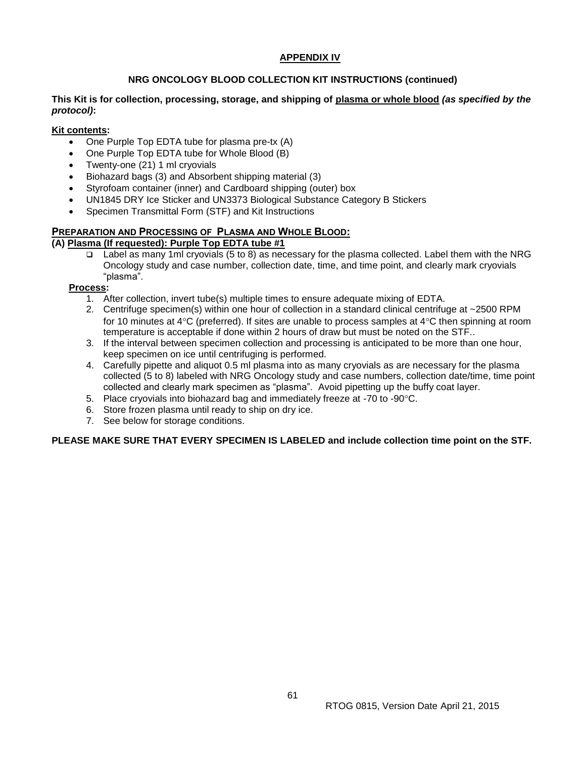## APPENDIX IV

### NRG ONCOLOGY BLOOD COLLECTION KIT INSTRUCTIONS (continued)

**This Kit is for collection, processing, storage, and shipping of <u>plasma or whole blood</u> *(as specified by the protocol)*:**

**<u>Kit contents</u>:**

- One Purple Top EDTA tube for plasma pre-tx (A)
- One Purple Top EDTA tube for Whole Blood (B)
- Twenty-one (21) 1 ml cryovials
- Biohazard bags (3) and Absorbent shipping material (3)
- Styrofoam container (inner) and Cardboard shipping (outer) box
- UN1845 DRY Ice Sticker and UN3373 Biological Substance Category B Stickers
- Specimen Transmittal Form (STF) and Kit Instructions

**<u>PREPARATION AND PROCESSING OF PLASMA AND WHOLE BLOOD:</u>**

**(A) <u>Plasma (If requested): Purple Top EDTA tube #1</u>**

- ❑ Label as many 1ml cryovials (5 to 8) as necessary for the plasma collected. Label them with the NRG Oncology study and case number, collection date, time, and time point, and clearly mark cryovials "plasma".

**<u>Process</u>:**

1. After collection, invert tube(s) multiple times to ensure adequate mixing of EDTA.
2. Centrifuge specimen(s) within one hour of collection in a standard clinical centrifuge at ~2500 RPM for 10 minutes at 4°C (preferred). If sites are unable to process samples at 4°C then spinning at room temperature is acceptable if done within 2 hours of draw but must be noted on the STF..
3. If the interval between specimen collection and processing is anticipated to be more than one hour, keep specimen on ice until centrifuging is performed.
4. Carefully pipette and aliquot 0.5 ml plasma into as many cryovials as are necessary for the plasma collected (5 to 8) labeled with NRG Oncology study and case numbers, collection date/time, time point collected and clearly mark specimen as "plasma". Avoid pipetting up the buffy coat layer.
5. Place cryovials into biohazard bag and immediately freeze at -70 to -90°C.
6. Store frozen plasma until ready to ship on dry ice.
7. See below for storage conditions.

**PLEASE MAKE SURE THAT EVERY SPECIMEN IS LABELED and include collection time point on the STF.**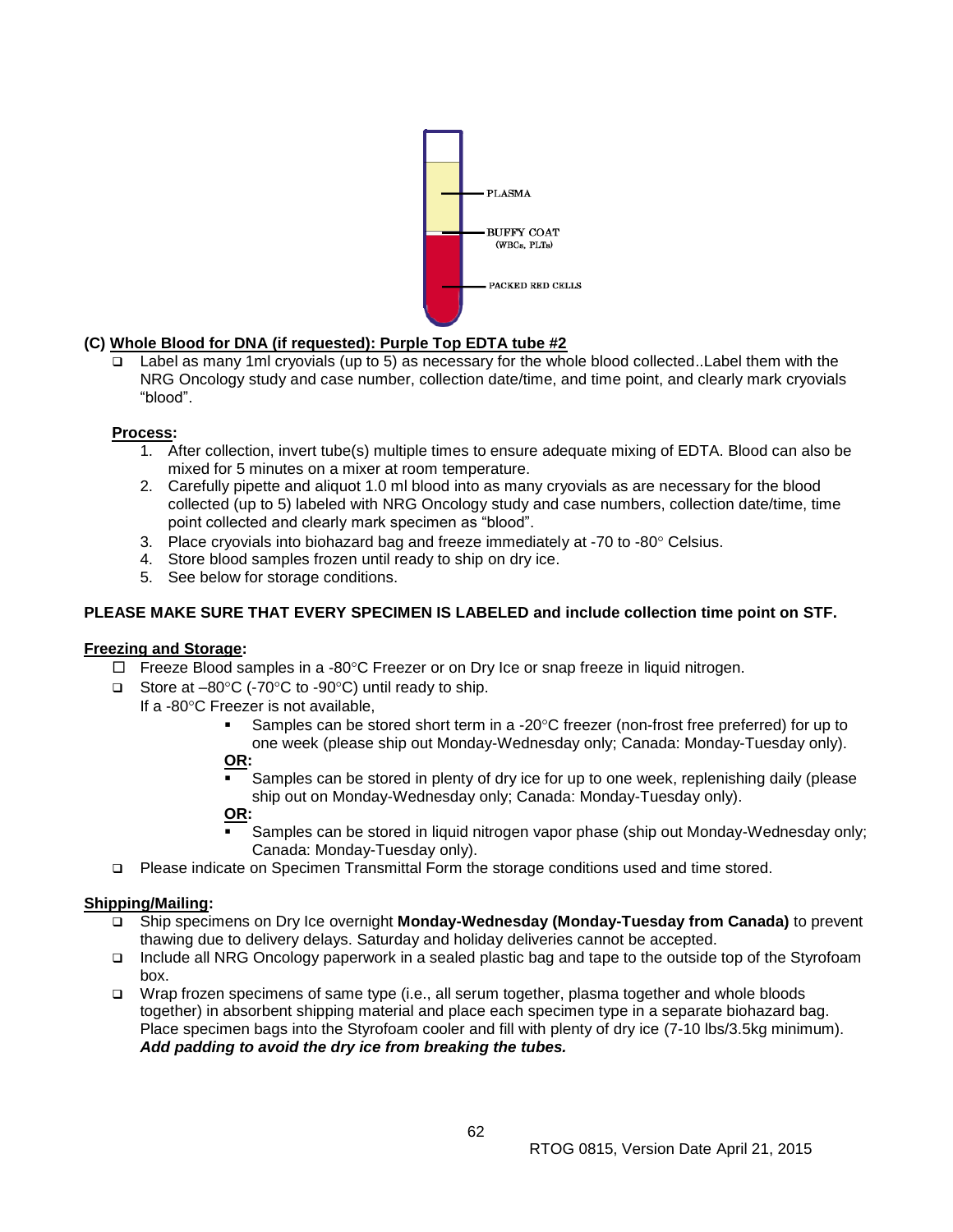PLASMA

BUFFY COAT (WBCs, PLTs)

PACKED RED CELLS

**(C) Whole Blood for DNA (if requested): Purple Top EDTA tube #2**

- Label as many 1ml cryovials (up to 5) as necessary for the whole blood collected..Label them with the NRG Oncology study and case number, collection date/time, and time point, and clearly mark cryovials "blood".

**Process:**

1. After collection, invert tube(s) multiple times to ensure adequate mixing of EDTA. Blood can also be mixed for 5 minutes on a mixer at room temperature.
2. Carefully pipette and aliquot 1.0 ml blood into as many cryovials as are necessary for the blood collected (up to 5) labeled with NRG Oncology study and case numbers, collection date/time, time point collected and clearly mark specimen as "blood".
3. Place cryovials into biohazard bag and freeze immediately at -70 to -80° Celsius.
4. Store blood samples frozen until ready to ship on dry ice.
5. See below for storage conditions.

**PLEASE MAKE SURE THAT EVERY SPECIMEN IS LABELED and include collection time point on STF.**

**Freezing and Storage:**

- Freeze Blood samples in a -80°C Freezer or on Dry Ice or snap freeze in liquid nitrogen.
- Store at –80°C (-70°C to -90°C) until ready to ship.

  If a -80°C Freezer is not available,

  - Samples can be stored short term in a -20°C freezer (non-frost free preferred) for up to one week (please ship out Monday-Wednesday only; Canada: Monday-Tuesday only).

  **OR:**

  - Samples can be stored in plenty of dry ice for up to one week, replenishing daily (please ship out on Monday-Wednesday only; Canada: Monday-Tuesday only).

  **OR:**

  - Samples can be stored in liquid nitrogen vapor phase (ship out Monday-Wednesday only; Canada: Monday-Tuesday only).
- Please indicate on Specimen Transmittal Form the storage conditions used and time stored.

**Shipping/Mailing:**

- Ship specimens on Dry Ice overnight **Monday-Wednesday (Monday-Tuesday from Canada)** to prevent thawing due to delivery delays. Saturday and holiday deliveries cannot be accepted.
- Include all NRG Oncology paperwork in a sealed plastic bag and tape to the outside top of the Styrofoam box.
- Wrap frozen specimens of same type (i.e., all serum together, plasma together and whole bloods together) in absorbent shipping material and place each specimen type in a separate biohazard bag. Place specimen bags into the Styrofoam cooler and fill with plenty of dry ice (7-10 lbs/3.5kg minimum). ***Add padding to avoid the dry ice from breaking the tubes.***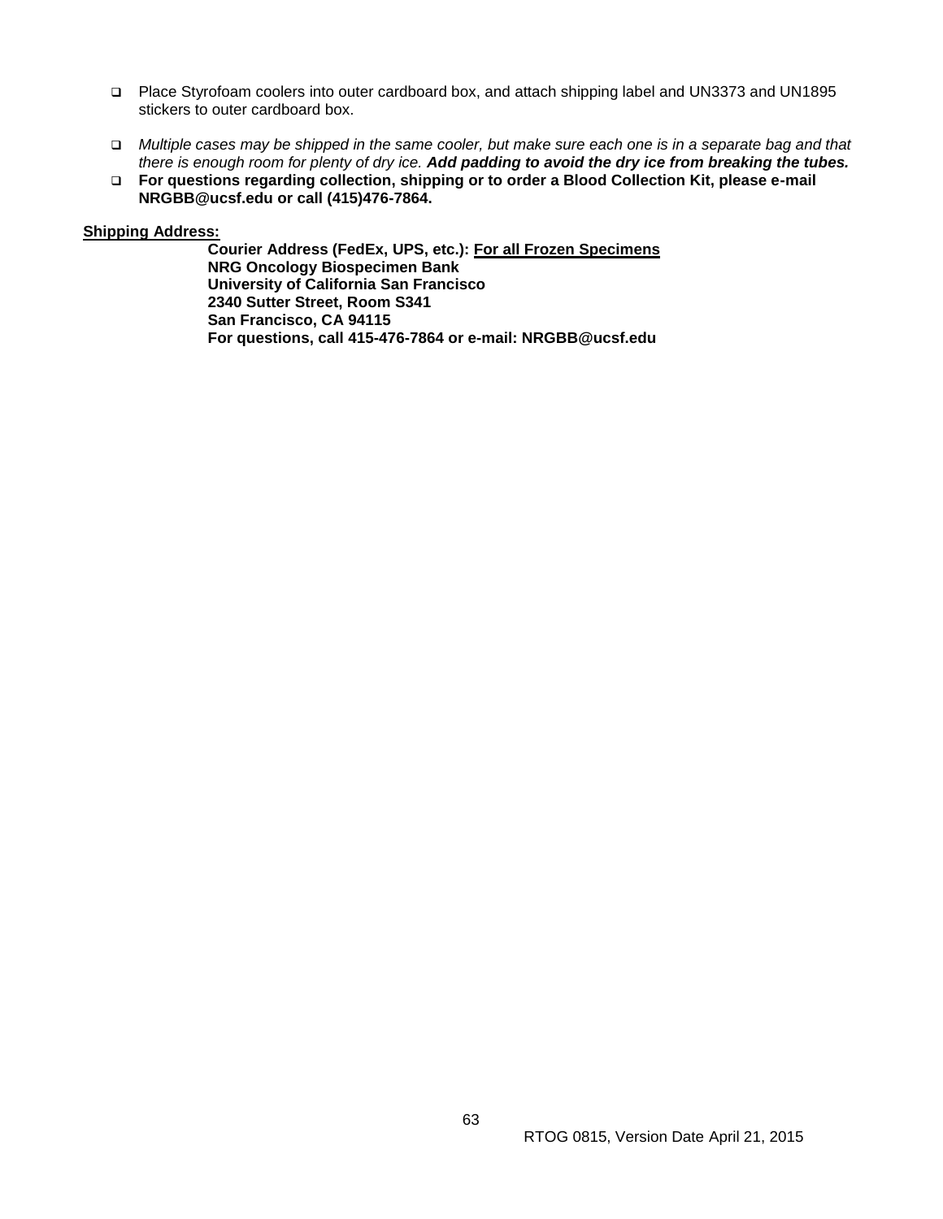- Place Styrofoam coolers into outer cardboard box, and attach shipping label and UN3373 and UN1895 stickers to outer cardboard box.

- *Multiple cases may be shipped in the same cooler, but make sure each one is in a separate bag and that there is enough room for plenty of dry ice.* ***Add padding to avoid the dry ice from breaking the tubes.***
- **For questions regarding collection, shipping or to order a Blood Collection Kit, please e-mail NRGBB@ucsf.edu or call (415)476-7864.**

**Shipping Address:**

**Courier Address (FedEx, UPS, etc.): For all Frozen Specimens**
**NRG Oncology Biospecimen Bank**
**University of California San Francisco**
**2340 Sutter Street, Room S341**
**San Francisco, CA 94115**
**For questions, call 415-476-7864 or e-mail: NRGBB@ucsf.edu**